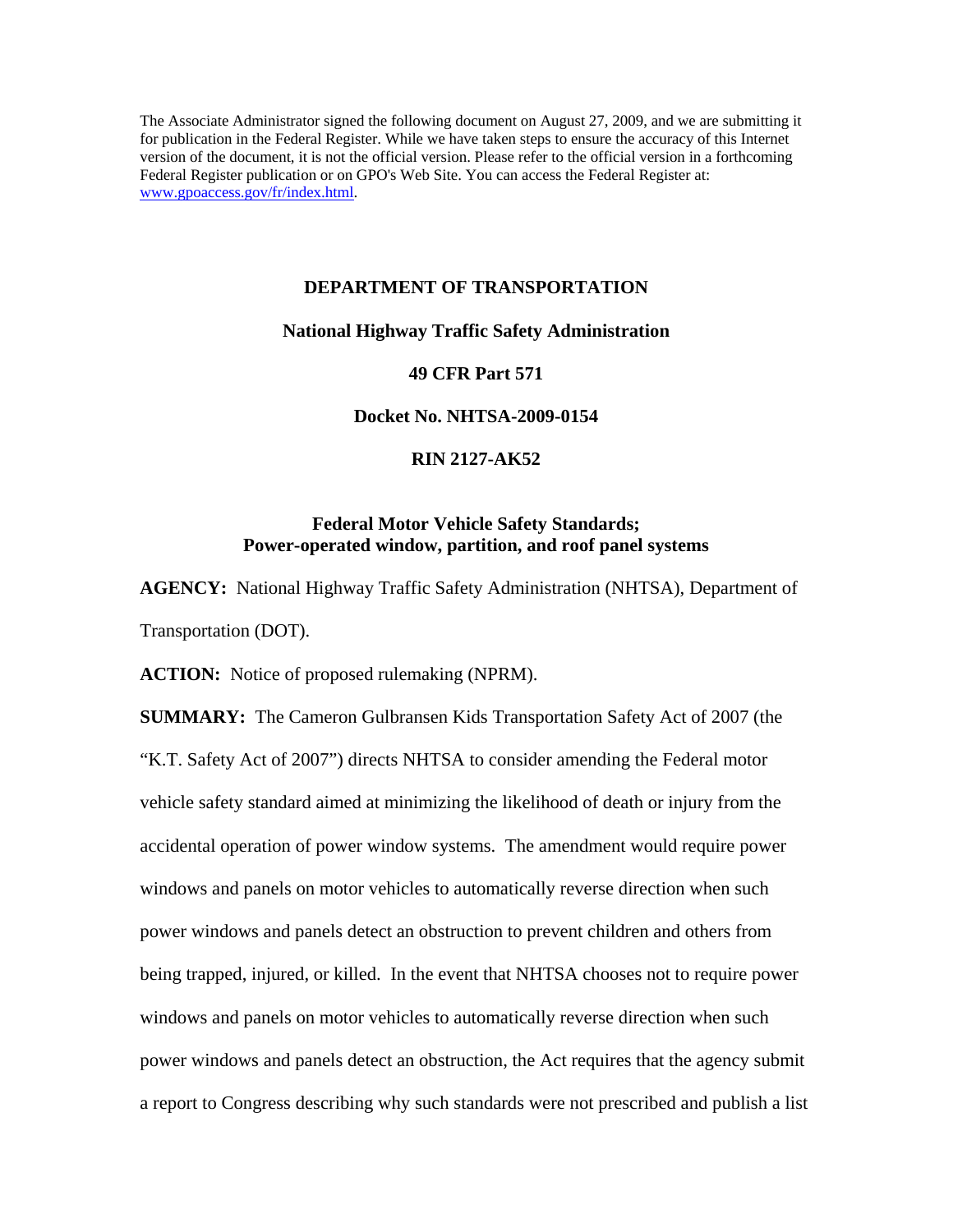The Associate Administrator signed the following document on August 27, 2009, and we are submitting it for publication in the Federal Register. While we have taken steps to ensure the accuracy of this Internet version of the document, it is not the official version. Please refer to the official version in a forthcoming Federal Register publication or on GPO's Web Site. You can access the Federal Register at: www.gpoaccess.gov/fr/index.html.

**DEPARTMENT OF TRANSPORTATION**

**National Highway Traffic Safety Administration**

**49 CFR Part 571**

**Docket No. NHTSA-2009-0154**

**RIN 2127-AK52**

**Federal Motor Vehicle Safety Standards;**
**Power-operated window, partition, and roof panel systems**

**AGENCY:** National Highway Traffic Safety Administration (NHTSA), Department of Transportation (DOT).

**ACTION:** Notice of proposed rulemaking (NPRM).

**SUMMARY:** The Cameron Gulbransen Kids Transportation Safety Act of 2007 (the "K.T. Safety Act of 2007") directs NHTSA to consider amending the Federal motor vehicle safety standard aimed at minimizing the likelihood of death or injury from the accidental operation of power window systems. The amendment would require power windows and panels on motor vehicles to automatically reverse direction when such power windows and panels detect an obstruction to prevent children and others from being trapped, injured, or killed. In the event that NHTSA chooses not to require power windows and panels on motor vehicles to automatically reverse direction when such power windows and panels detect an obstruction, the Act requires that the agency submit a report to Congress describing why such standards were not prescribed and publish a list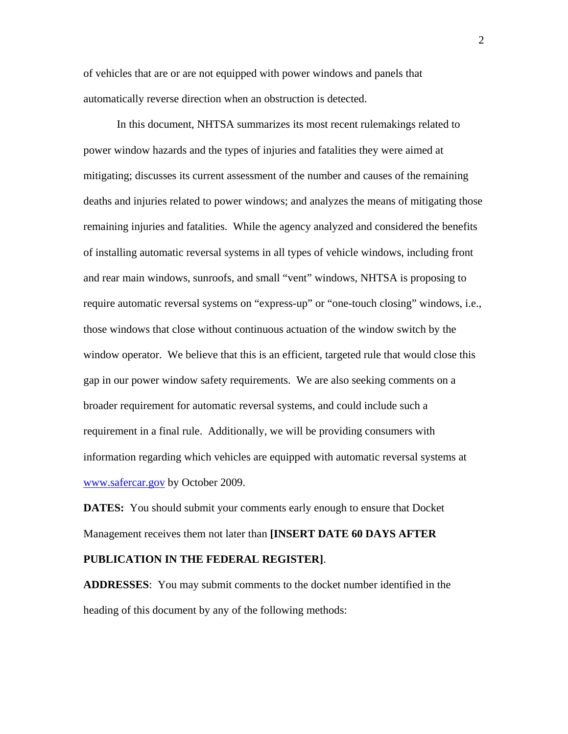of vehicles that are or are not equipped with power windows and panels that automatically reverse direction when an obstruction is detected.

In this document, NHTSA summarizes its most recent rulemakings related to power window hazards and the types of injuries and fatalities they were aimed at mitigating; discusses its current assessment of the number and causes of the remaining deaths and injuries related to power windows; and analyzes the means of mitigating those remaining injuries and fatalities. While the agency analyzed and considered the benefits of installing automatic reversal systems in all types of vehicle windows, including front and rear main windows, sunroofs, and small "vent" windows, NHTSA is proposing to require automatic reversal systems on "express-up" or "one-touch closing" windows, i.e., those windows that close without continuous actuation of the window switch by the window operator. We believe that this is an efficient, targeted rule that would close this gap in our power window safety requirements. We are also seeking comments on a broader requirement for automatic reversal systems, and could include such a requirement in a final rule. Additionally, we will be providing consumers with information regarding which vehicles are equipped with automatic reversal systems at www.safercar.gov by October 2009.

**DATES:** You should submit your comments early enough to ensure that Docket Management receives them not later than **[INSERT DATE 60 DAYS AFTER PUBLICATION IN THE FEDERAL REGISTER]**.

**ADDRESSES**: You may submit comments to the docket number identified in the heading of this document by any of the following methods: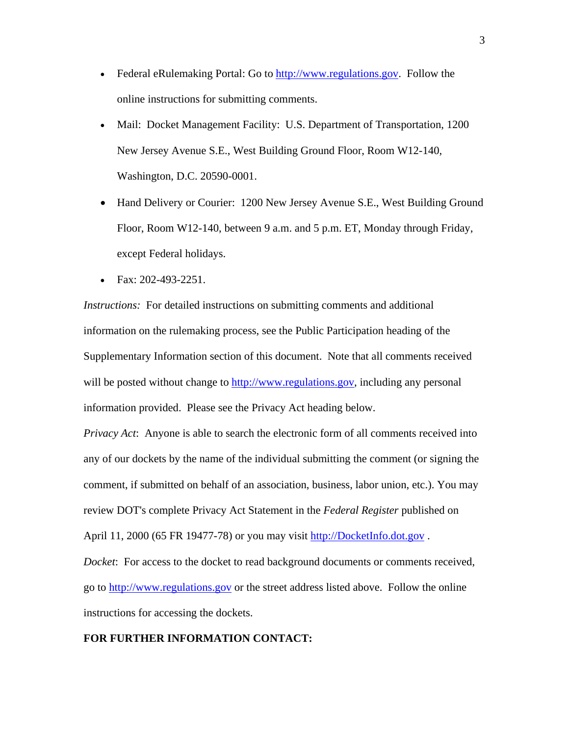- Federal eRulemaking Portal: Go to http://www.regulations.gov. Follow the online instructions for submitting comments.
- Mail: Docket Management Facility: U.S. Department of Transportation, 1200 New Jersey Avenue S.E., West Building Ground Floor, Room W12-140, Washington, D.C. 20590-0001.
- Hand Delivery or Courier: 1200 New Jersey Avenue S.E., West Building Ground Floor, Room W12-140, between 9 a.m. and 5 p.m. ET, Monday through Friday, except Federal holidays.
- Fax: 202-493-2251.

*Instructions:* For detailed instructions on submitting comments and additional information on the rulemaking process, see the Public Participation heading of the Supplementary Information section of this document. Note that all comments received will be posted without change to http://www.regulations.gov, including any personal information provided. Please see the Privacy Act heading below.

*Privacy Act*: Anyone is able to search the electronic form of all comments received into any of our dockets by the name of the individual submitting the comment (or signing the comment, if submitted on behalf of an association, business, labor union, etc.). You may review DOT's complete Privacy Act Statement in the *Federal Register* published on April 11, 2000 (65 FR 19477-78) or you may visit http://DocketInfo.dot.gov .

*Docket*: For access to the docket to read background documents or comments received, go to http://www.regulations.gov or the street address listed above. Follow the online instructions for accessing the dockets.

**FOR FURTHER INFORMATION CONTACT:**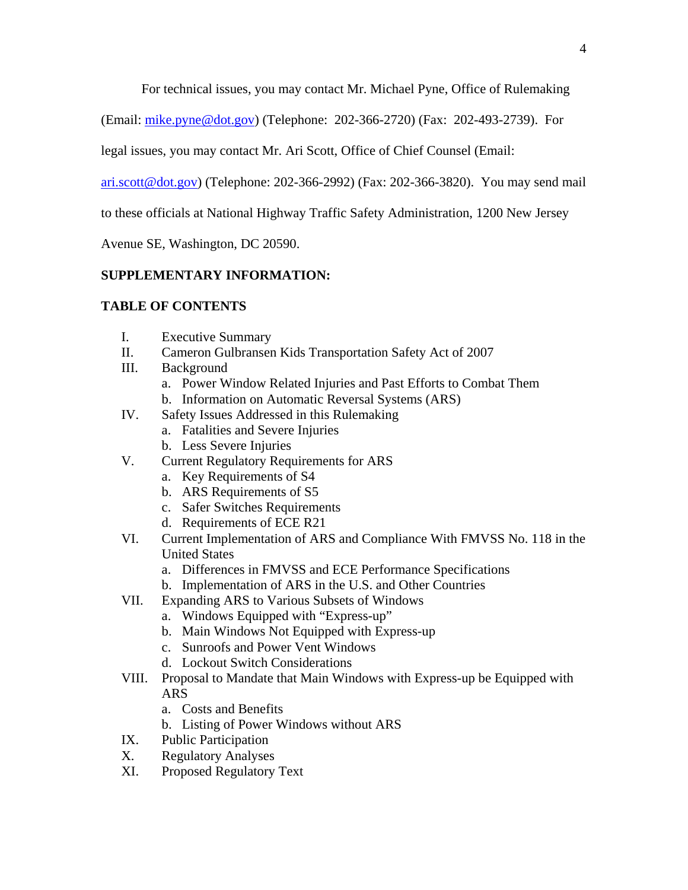For technical issues, you may contact Mr. Michael Pyne, Office of Rulemaking (Email: mike.pyne@dot.gov) (Telephone: 202-366-2720) (Fax: 202-493-2739). For legal issues, you may contact Mr. Ari Scott, Office of Chief Counsel (Email: ari.scott@dot.gov) (Telephone: 202-366-2992) (Fax: 202-366-3820). You may send mail to these officials at National Highway Traffic Safety Administration, 1200 New Jersey Avenue SE, Washington, DC 20590.

**SUPPLEMENTARY INFORMATION:**

**TABLE OF CONTENTS**

- I. Executive Summary
- II. Cameron Gulbransen Kids Transportation Safety Act of 2007
- III. Background
  - a. Power Window Related Injuries and Past Efforts to Combat Them
  - b. Information on Automatic Reversal Systems (ARS)
- IV. Safety Issues Addressed in this Rulemaking
  - a. Fatalities and Severe Injuries
  - b. Less Severe Injuries
- V. Current Regulatory Requirements for ARS
  - a. Key Requirements of S4
  - b. ARS Requirements of S5
  - c. Safer Switches Requirements
  - d. Requirements of ECE R21
- VI. Current Implementation of ARS and Compliance With FMVSS No. 118 in the United States
  - a. Differences in FMVSS and ECE Performance Specifications
  - b. Implementation of ARS in the U.S. and Other Countries
- VII. Expanding ARS to Various Subsets of Windows
  - a. Windows Equipped with "Express-up"
  - b. Main Windows Not Equipped with Express-up
  - c. Sunroofs and Power Vent Windows
  - d. Lockout Switch Considerations
- VIII. Proposal to Mandate that Main Windows with Express-up be Equipped with ARS
  - a. Costs and Benefits
  - b. Listing of Power Windows without ARS
- IX. Public Participation
- X. Regulatory Analyses
- XI. Proposed Regulatory Text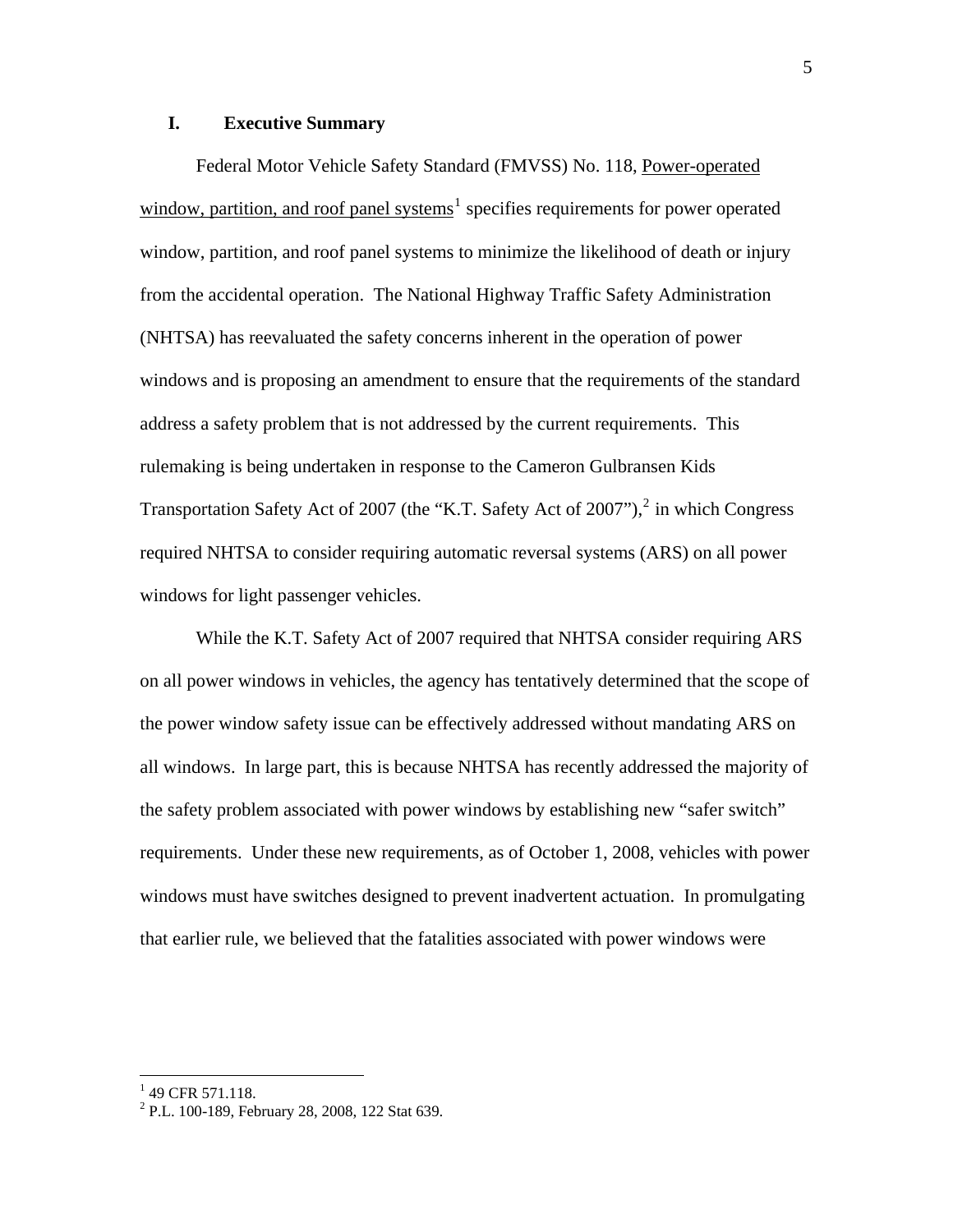## I. Executive Summary

Federal Motor Vehicle Safety Standard (FMVSS) No. 118, Power-operated window, partition, and roof panel systems[1] specifies requirements for power operated window, partition, and roof panel systems to minimize the likelihood of death or injury from the accidental operation. The National Highway Traffic Safety Administration (NHTSA) has reevaluated the safety concerns inherent in the operation of power windows and is proposing an amendment to ensure that the requirements of the standard address a safety problem that is not addressed by the current requirements. This rulemaking is being undertaken in response to the Cameron Gulbransen Kids Transportation Safety Act of 2007 (the "K.T. Safety Act of 2007"),[2] in which Congress required NHTSA to consider requiring automatic reversal systems (ARS) on all power windows for light passenger vehicles.

While the K.T. Safety Act of 2007 required that NHTSA consider requiring ARS on all power windows in vehicles, the agency has tentatively determined that the scope of the power window safety issue can be effectively addressed without mandating ARS on all windows. In large part, this is because NHTSA has recently addressed the majority of the safety problem associated with power windows by establishing new "safer switch" requirements. Under these new requirements, as of October 1, 2008, vehicles with power windows must have switches designed to prevent inadvertent actuation. In promulgating that earlier rule, we believed that the fatalities associated with power windows were

---

[1] 49 CFR 571.118.

[2] P.L. 100-189, February 28, 2008, 122 Stat 639.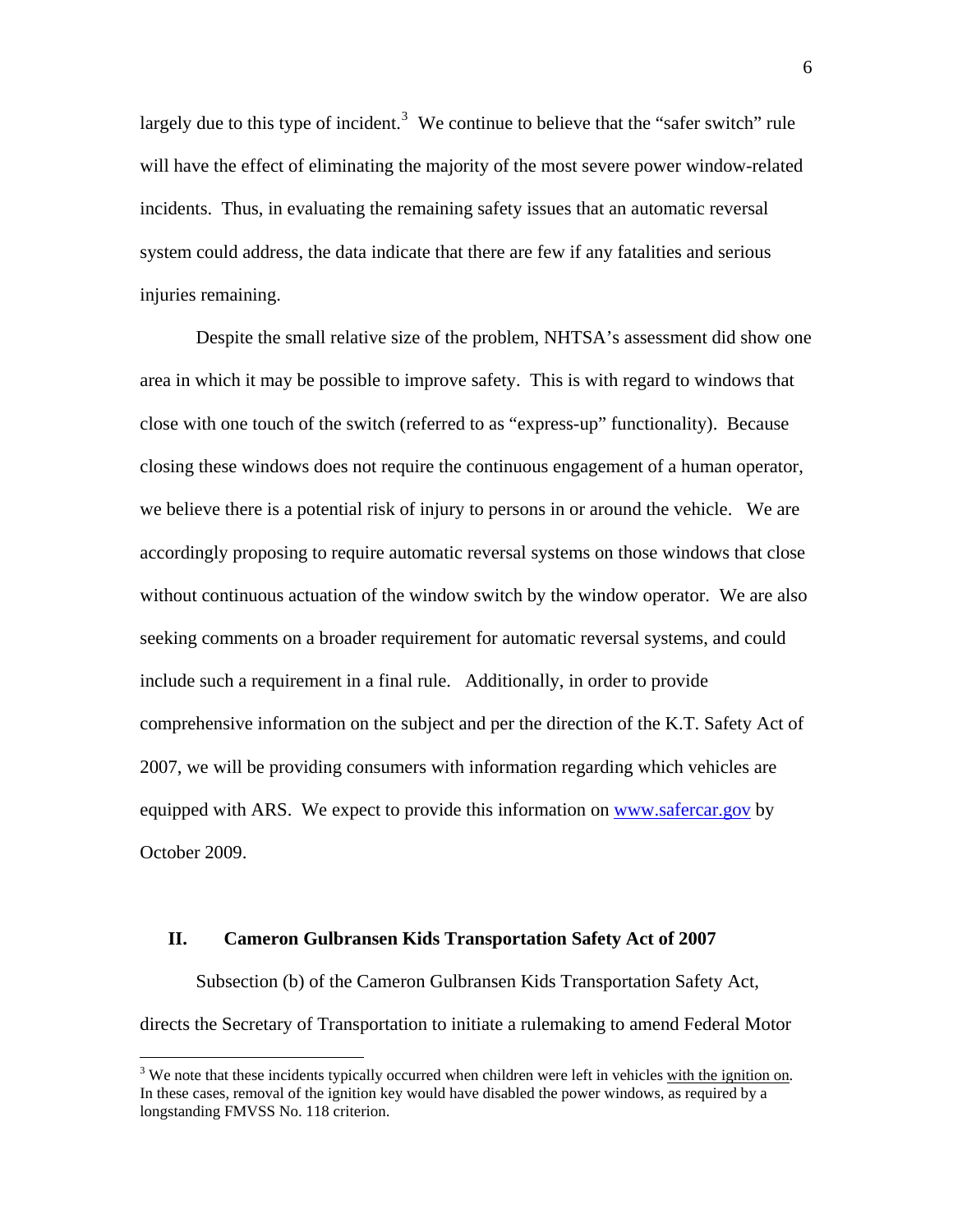largely due to this type of incident.[3] We continue to believe that the "safer switch" rule will have the effect of eliminating the majority of the most severe power window-related incidents. Thus, in evaluating the remaining safety issues that an automatic reversal system could address, the data indicate that there are few if any fatalities and serious injuries remaining.

Despite the small relative size of the problem, NHTSA's assessment did show one area in which it may be possible to improve safety. This is with regard to windows that close with one touch of the switch (referred to as "express-up" functionality). Because closing these windows does not require the continuous engagement of a human operator, we believe there is a potential risk of injury to persons in or around the vehicle. We are accordingly proposing to require automatic reversal systems on those windows that close without continuous actuation of the window switch by the window operator. We are also seeking comments on a broader requirement for automatic reversal systems, and could include such a requirement in a final rule. Additionally, in order to provide comprehensive information on the subject and per the direction of the K.T. Safety Act of 2007, we will be providing consumers with information regarding which vehicles are equipped with ARS. We expect to provide this information on [www.safercar.gov](http://www.safercar.gov) by October 2009.

## II. Cameron Gulbransen Kids Transportation Safety Act of 2007

Subsection (b) of the Cameron Gulbransen Kids Transportation Safety Act, directs the Secretary of Transportation to initiate a rulemaking to amend Federal Motor

---

[3] We note that these incidents typically occurred when children were left in vehicles with the ignition on. In these cases, removal of the ignition key would have disabled the power windows, as required by a longstanding FMVSS No. 118 criterion.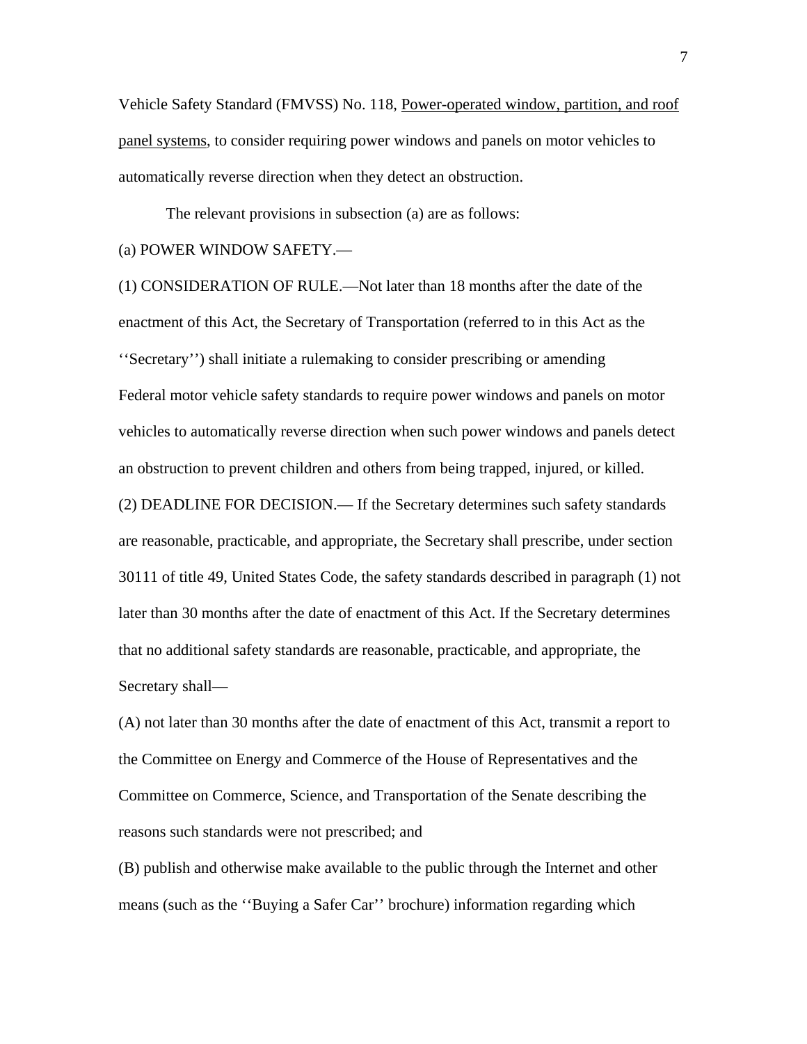Vehicle Safety Standard (FMVSS) No. 118, Power-operated window, partition, and roof panel systems, to consider requiring power windows and panels on motor vehicles to automatically reverse direction when they detect an obstruction.

The relevant provisions in subsection (a) are as follows:

(a) POWER WINDOW SAFETY.—

(1) CONSIDERATION OF RULE.—Not later than 18 months after the date of the enactment of this Act, the Secretary of Transportation (referred to in this Act as the ''Secretary'') shall initiate a rulemaking to consider prescribing or amending Federal motor vehicle safety standards to require power windows and panels on motor vehicles to automatically reverse direction when such power windows and panels detect an obstruction to prevent children and others from being trapped, injured, or killed.

(2) DEADLINE FOR DECISION.— If the Secretary determines such safety standards are reasonable, practicable, and appropriate, the Secretary shall prescribe, under section 30111 of title 49, United States Code, the safety standards described in paragraph (1) not later than 30 months after the date of enactment of this Act. If the Secretary determines that no additional safety standards are reasonable, practicable, and appropriate, the Secretary shall—

(A) not later than 30 months after the date of enactment of this Act, transmit a report to the Committee on Energy and Commerce of the House of Representatives and the Committee on Commerce, Science, and Transportation of the Senate describing the reasons such standards were not prescribed; and

(B) publish and otherwise make available to the public through the Internet and other means (such as the ''Buying a Safer Car'' brochure) information regarding which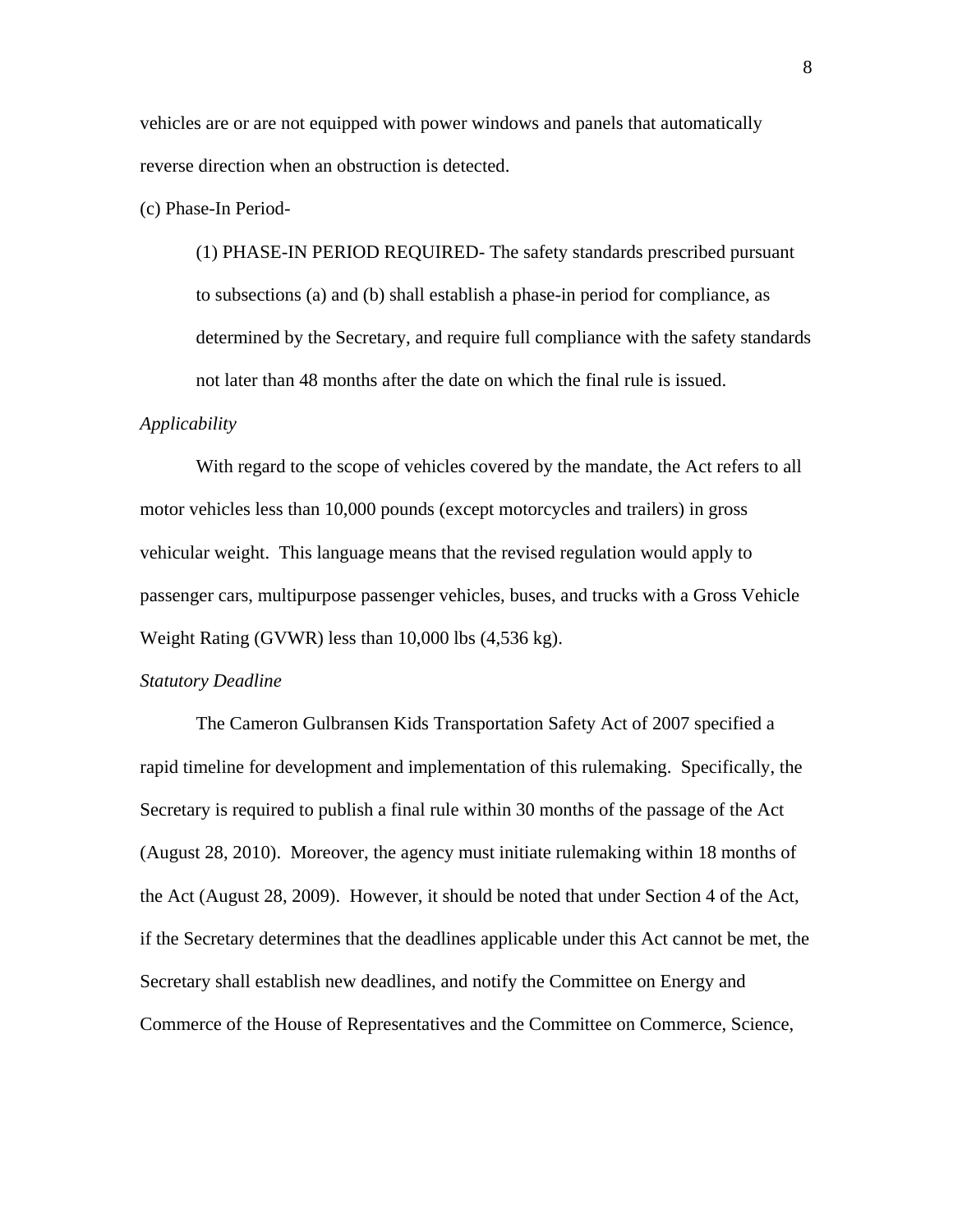vehicles are or are not equipped with power windows and panels that automatically reverse direction when an obstruction is detected.

(c) Phase-In Period-

> (1) PHASE-IN PERIOD REQUIRED- The safety standards prescribed pursuant to subsections (a) and (b) shall establish a phase-in period for compliance, as determined by the Secretary, and require full compliance with the safety standards not later than 48 months after the date on which the final rule is issued.

*Applicability*

With regard to the scope of vehicles covered by the mandate, the Act refers to all motor vehicles less than 10,000 pounds (except motorcycles and trailers) in gross vehicular weight. This language means that the revised regulation would apply to passenger cars, multipurpose passenger vehicles, buses, and trucks with a Gross Vehicle Weight Rating (GVWR) less than 10,000 lbs (4,536 kg).

*Statutory Deadline*

The Cameron Gulbransen Kids Transportation Safety Act of 2007 specified a rapid timeline for development and implementation of this rulemaking. Specifically, the Secretary is required to publish a final rule within 30 months of the passage of the Act (August 28, 2010). Moreover, the agency must initiate rulemaking within 18 months of the Act (August 28, 2009). However, it should be noted that under Section 4 of the Act, if the Secretary determines that the deadlines applicable under this Act cannot be met, the Secretary shall establish new deadlines, and notify the Committee on Energy and Commerce of the House of Representatives and the Committee on Commerce, Science,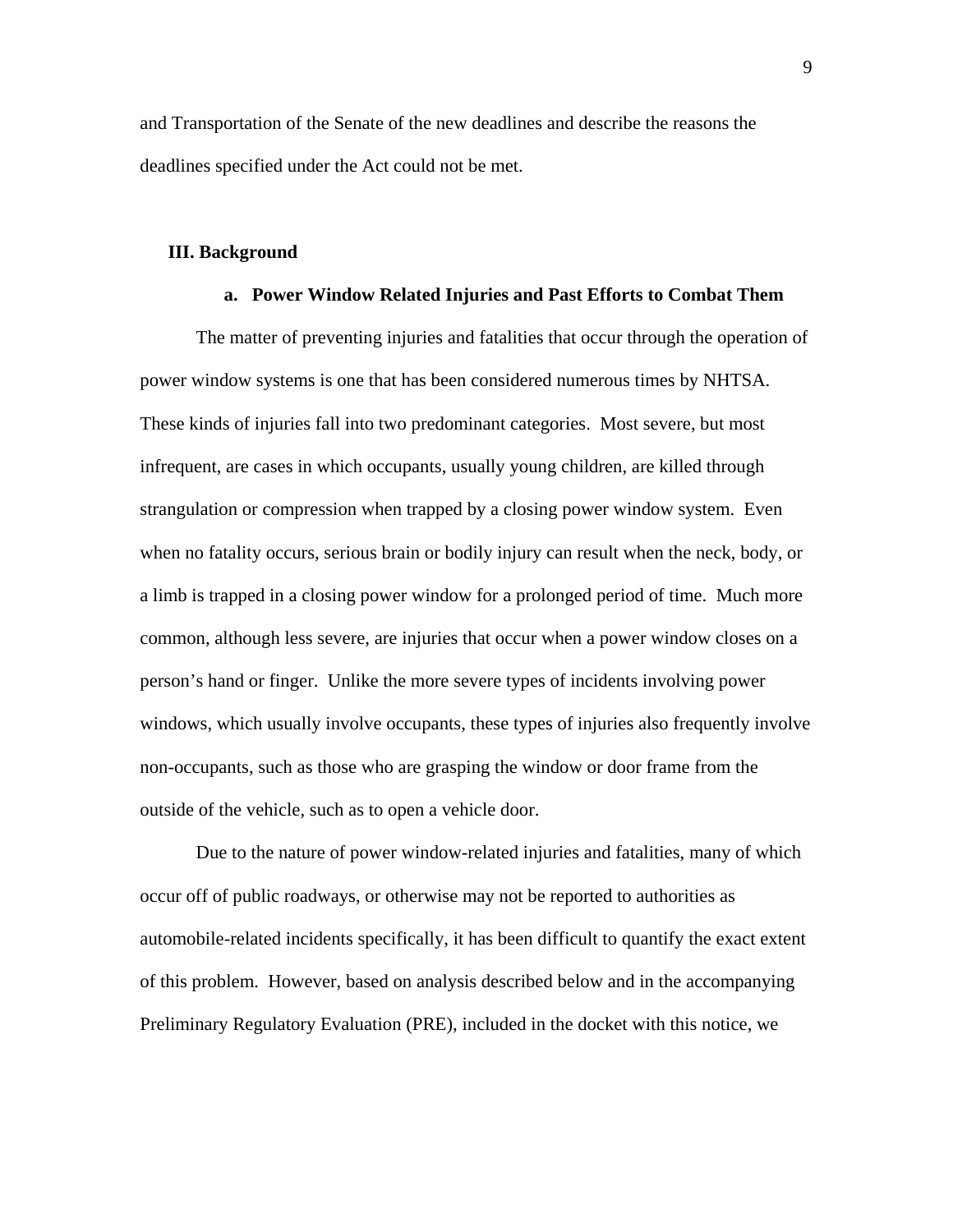and Transportation of the Senate of the new deadlines and describe the reasons the deadlines specified under the Act could not be met.

## III. Background

### a. Power Window Related Injuries and Past Efforts to Combat Them

The matter of preventing injuries and fatalities that occur through the operation of power window systems is one that has been considered numerous times by NHTSA. These kinds of injuries fall into two predominant categories. Most severe, but most infrequent, are cases in which occupants, usually young children, are killed through strangulation or compression when trapped by a closing power window system. Even when no fatality occurs, serious brain or bodily injury can result when the neck, body, or a limb is trapped in a closing power window for a prolonged period of time. Much more common, although less severe, are injuries that occur when a power window closes on a person's hand or finger. Unlike the more severe types of incidents involving power windows, which usually involve occupants, these types of injuries also frequently involve non-occupants, such as those who are grasping the window or door frame from the outside of the vehicle, such as to open a vehicle door.

Due to the nature of power window-related injuries and fatalities, many of which occur off of public roadways, or otherwise may not be reported to authorities as automobile-related incidents specifically, it has been difficult to quantify the exact extent of this problem. However, based on analysis described below and in the accompanying Preliminary Regulatory Evaluation (PRE), included in the docket with this notice, we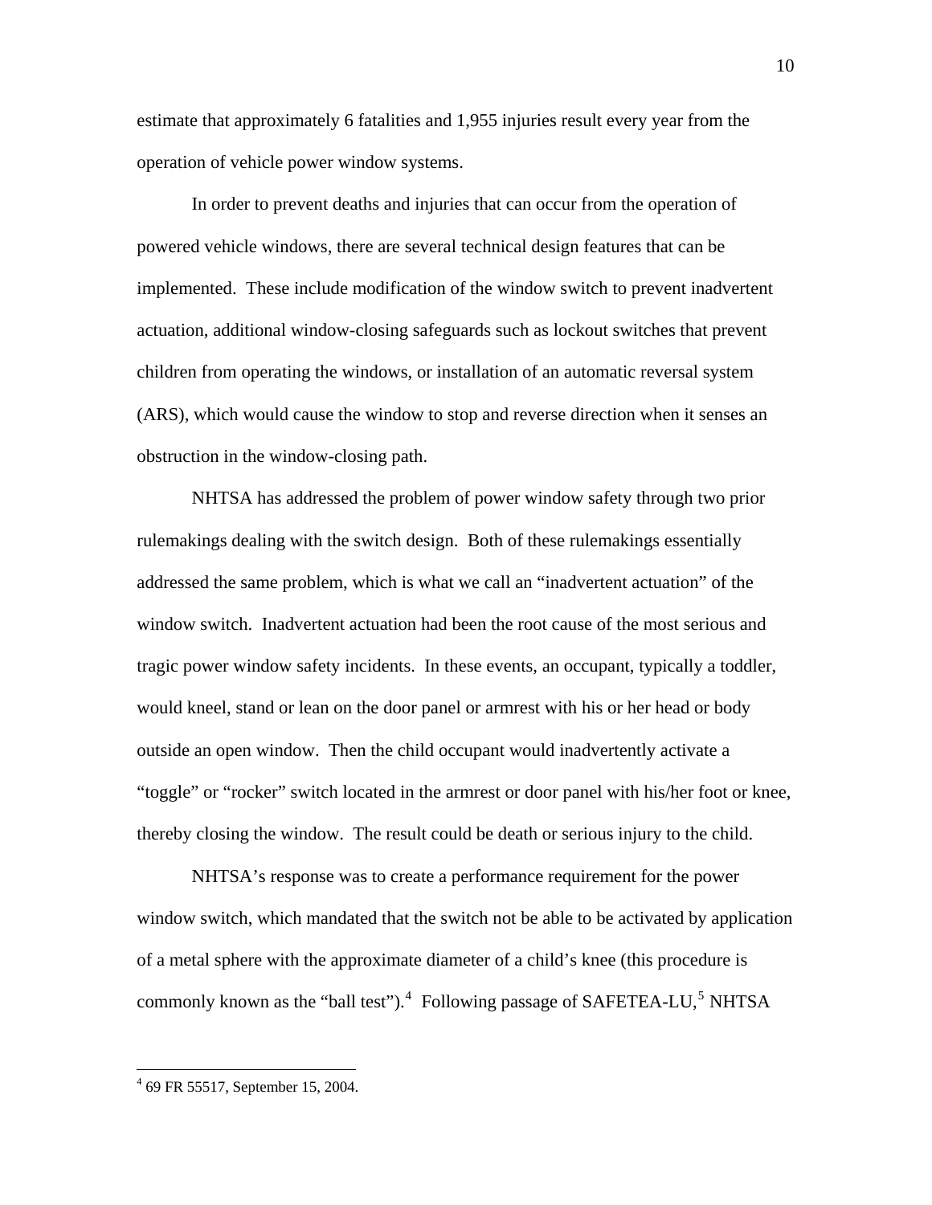estimate that approximately 6 fatalities and 1,955 injuries result every year from the operation of vehicle power window systems.

In order to prevent deaths and injuries that can occur from the operation of powered vehicle windows, there are several technical design features that can be implemented. These include modification of the window switch to prevent inadvertent actuation, additional window-closing safeguards such as lockout switches that prevent children from operating the windows, or installation of an automatic reversal system (ARS), which would cause the window to stop and reverse direction when it senses an obstruction in the window-closing path.

NHTSA has addressed the problem of power window safety through two prior rulemakings dealing with the switch design. Both of these rulemakings essentially addressed the same problem, which is what we call an "inadvertent actuation" of the window switch. Inadvertent actuation had been the root cause of the most serious and tragic power window safety incidents. In these events, an occupant, typically a toddler, would kneel, stand or lean on the door panel or armrest with his or her head or body outside an open window. Then the child occupant would inadvertently activate a "toggle" or "rocker" switch located in the armrest or door panel with his/her foot or knee, thereby closing the window. The result could be death or serious injury to the child.

NHTSA's response was to create a performance requirement for the power window switch, which mandated that the switch not be able to be activated by application of a metal sphere with the approximate diameter of a child's knee (this procedure is commonly known as the "ball test").[4] Following passage of SAFETEA-LU,[5] NHTSA

---

[4] 69 FR 55517, September 15, 2004.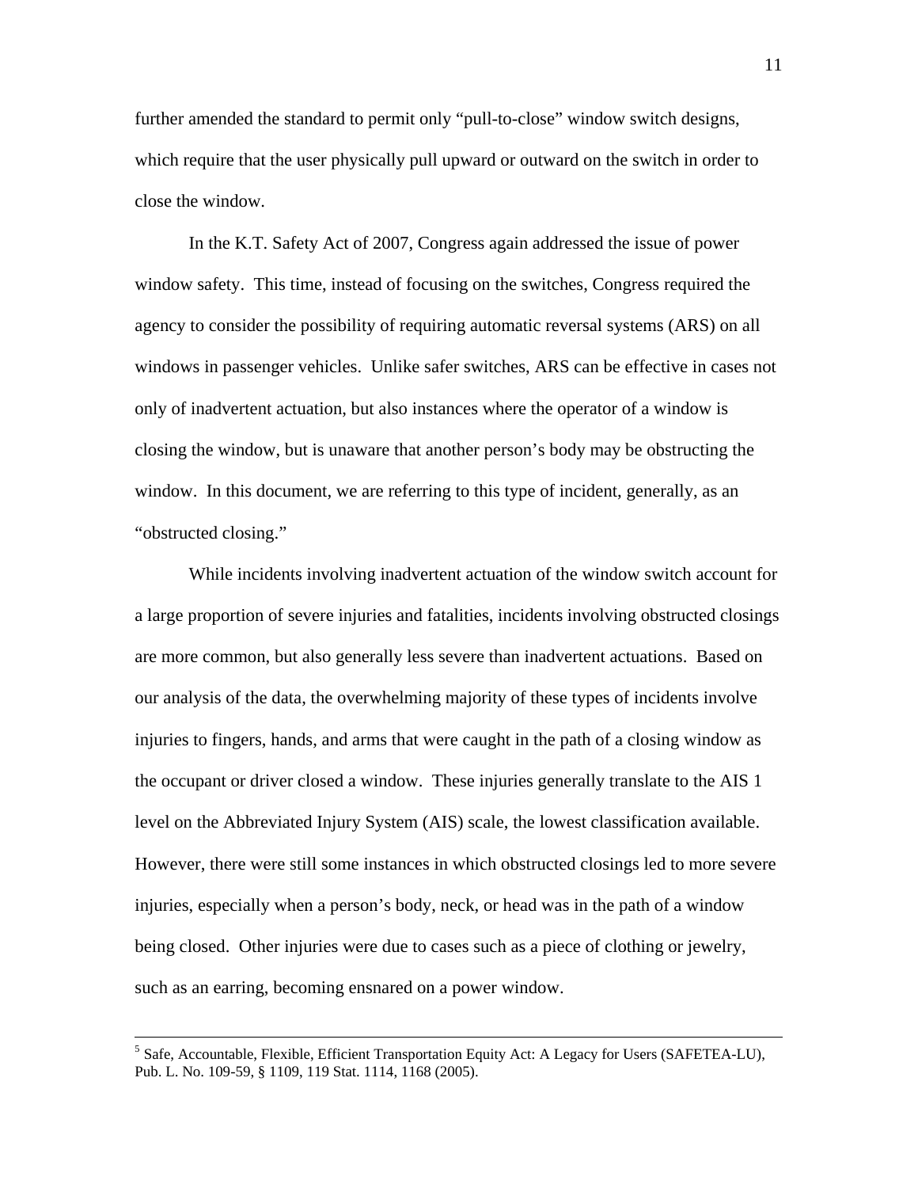further amended the standard to permit only "pull-to-close" window switch designs, which require that the user physically pull upward or outward on the switch in order to close the window.

In the K.T. Safety Act of 2007, Congress again addressed the issue of power window safety. This time, instead of focusing on the switches, Congress required the agency to consider the possibility of requiring automatic reversal systems (ARS) on all windows in passenger vehicles. Unlike safer switches, ARS can be effective in cases not only of inadvertent actuation, but also instances where the operator of a window is closing the window, but is unaware that another person's body may be obstructing the window. In this document, we are referring to this type of incident, generally, as an "obstructed closing."

While incidents involving inadvertent actuation of the window switch account for a large proportion of severe injuries and fatalities, incidents involving obstructed closings are more common, but also generally less severe than inadvertent actuations. Based on our analysis of the data, the overwhelming majority of these types of incidents involve injuries to fingers, hands, and arms that were caught in the path of a closing window as the occupant or driver closed a window. These injuries generally translate to the AIS 1 level on the Abbreviated Injury System (AIS) scale, the lowest classification available. However, there were still some instances in which obstructed closings led to more severe injuries, especially when a person's body, neck, or head was in the path of a window being closed. Other injuries were due to cases such as a piece of clothing or jewelry, such as an earring, becoming ensnared on a power window.

---

[5] Safe, Accountable, Flexible, Efficient Transportation Equity Act: A Legacy for Users (SAFETEA-LU), Pub. L. No. 109-59, § 1109, 119 Stat. 1114, 1168 (2005).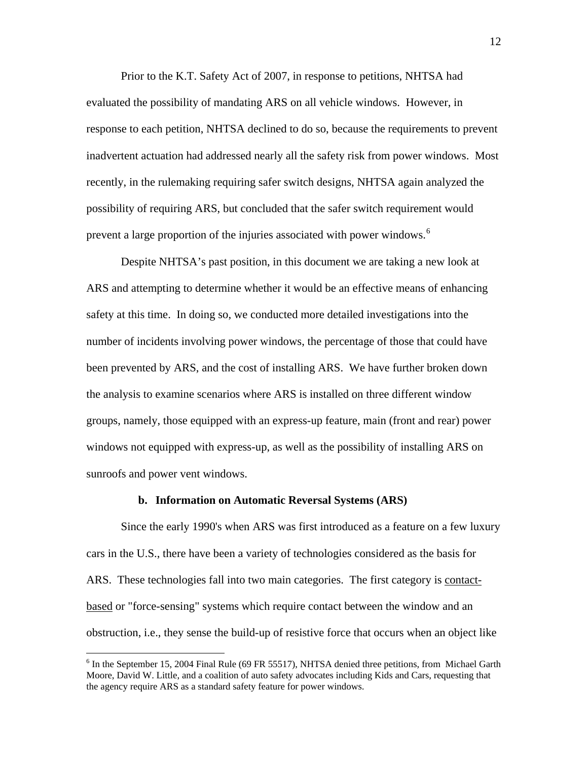Prior to the K.T. Safety Act of 2007, in response to petitions, NHTSA had evaluated the possibility of mandating ARS on all vehicle windows. However, in response to each petition, NHTSA declined to do so, because the requirements to prevent inadvertent actuation had addressed nearly all the safety risk from power windows. Most recently, in the rulemaking requiring safer switch designs, NHTSA again analyzed the possibility of requiring ARS, but concluded that the safer switch requirement would prevent a large proportion of the injuries associated with power windows.[6]

Despite NHTSA's past position, in this document we are taking a new look at ARS and attempting to determine whether it would be an effective means of enhancing safety at this time. In doing so, we conducted more detailed investigations into the number of incidents involving power windows, the percentage of those that could have been prevented by ARS, and the cost of installing ARS. We have further broken down the analysis to examine scenarios where ARS is installed on three different window groups, namely, those equipped with an express-up feature, main (front and rear) power windows not equipped with express-up, as well as the possibility of installing ARS on sunroofs and power vent windows.

### b. Information on Automatic Reversal Systems (ARS)

Since the early 1990's when ARS was first introduced as a feature on a few luxury cars in the U.S., there have been a variety of technologies considered as the basis for ARS. These technologies fall into two main categories. The first category is contact-based or "force-sensing" systems which require contact between the window and an obstruction, i.e., they sense the build-up of resistive force that occurs when an object like

---

[6] In the September 15, 2004 Final Rule (69 FR 55517), NHTSA denied three petitions, from Michael Garth Moore, David W. Little, and a coalition of auto safety advocates including Kids and Cars, requesting that the agency require ARS as a standard safety feature for power windows.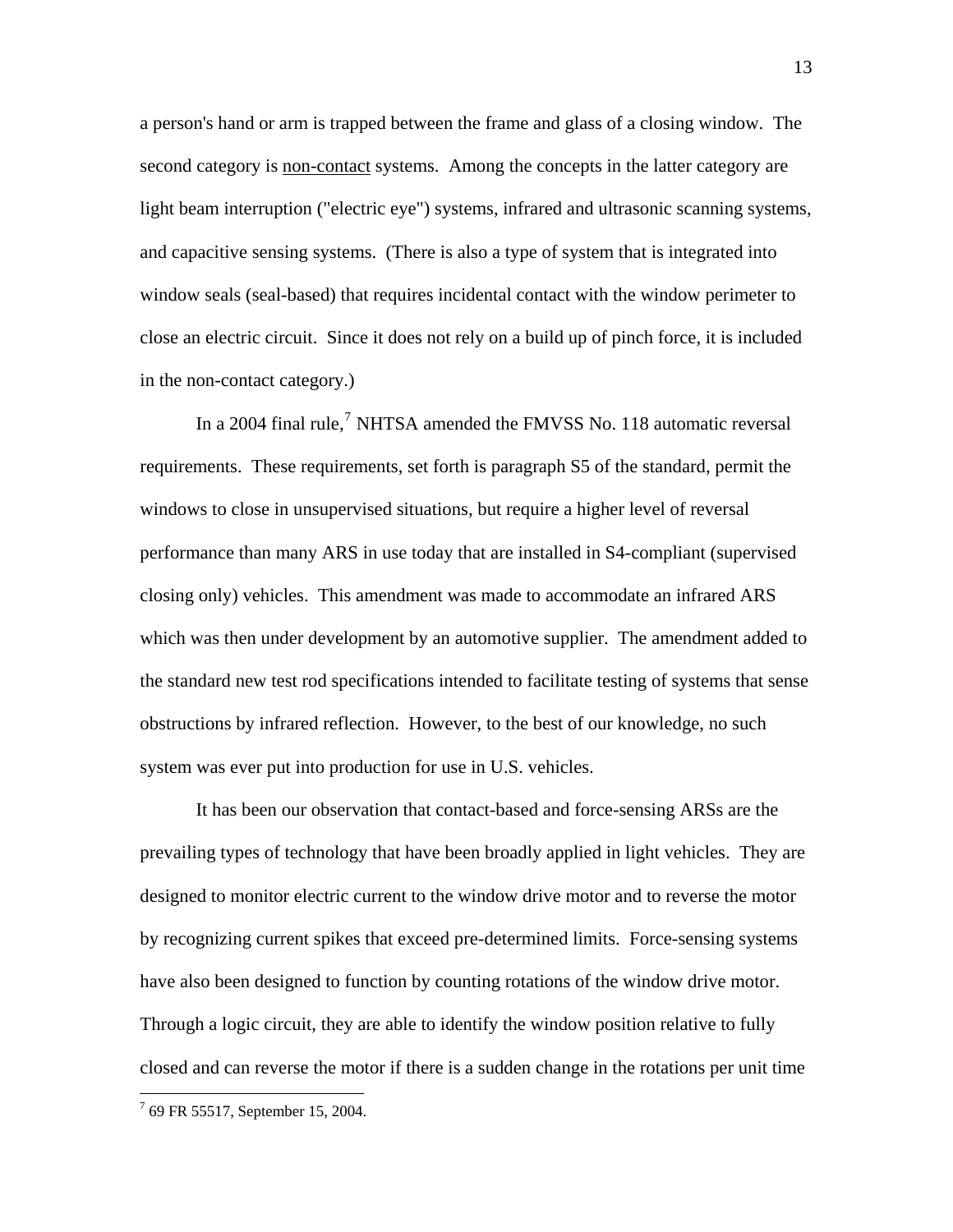a person's hand or arm is trapped between the frame and glass of a closing window. The second category is non-contact systems. Among the concepts in the latter category are light beam interruption ("electric eye") systems, infrared and ultrasonic scanning systems, and capacitive sensing systems. (There is also a type of system that is integrated into window seals (seal-based) that requires incidental contact with the window perimeter to close an electric circuit. Since it does not rely on a build up of pinch force, it is included in the non-contact category.)

In a 2004 final rule,[7] NHTSA amended the FMVSS No. 118 automatic reversal requirements. These requirements, set forth is paragraph S5 of the standard, permit the windows to close in unsupervised situations, but require a higher level of reversal performance than many ARS in use today that are installed in S4-compliant (supervised closing only) vehicles. This amendment was made to accommodate an infrared ARS which was then under development by an automotive supplier. The amendment added to the standard new test rod specifications intended to facilitate testing of systems that sense obstructions by infrared reflection. However, to the best of our knowledge, no such system was ever put into production for use in U.S. vehicles.

It has been our observation that contact-based and force-sensing ARSs are the prevailing types of technology that have been broadly applied in light vehicles. They are designed to monitor electric current to the window drive motor and to reverse the motor by recognizing current spikes that exceed pre-determined limits. Force-sensing systems have also been designed to function by counting rotations of the window drive motor. Through a logic circuit, they are able to identify the window position relative to fully closed and can reverse the motor if there is a sudden change in the rotations per unit time

---

[7] 69 FR 55517, September 15, 2004.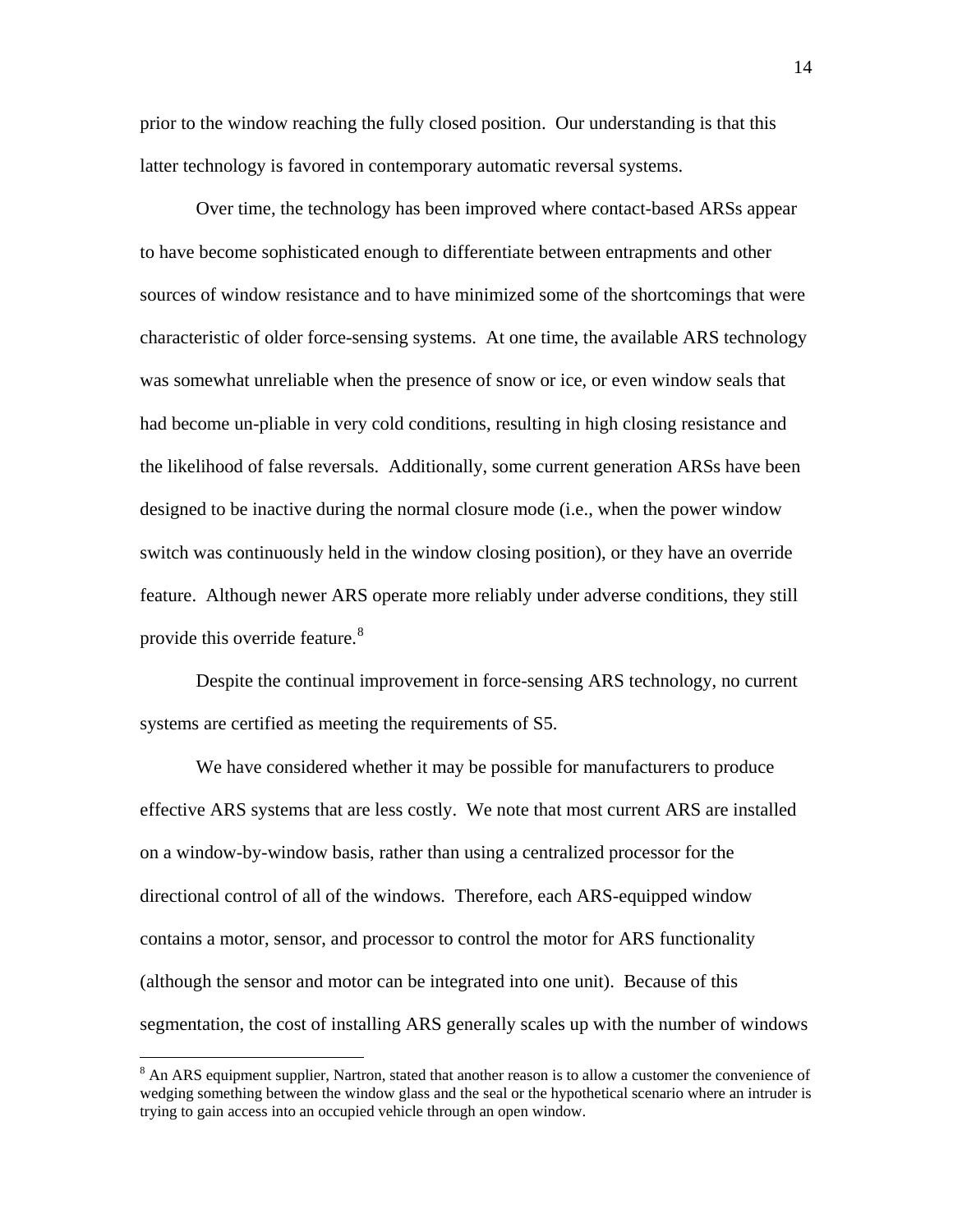prior to the window reaching the fully closed position. Our understanding is that this latter technology is favored in contemporary automatic reversal systems.

Over time, the technology has been improved where contact-based ARSs appear to have become sophisticated enough to differentiate between entrapments and other sources of window resistance and to have minimized some of the shortcomings that were characteristic of older force-sensing systems. At one time, the available ARS technology was somewhat unreliable when the presence of snow or ice, or even window seals that had become un-pliable in very cold conditions, resulting in high closing resistance and the likelihood of false reversals. Additionally, some current generation ARSs have been designed to be inactive during the normal closure mode (i.e., when the power window switch was continuously held in the window closing position), or they have an override feature. Although newer ARS operate more reliably under adverse conditions, they still provide this override feature.[8]

Despite the continual improvement in force-sensing ARS technology, no current systems are certified as meeting the requirements of S5.

We have considered whether it may be possible for manufacturers to produce effective ARS systems that are less costly. We note that most current ARS are installed on a window-by-window basis, rather than using a centralized processor for the directional control of all of the windows. Therefore, each ARS-equipped window contains a motor, sensor, and processor to control the motor for ARS functionality (although the sensor and motor can be integrated into one unit). Because of this segmentation, the cost of installing ARS generally scales up with the number of windows

[8] An ARS equipment supplier, Nartron, stated that another reason is to allow a customer the convenience of wedging something between the window glass and the seal or the hypothetical scenario where an intruder is trying to gain access into an occupied vehicle through an open window.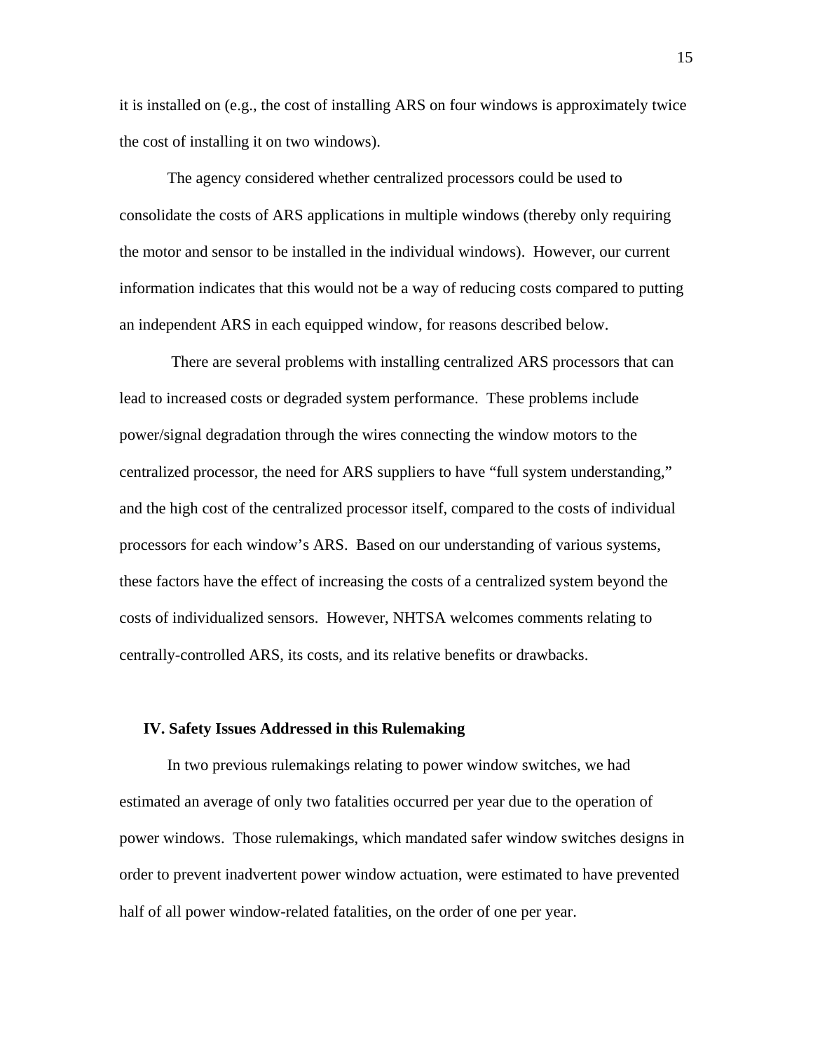it is installed on (e.g., the cost of installing ARS on four windows is approximately twice the cost of installing it on two windows).

The agency considered whether centralized processors could be used to consolidate the costs of ARS applications in multiple windows (thereby only requiring the motor and sensor to be installed in the individual windows). However, our current information indicates that this would not be a way of reducing costs compared to putting an independent ARS in each equipped window, for reasons described below.

There are several problems with installing centralized ARS processors that can lead to increased costs or degraded system performance. These problems include power/signal degradation through the wires connecting the window motors to the centralized processor, the need for ARS suppliers to have "full system understanding," and the high cost of the centralized processor itself, compared to the costs of individual processors for each window's ARS. Based on our understanding of various systems, these factors have the effect of increasing the costs of a centralized system beyond the costs of individualized sensors. However, NHTSA welcomes comments relating to centrally-controlled ARS, its costs, and its relative benefits or drawbacks.

## IV. Safety Issues Addressed in this Rulemaking

In two previous rulemakings relating to power window switches, we had estimated an average of only two fatalities occurred per year due to the operation of power windows. Those rulemakings, which mandated safer window switches designs in order to prevent inadvertent power window actuation, were estimated to have prevented half of all power window-related fatalities, on the order of one per year.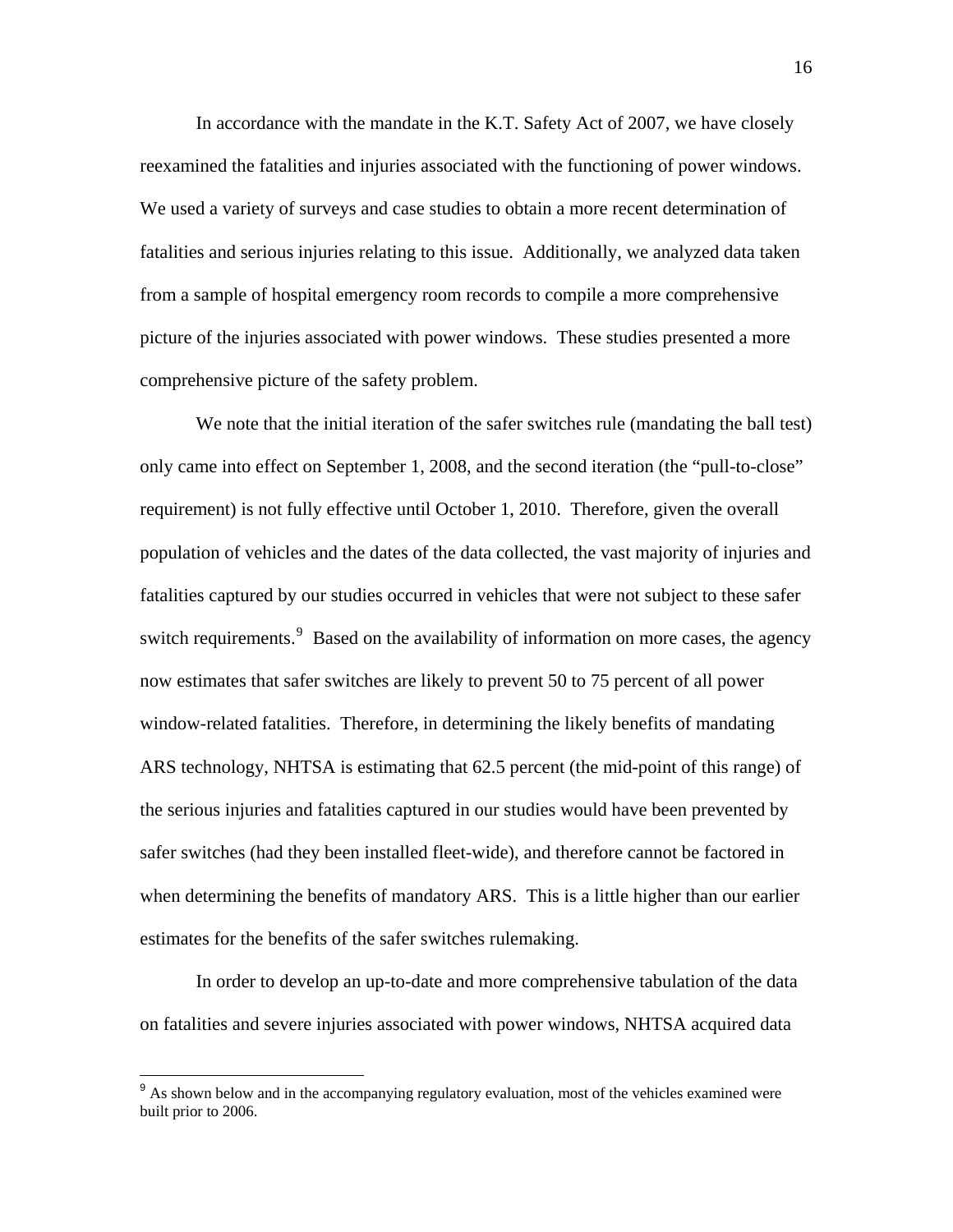In accordance with the mandate in the K.T. Safety Act of 2007, we have closely reexamined the fatalities and injuries associated with the functioning of power windows. We used a variety of surveys and case studies to obtain a more recent determination of fatalities and serious injuries relating to this issue. Additionally, we analyzed data taken from a sample of hospital emergency room records to compile a more comprehensive picture of the injuries associated with power windows. These studies presented a more comprehensive picture of the safety problem.

We note that the initial iteration of the safer switches rule (mandating the ball test) only came into effect on September 1, 2008, and the second iteration (the "pull-to-close" requirement) is not fully effective until October 1, 2010. Therefore, given the overall population of vehicles and the dates of the data collected, the vast majority of injuries and fatalities captured by our studies occurred in vehicles that were not subject to these safer switch requirements.[9] Based on the availability of information on more cases, the agency now estimates that safer switches are likely to prevent 50 to 75 percent of all power window-related fatalities. Therefore, in determining the likely benefits of mandating ARS technology, NHTSA is estimating that 62.5 percent (the mid-point of this range) of the serious injuries and fatalities captured in our studies would have been prevented by safer switches (had they been installed fleet-wide), and therefore cannot be factored in when determining the benefits of mandatory ARS. This is a little higher than our earlier estimates for the benefits of the safer switches rulemaking.

In order to develop an up-to-date and more comprehensive tabulation of the data on fatalities and severe injuries associated with power windows, NHTSA acquired data

[9] As shown below and in the accompanying regulatory evaluation, most of the vehicles examined were built prior to 2006.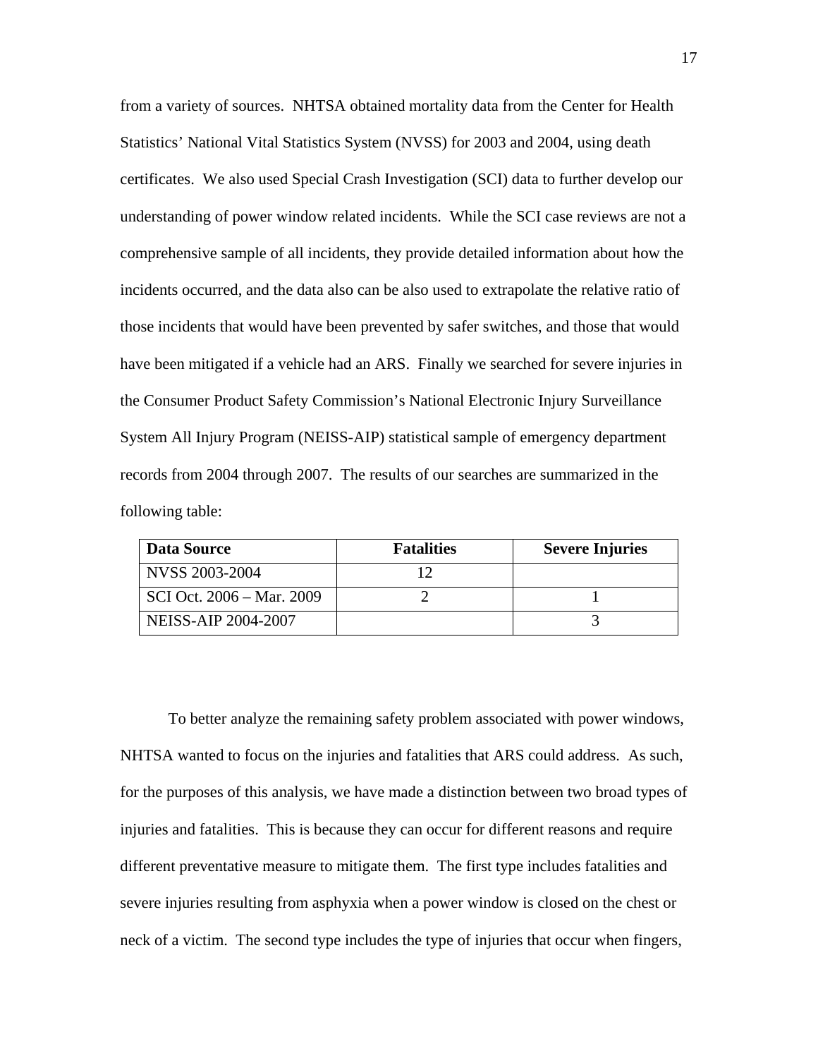from a variety of sources. NHTSA obtained mortality data from the Center for Health Statistics' National Vital Statistics System (NVSS) for 2003 and 2004, using death certificates. We also used Special Crash Investigation (SCI) data to further develop our understanding of power window related incidents. While the SCI case reviews are not a comprehensive sample of all incidents, they provide detailed information about how the incidents occurred, and the data also can be also used to extrapolate the relative ratio of those incidents that would have been prevented by safer switches, and those that would have been mitigated if a vehicle had an ARS. Finally we searched for severe injuries in the Consumer Product Safety Commission's National Electronic Injury Surveillance System All Injury Program (NEISS-AIP) statistical sample of emergency department records from 2004 through 2007. The results of our searches are summarized in the following table:

| Data Source | Fatalities | Severe Injuries |
| --- | --- | --- |
| NVSS 2003-2004 | 12 | |
| SCI Oct. 2006 – Mar. 2009 | 2 | 1 |
| NEISS-AIP 2004-2007 | | 3 |

To better analyze the remaining safety problem associated with power windows, NHTSA wanted to focus on the injuries and fatalities that ARS could address. As such, for the purposes of this analysis, we have made a distinction between two broad types of injuries and fatalities. This is because they can occur for different reasons and require different preventative measure to mitigate them. The first type includes fatalities and severe injuries resulting from asphyxia when a power window is closed on the chest or neck of a victim. The second type includes the type of injuries that occur when fingers,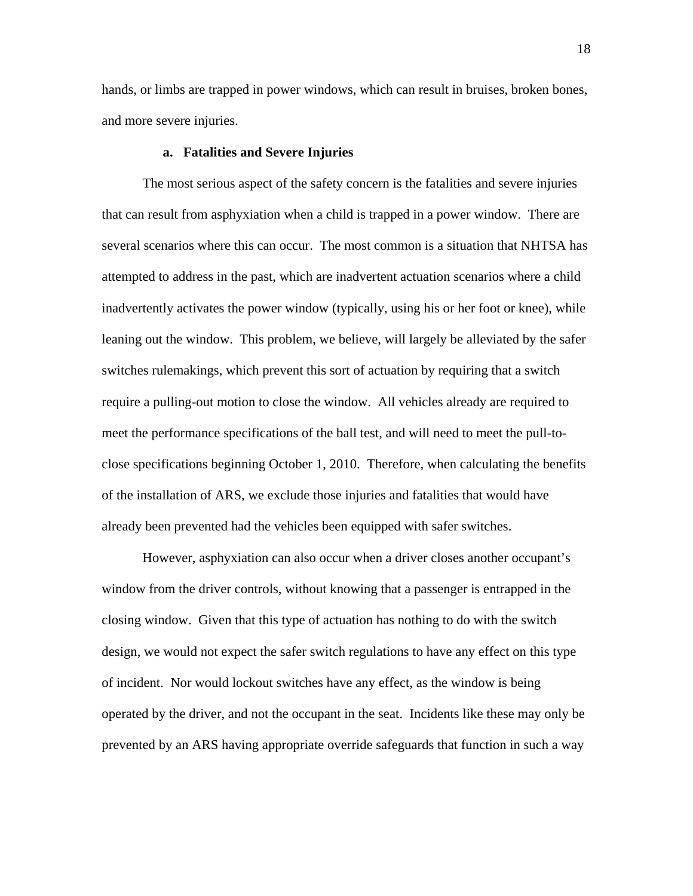hands, or limbs are trapped in power windows, which can result in bruises, broken bones, and more severe injuries.

### a. Fatalities and Severe Injuries

The most serious aspect of the safety concern is the fatalities and severe injuries that can result from asphyxiation when a child is trapped in a power window. There are several scenarios where this can occur. The most common is a situation that NHTSA has attempted to address in the past, which are inadvertent actuation scenarios where a child inadvertently activates the power window (typically, using his or her foot or knee), while leaning out the window. This problem, we believe, will largely be alleviated by the safer switches rulemakings, which prevent this sort of actuation by requiring that a switch require a pulling-out motion to close the window. All vehicles already are required to meet the performance specifications of the ball test, and will need to meet the pull-to-close specifications beginning October 1, 2010. Therefore, when calculating the benefits of the installation of ARS, we exclude those injuries and fatalities that would have already been prevented had the vehicles been equipped with safer switches.

However, asphyxiation can also occur when a driver closes another occupant's window from the driver controls, without knowing that a passenger is entrapped in the closing window. Given that this type of actuation has nothing to do with the switch design, we would not expect the safer switch regulations to have any effect on this type of incident. Nor would lockout switches have any effect, as the window is being operated by the driver, and not the occupant in the seat. Incidents like these may only be prevented by an ARS having appropriate override safeguards that function in such a way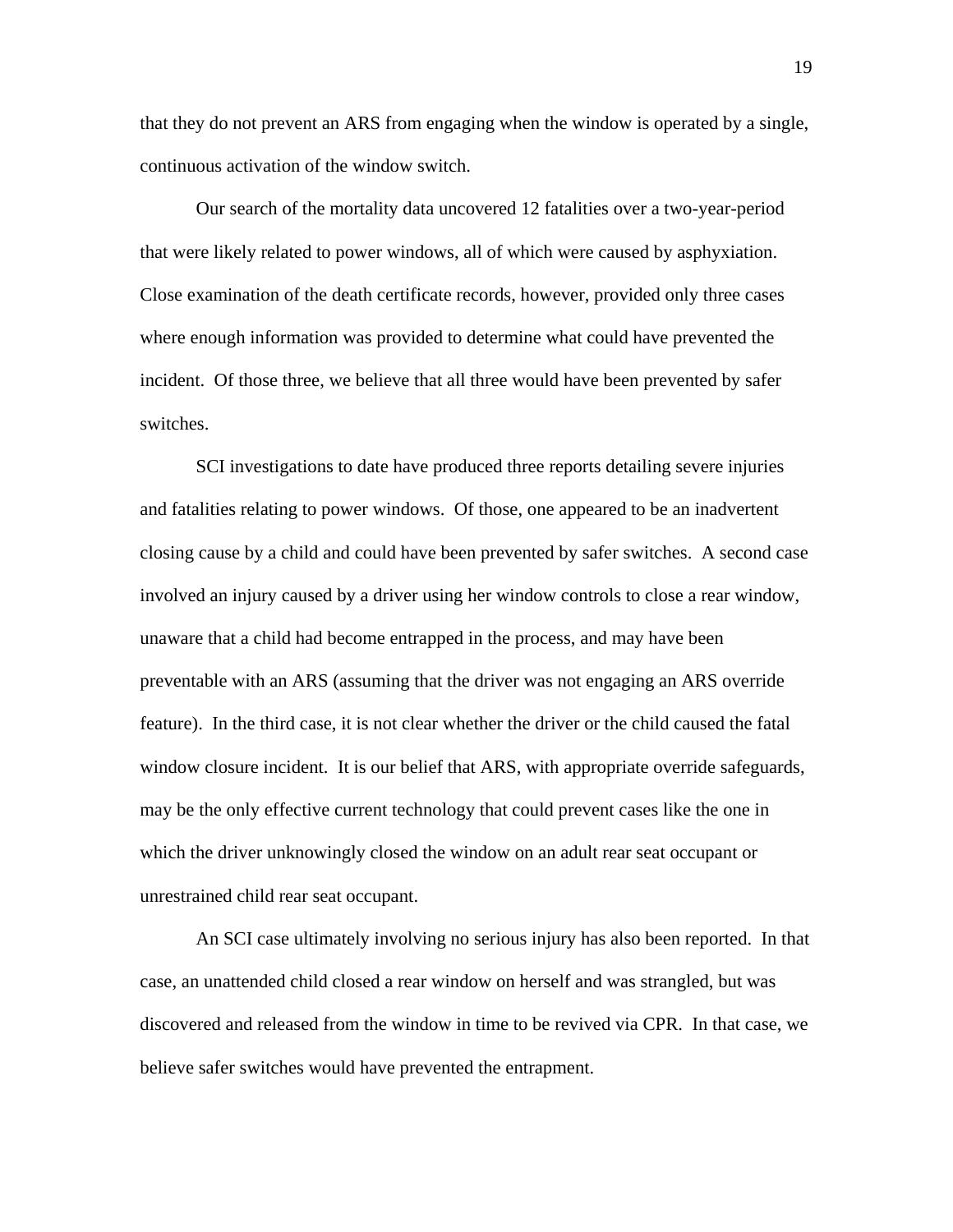that they do not prevent an ARS from engaging when the window is operated by a single, continuous activation of the window switch.

Our search of the mortality data uncovered 12 fatalities over a two-year-period that were likely related to power windows, all of which were caused by asphyxiation. Close examination of the death certificate records, however, provided only three cases where enough information was provided to determine what could have prevented the incident. Of those three, we believe that all three would have been prevented by safer switches.

SCI investigations to date have produced three reports detailing severe injuries and fatalities relating to power windows. Of those, one appeared to be an inadvertent closing cause by a child and could have been prevented by safer switches. A second case involved an injury caused by a driver using her window controls to close a rear window, unaware that a child had become entrapped in the process, and may have been preventable with an ARS (assuming that the driver was not engaging an ARS override feature). In the third case, it is not clear whether the driver or the child caused the fatal window closure incident. It is our belief that ARS, with appropriate override safeguards, may be the only effective current technology that could prevent cases like the one in which the driver unknowingly closed the window on an adult rear seat occupant or unrestrained child rear seat occupant.

An SCI case ultimately involving no serious injury has also been reported. In that case, an unattended child closed a rear window on herself and was strangled, but was discovered and released from the window in time to be revived via CPR. In that case, we believe safer switches would have prevented the entrapment.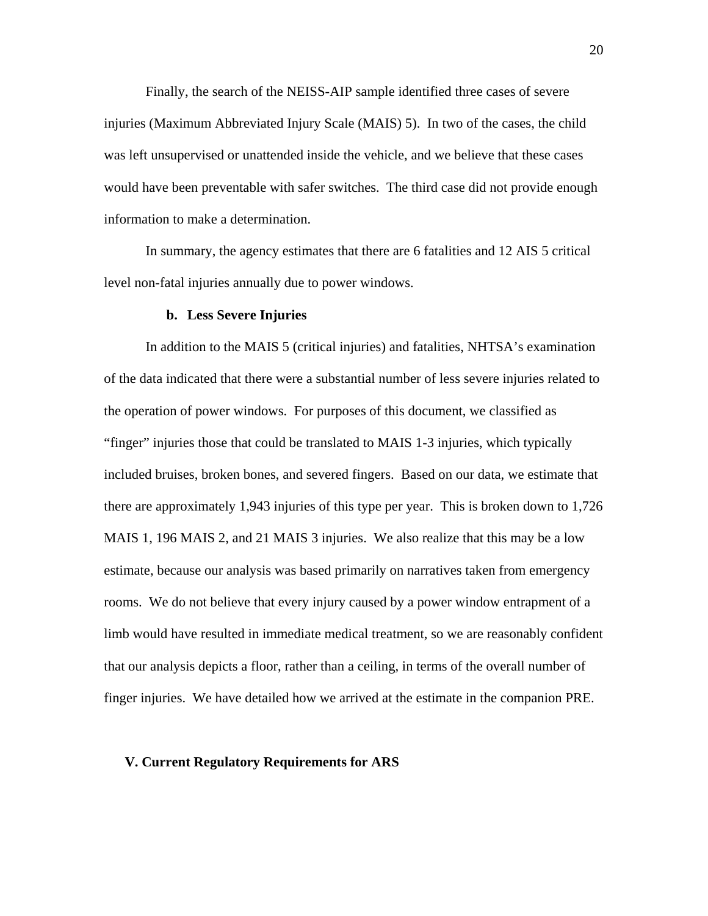Finally, the search of the NEISS-AIP sample identified three cases of severe injuries (Maximum Abbreviated Injury Scale (MAIS) 5). In two of the cases, the child was left unsupervised or unattended inside the vehicle, and we believe that these cases would have been preventable with safer switches. The third case did not provide enough information to make a determination.

In summary, the agency estimates that there are 6 fatalities and 12 AIS 5 critical level non-fatal injuries annually due to power windows.

### b. Less Severe Injuries

In addition to the MAIS 5 (critical injuries) and fatalities, NHTSA's examination of the data indicated that there were a substantial number of less severe injuries related to the operation of power windows. For purposes of this document, we classified as "finger" injuries those that could be translated to MAIS 1-3 injuries, which typically included bruises, broken bones, and severed fingers. Based on our data, we estimate that there are approximately 1,943 injuries of this type per year. This is broken down to 1,726 MAIS 1, 196 MAIS 2, and 21 MAIS 3 injuries. We also realize that this may be a low estimate, because our analysis was based primarily on narratives taken from emergency rooms. We do not believe that every injury caused by a power window entrapment of a limb would have resulted in immediate medical treatment, so we are reasonably confident that our analysis depicts a floor, rather than a ceiling, in terms of the overall number of finger injuries. We have detailed how we arrived at the estimate in the companion PRE.

## V. Current Regulatory Requirements for ARS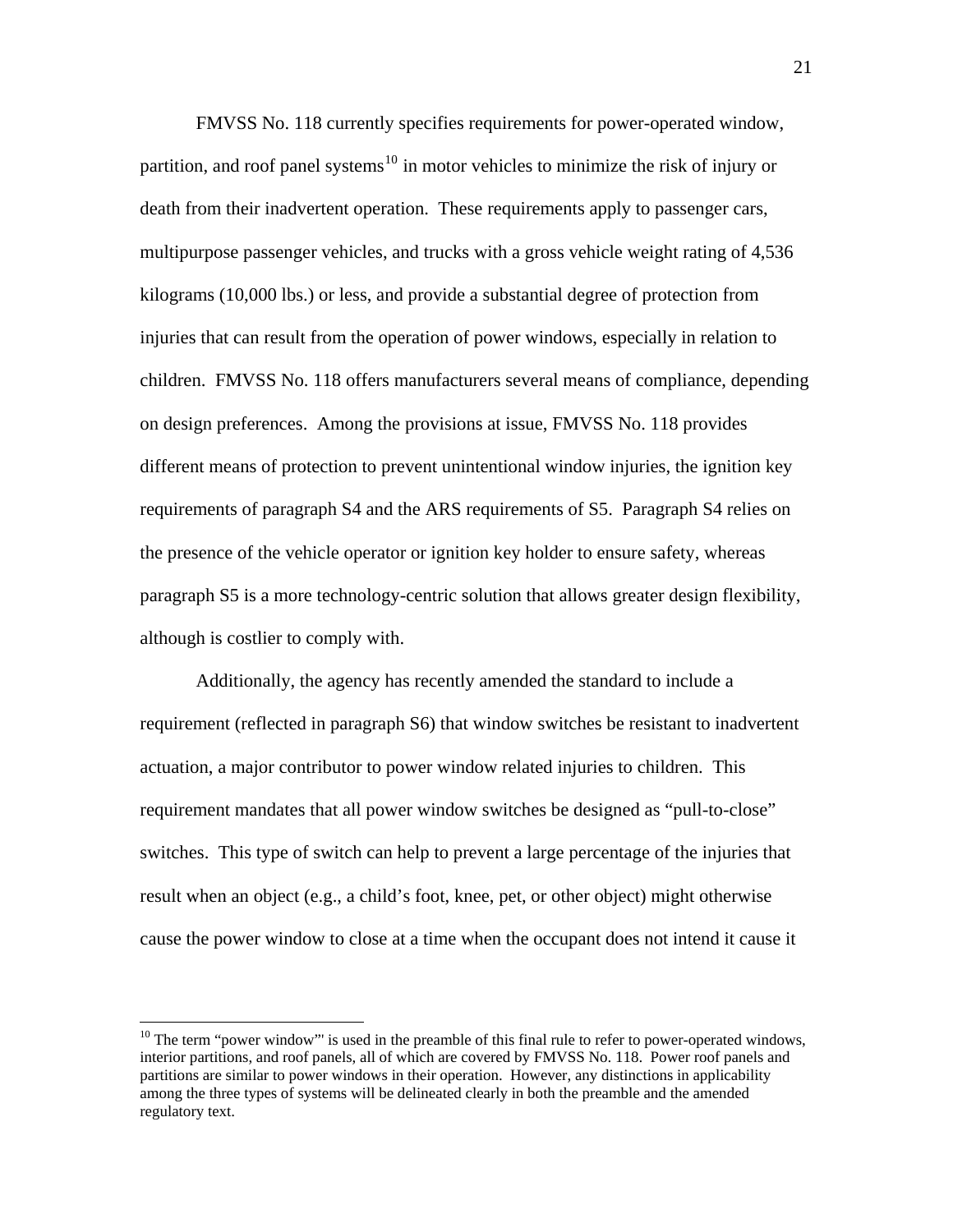FMVSS No. 118 currently specifies requirements for power-operated window, partition, and roof panel systems[10] in motor vehicles to minimize the risk of injury or death from their inadvertent operation. These requirements apply to passenger cars, multipurpose passenger vehicles, and trucks with a gross vehicle weight rating of 4,536 kilograms (10,000 lbs.) or less, and provide a substantial degree of protection from injuries that can result from the operation of power windows, especially in relation to children. FMVSS No. 118 offers manufacturers several means of compliance, depending on design preferences. Among the provisions at issue, FMVSS No. 118 provides different means of protection to prevent unintentional window injuries, the ignition key requirements of paragraph S4 and the ARS requirements of S5. Paragraph S4 relies on the presence of the vehicle operator or ignition key holder to ensure safety, whereas paragraph S5 is a more technology-centric solution that allows greater design flexibility, although is costlier to comply with.

Additionally, the agency has recently amended the standard to include a requirement (reflected in paragraph S6) that window switches be resistant to inadvertent actuation, a major contributor to power window related injuries to children. This requirement mandates that all power window switches be designed as "pull-to-close" switches. This type of switch can help to prevent a large percentage of the injuries that result when an object (e.g., a child's foot, knee, pet, or other object) might otherwise cause the power window to close at a time when the occupant does not intend it cause it

[10] The term "power window"' is used in the preamble of this final rule to refer to power-operated windows, interior partitions, and roof panels, all of which are covered by FMVSS No. 118. Power roof panels and partitions are similar to power windows in their operation. However, any distinctions in applicability among the three types of systems will be delineated clearly in both the preamble and the amended regulatory text.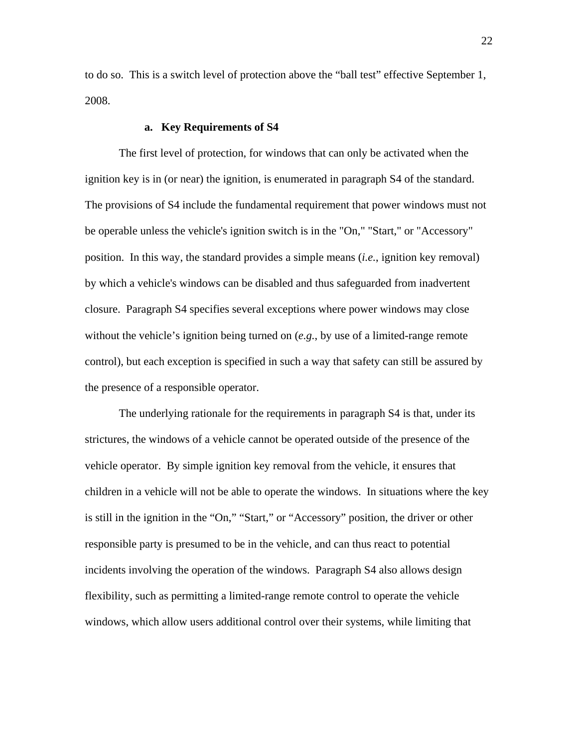to do so. This is a switch level of protection above the "ball test" effective September 1, 2008.

### a. Key Requirements of S4

The first level of protection, for windows that can only be activated when the ignition key is in (or near) the ignition, is enumerated in paragraph S4 of the standard. The provisions of S4 include the fundamental requirement that power windows must not be operable unless the vehicle's ignition switch is in the "On," "Start," or "Accessory" position. In this way, the standard provides a simple means (*i.e.*, ignition key removal) by which a vehicle's windows can be disabled and thus safeguarded from inadvertent closure. Paragraph S4 specifies several exceptions where power windows may close without the vehicle's ignition being turned on (*e.g.*, by use of a limited-range remote control), but each exception is specified in such a way that safety can still be assured by the presence of a responsible operator.

The underlying rationale for the requirements in paragraph S4 is that, under its strictures, the windows of a vehicle cannot be operated outside of the presence of the vehicle operator. By simple ignition key removal from the vehicle, it ensures that children in a vehicle will not be able to operate the windows. In situations where the key is still in the ignition in the "On," "Start," or "Accessory" position, the driver or other responsible party is presumed to be in the vehicle, and can thus react to potential incidents involving the operation of the windows. Paragraph S4 also allows design flexibility, such as permitting a limited-range remote control to operate the vehicle windows, which allow users additional control over their systems, while limiting that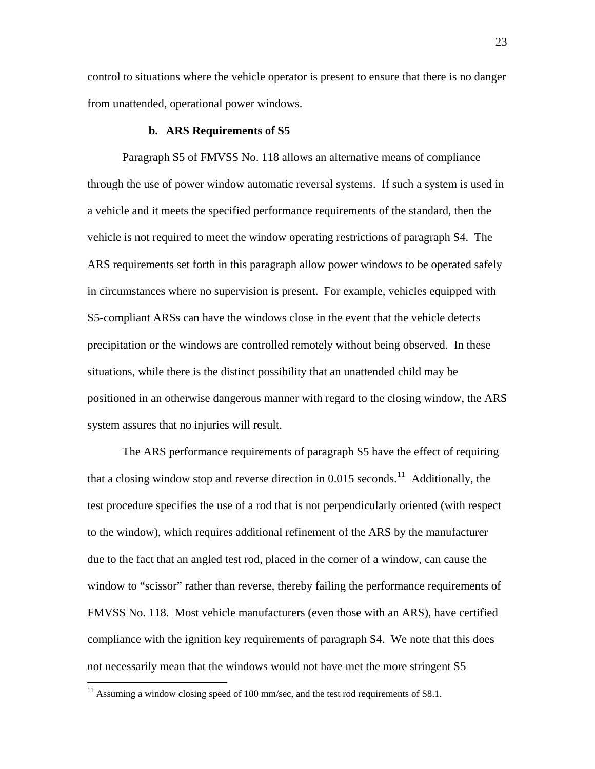control to situations where the vehicle operator is present to ensure that there is no danger from unattended, operational power windows.

**b. ARS Requirements of S5**

Paragraph S5 of FMVSS No. 118 allows an alternative means of compliance through the use of power window automatic reversal systems. If such a system is used in a vehicle and it meets the specified performance requirements of the standard, then the vehicle is not required to meet the window operating restrictions of paragraph S4. The ARS requirements set forth in this paragraph allow power windows to be operated safely in circumstances where no supervision is present. For example, vehicles equipped with S5-compliant ARSs can have the windows close in the event that the vehicle detects precipitation or the windows are controlled remotely without being observed. In these situations, while there is the distinct possibility that an unattended child may be positioned in an otherwise dangerous manner with regard to the closing window, the ARS system assures that no injuries will result.

The ARS performance requirements of paragraph S5 have the effect of requiring that a closing window stop and reverse direction in 0.015 seconds.[11] Additionally, the test procedure specifies the use of a rod that is not perpendicularly oriented (with respect to the window), which requires additional refinement of the ARS by the manufacturer due to the fact that an angled test rod, placed in the corner of a window, can cause the window to "scissor" rather than reverse, thereby failing the performance requirements of FMVSS No. 118. Most vehicle manufacturers (even those with an ARS), have certified compliance with the ignition key requirements of paragraph S4. We note that this does not necessarily mean that the windows would not have met the more stringent S5

[11] Assuming a window closing speed of 100 mm/sec, and the test rod requirements of S8.1.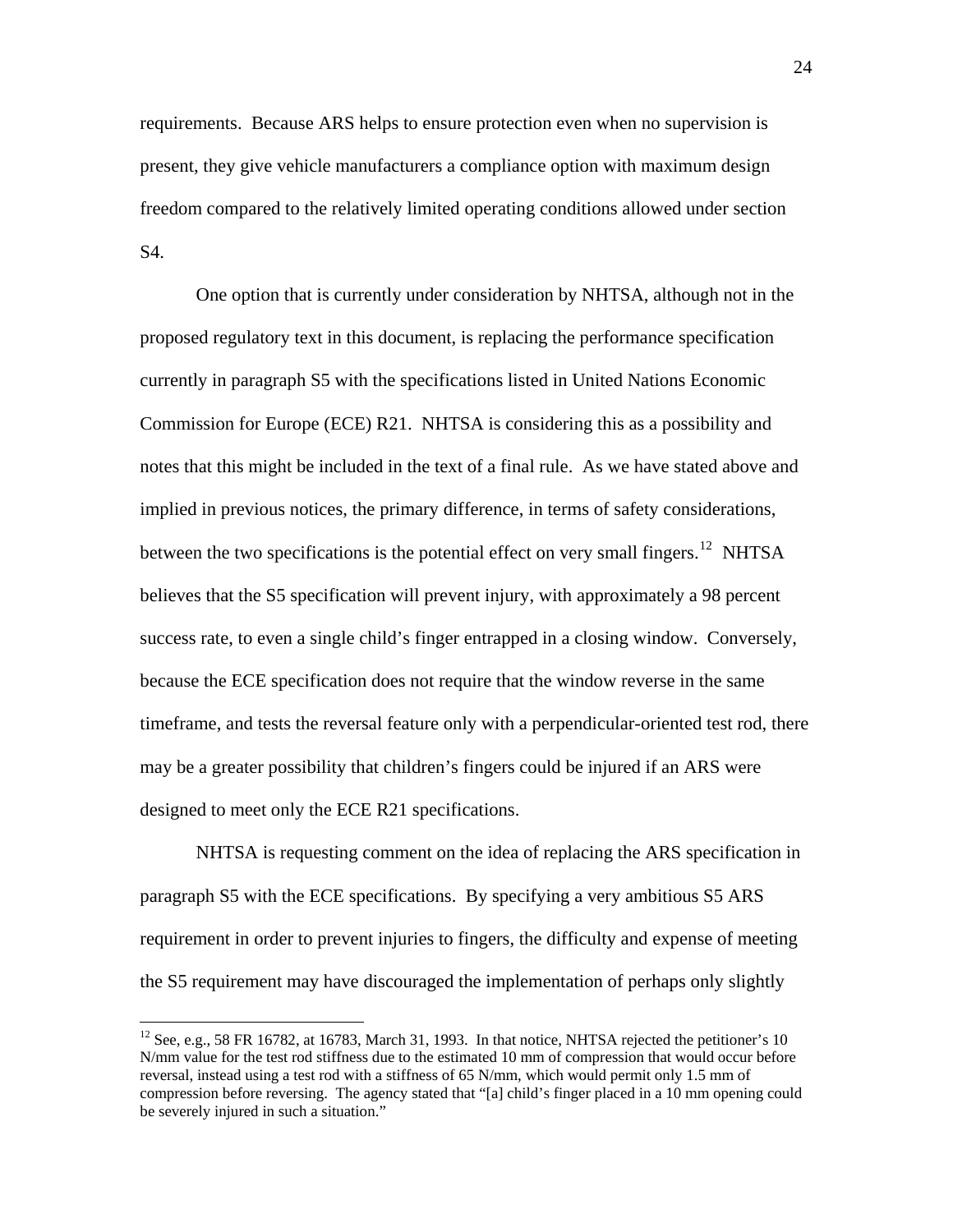requirements. Because ARS helps to ensure protection even when no supervision is present, they give vehicle manufacturers a compliance option with maximum design freedom compared to the relatively limited operating conditions allowed under section S4.

One option that is currently under consideration by NHTSA, although not in the proposed regulatory text in this document, is replacing the performance specification currently in paragraph S5 with the specifications listed in United Nations Economic Commission for Europe (ECE) R21. NHTSA is considering this as a possibility and notes that this might be included in the text of a final rule. As we have stated above and implied in previous notices, the primary difference, in terms of safety considerations, between the two specifications is the potential effect on very small fingers.[12] NHTSA believes that the S5 specification will prevent injury, with approximately a 98 percent success rate, to even a single child's finger entrapped in a closing window. Conversely, because the ECE specification does not require that the window reverse in the same timeframe, and tests the reversal feature only with a perpendicular-oriented test rod, there may be a greater possibility that children's fingers could be injured if an ARS were designed to meet only the ECE R21 specifications.

NHTSA is requesting comment on the idea of replacing the ARS specification in paragraph S5 with the ECE specifications. By specifying a very ambitious S5 ARS requirement in order to prevent injuries to fingers, the difficulty and expense of meeting the S5 requirement may have discouraged the implementation of perhaps only slightly

---

[12] See, e.g., 58 FR 16782, at 16783, March 31, 1993. In that notice, NHTSA rejected the petitioner's 10 N/mm value for the test rod stiffness due to the estimated 10 mm of compression that would occur before reversal, instead using a test rod with a stiffness of 65 N/mm, which would permit only 1.5 mm of compression before reversing. The agency stated that "[a] child's finger placed in a 10 mm opening could be severely injured in such a situation."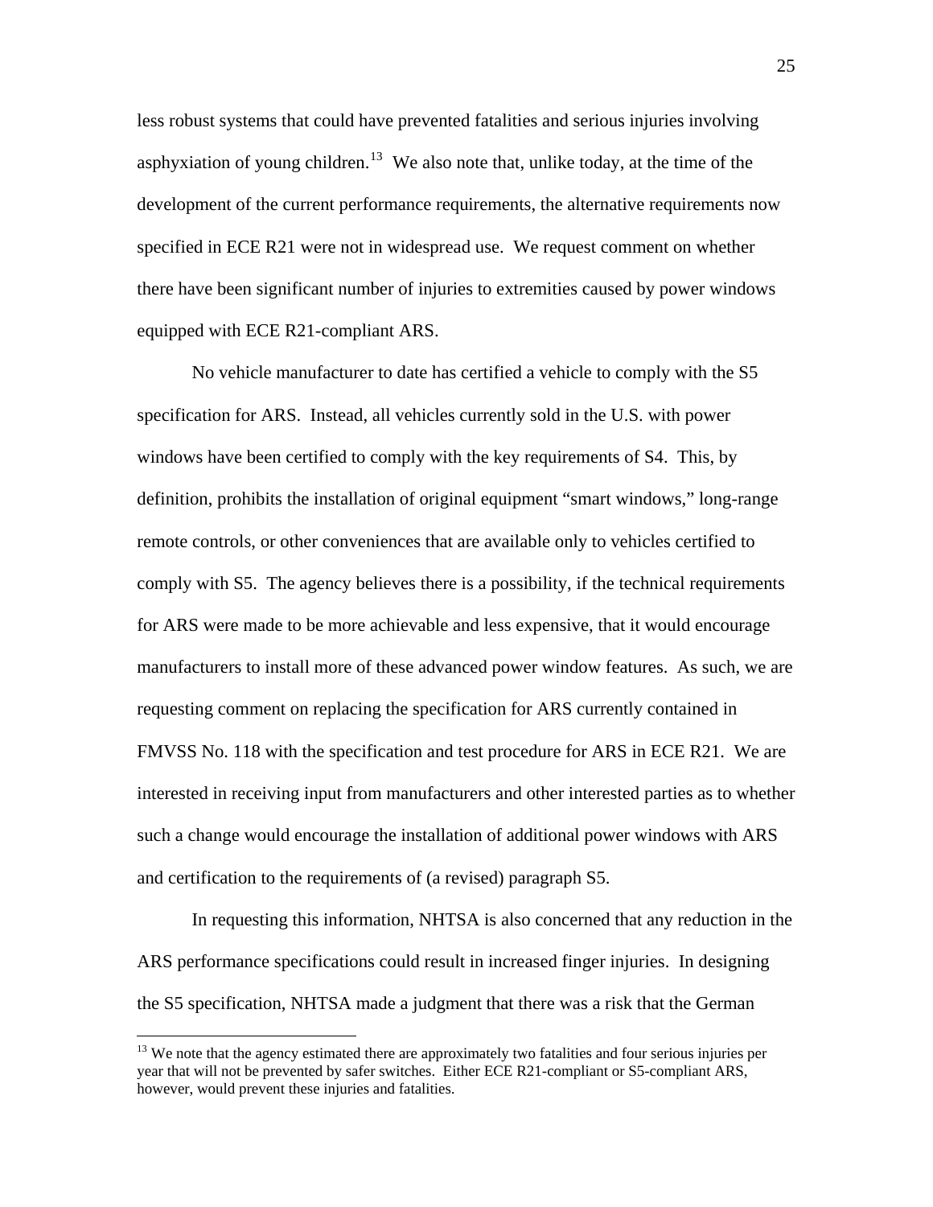less robust systems that could have prevented fatalities and serious injuries involving asphyxiation of young children.[13] We also note that, unlike today, at the time of the development of the current performance requirements, the alternative requirements now specified in ECE R21 were not in widespread use. We request comment on whether there have been significant number of injuries to extremities caused by power windows equipped with ECE R21-compliant ARS.

No vehicle manufacturer to date has certified a vehicle to comply with the S5 specification for ARS. Instead, all vehicles currently sold in the U.S. with power windows have been certified to comply with the key requirements of S4. This, by definition, prohibits the installation of original equipment "smart windows," long-range remote controls, or other conveniences that are available only to vehicles certified to comply with S5. The agency believes there is a possibility, if the technical requirements for ARS were made to be more achievable and less expensive, that it would encourage manufacturers to install more of these advanced power window features. As such, we are requesting comment on replacing the specification for ARS currently contained in FMVSS No. 118 with the specification and test procedure for ARS in ECE R21. We are interested in receiving input from manufacturers and other interested parties as to whether such a change would encourage the installation of additional power windows with ARS and certification to the requirements of (a revised) paragraph S5.

In requesting this information, NHTSA is also concerned that any reduction in the ARS performance specifications could result in increased finger injuries. In designing the S5 specification, NHTSA made a judgment that there was a risk that the German

---

[13] We note that the agency estimated there are approximately two fatalities and four serious injuries per year that will not be prevented by safer switches. Either ECE R21-compliant or S5-compliant ARS, however, would prevent these injuries and fatalities.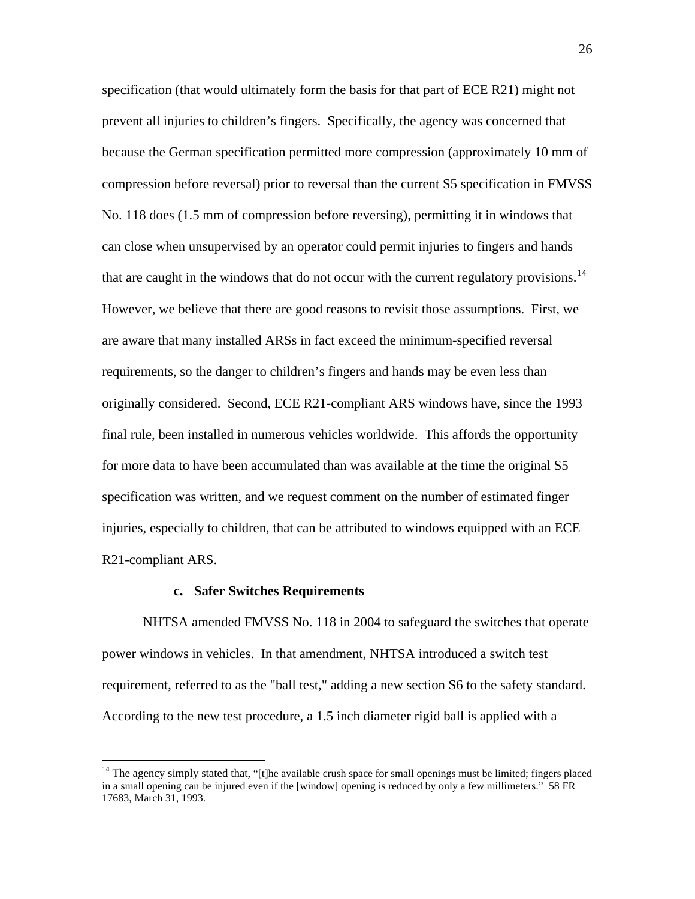specification (that would ultimately form the basis for that part of ECE R21) might not prevent all injuries to children's fingers. Specifically, the agency was concerned that because the German specification permitted more compression (approximately 10 mm of compression before reversal) prior to reversal than the current S5 specification in FMVSS No. 118 does (1.5 mm of compression before reversing), permitting it in windows that can close when unsupervised by an operator could permit injuries to fingers and hands that are caught in the windows that do not occur with the current regulatory provisions.[14] However, we believe that there are good reasons to revisit those assumptions. First, we are aware that many installed ARSs in fact exceed the minimum-specified reversal requirements, so the danger to children's fingers and hands may be even less than originally considered. Second, ECE R21-compliant ARS windows have, since the 1993 final rule, been installed in numerous vehicles worldwide. This affords the opportunity for more data to have been accumulated than was available at the time the original S5 specification was written, and we request comment on the number of estimated finger injuries, especially to children, that can be attributed to windows equipped with an ECE R21-compliant ARS.

**c. Safer Switches Requirements**

NHTSA amended FMVSS No. 118 in 2004 to safeguard the switches that operate power windows in vehicles. In that amendment, NHTSA introduced a switch test requirement, referred to as the "ball test," adding a new section S6 to the safety standard. According to the new test procedure, a 1.5 inch diameter rigid ball is applied with a

---

[14] The agency simply stated that, "[t]he available crush space for small openings must be limited; fingers placed in a small opening can be injured even if the [window] opening is reduced by only a few millimeters." 58 FR 17683, March 31, 1993.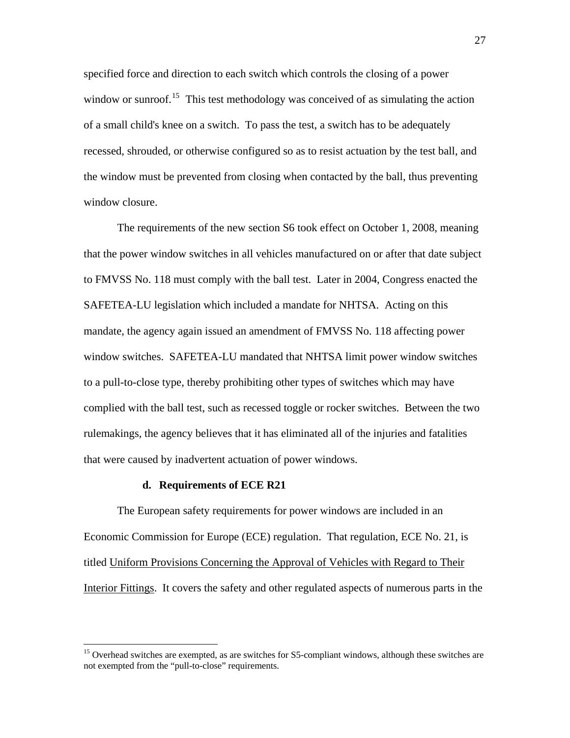specified force and direction to each switch which controls the closing of a power window or sunroof.[15] This test methodology was conceived of as simulating the action of a small child's knee on a switch. To pass the test, a switch has to be adequately recessed, shrouded, or otherwise configured so as to resist actuation by the test ball, and the window must be prevented from closing when contacted by the ball, thus preventing window closure.

The requirements of the new section S6 took effect on October 1, 2008, meaning that the power window switches in all vehicles manufactured on or after that date subject to FMVSS No. 118 must comply with the ball test. Later in 2004, Congress enacted the SAFETEA-LU legislation which included a mandate for NHTSA. Acting on this mandate, the agency again issued an amendment of FMVSS No. 118 affecting power window switches. SAFETEA-LU mandated that NHTSA limit power window switches to a pull-to-close type, thereby prohibiting other types of switches which may have complied with the ball test, such as recessed toggle or rocker switches. Between the two rulemakings, the agency believes that it has eliminated all of the injuries and fatalities that were caused by inadvertent actuation of power windows.

#### d. Requirements of ECE R21

The European safety requirements for power windows are included in an Economic Commission for Europe (ECE) regulation. That regulation, ECE No. 21, is titled Uniform Provisions Concerning the Approval of Vehicles with Regard to Their Interior Fittings. It covers the safety and other regulated aspects of numerous parts in the

---

[15] Overhead switches are exempted, as are switches for S5-compliant windows, although these switches are not exempted from the "pull-to-close" requirements.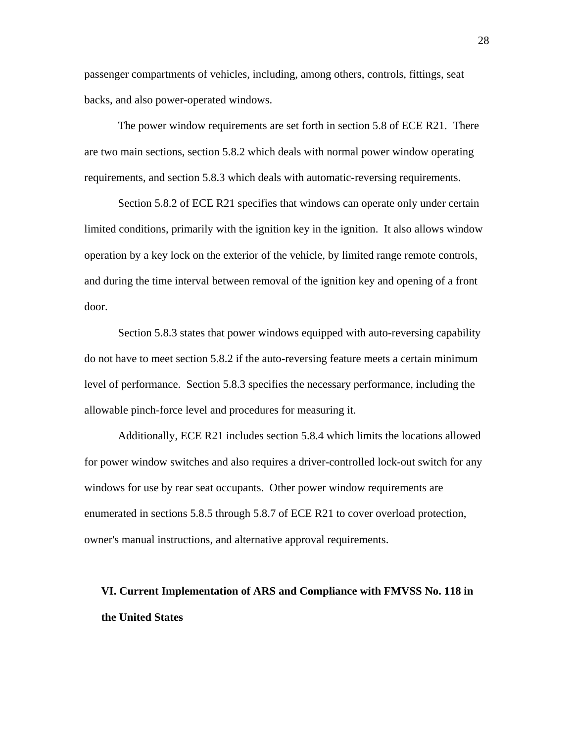passenger compartments of vehicles, including, among others, controls, fittings, seat backs, and also power-operated windows.

The power window requirements are set forth in section 5.8 of ECE R21. There are two main sections, section 5.8.2 which deals with normal power window operating requirements, and section 5.8.3 which deals with automatic-reversing requirements.

Section 5.8.2 of ECE R21 specifies that windows can operate only under certain limited conditions, primarily with the ignition key in the ignition. It also allows window operation by a key lock on the exterior of the vehicle, by limited range remote controls, and during the time interval between removal of the ignition key and opening of a front door.

Section 5.8.3 states that power windows equipped with auto-reversing capability do not have to meet section 5.8.2 if the auto-reversing feature meets a certain minimum level of performance. Section 5.8.3 specifies the necessary performance, including the allowable pinch-force level and procedures for measuring it.

Additionally, ECE R21 includes section 5.8.4 which limits the locations allowed for power window switches and also requires a driver-controlled lock-out switch for any windows for use by rear seat occupants. Other power window requirements are enumerated in sections 5.8.5 through 5.8.7 of ECE R21 to cover overload protection, owner's manual instructions, and alternative approval requirements.

## VI. Current Implementation of ARS and Compliance with FMVSS No. 118 in the United States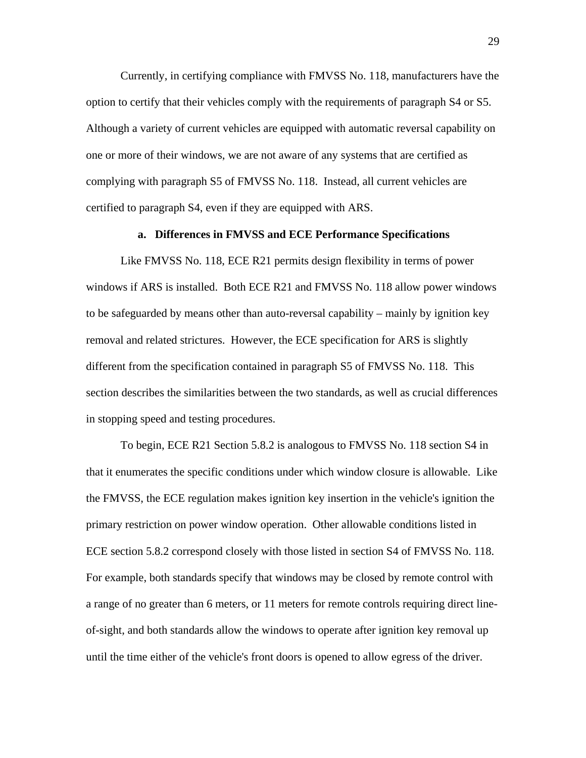Currently, in certifying compliance with FMVSS No. 118, manufacturers have the option to certify that their vehicles comply with the requirements of paragraph S4 or S5. Although a variety of current vehicles are equipped with automatic reversal capability on one or more of their windows, we are not aware of any systems that are certified as complying with paragraph S5 of FMVSS No. 118. Instead, all current vehicles are certified to paragraph S4, even if they are equipped with ARS.

### a. Differences in FMVSS and ECE Performance Specifications

Like FMVSS No. 118, ECE R21 permits design flexibility in terms of power windows if ARS is installed. Both ECE R21 and FMVSS No. 118 allow power windows to be safeguarded by means other than auto-reversal capability – mainly by ignition key removal and related strictures. However, the ECE specification for ARS is slightly different from the specification contained in paragraph S5 of FMVSS No. 118. This section describes the similarities between the two standards, as well as crucial differences in stopping speed and testing procedures.

To begin, ECE R21 Section 5.8.2 is analogous to FMVSS No. 118 section S4 in that it enumerates the specific conditions under which window closure is allowable. Like the FMVSS, the ECE regulation makes ignition key insertion in the vehicle's ignition the primary restriction on power window operation. Other allowable conditions listed in ECE section 5.8.2 correspond closely with those listed in section S4 of FMVSS No. 118. For example, both standards specify that windows may be closed by remote control with a range of no greater than 6 meters, or 11 meters for remote controls requiring direct line-of-sight, and both standards allow the windows to operate after ignition key removal up until the time either of the vehicle's front doors is opened to allow egress of the driver.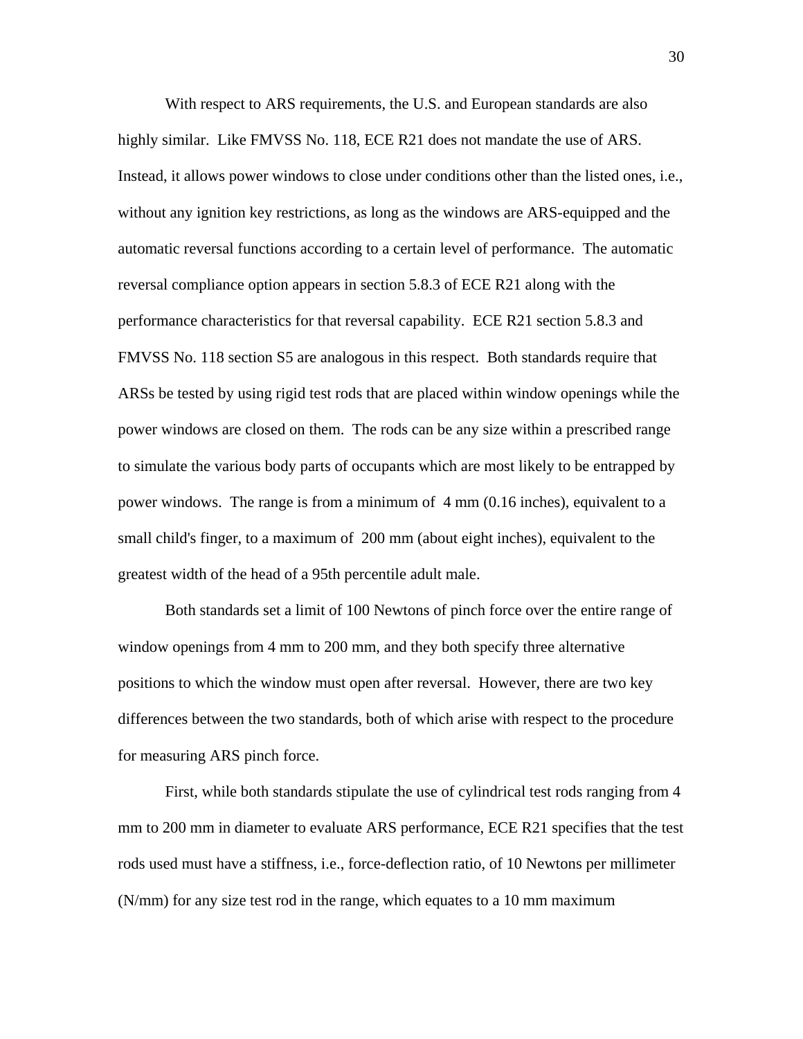With respect to ARS requirements, the U.S. and European standards are also highly similar. Like FMVSS No. 118, ECE R21 does not mandate the use of ARS. Instead, it allows power windows to close under conditions other than the listed ones, i.e., without any ignition key restrictions, as long as the windows are ARS-equipped and the automatic reversal functions according to a certain level of performance. The automatic reversal compliance option appears in section 5.8.3 of ECE R21 along with the performance characteristics for that reversal capability. ECE R21 section 5.8.3 and FMVSS No. 118 section S5 are analogous in this respect. Both standards require that ARSs be tested by using rigid test rods that are placed within window openings while the power windows are closed on them. The rods can be any size within a prescribed range to simulate the various body parts of occupants which are most likely to be entrapped by power windows. The range is from a minimum of 4 mm (0.16 inches), equivalent to a small child's finger, to a maximum of 200 mm (about eight inches), equivalent to the greatest width of the head of a 95th percentile adult male.

Both standards set a limit of 100 Newtons of pinch force over the entire range of window openings from 4 mm to 200 mm, and they both specify three alternative positions to which the window must open after reversal. However, there are two key differences between the two standards, both of which arise with respect to the procedure for measuring ARS pinch force.

First, while both standards stipulate the use of cylindrical test rods ranging from 4 mm to 200 mm in diameter to evaluate ARS performance, ECE R21 specifies that the test rods used must have a stiffness, i.e., force-deflection ratio, of 10 Newtons per millimeter (N/mm) for any size test rod in the range, which equates to a 10 mm maximum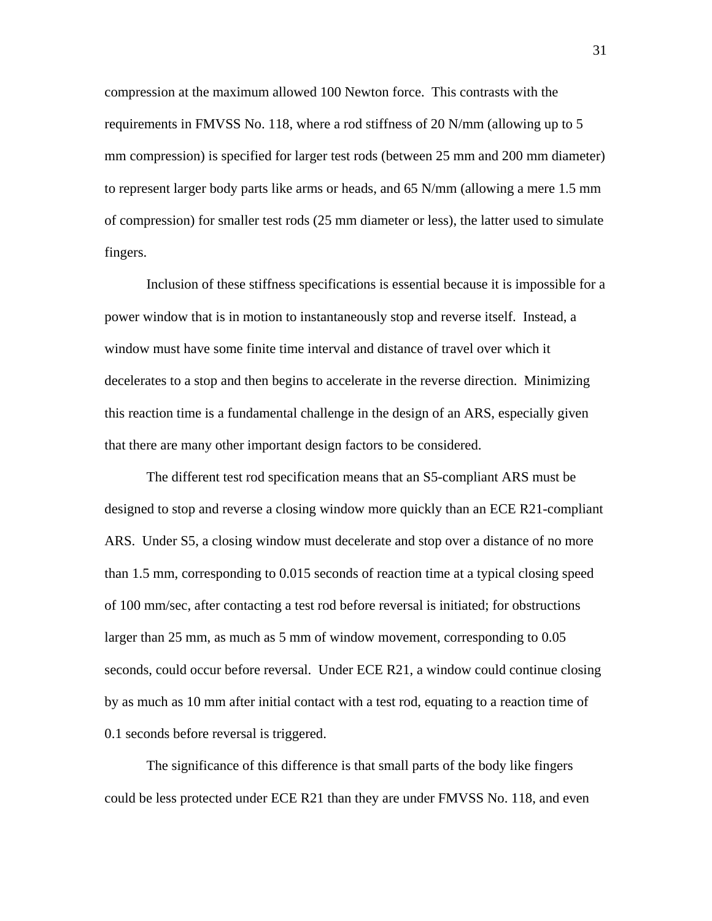compression at the maximum allowed 100 Newton force.  This contrasts with the requirements in FMVSS No. 118, where a rod stiffness of 20 N/mm (allowing up to 5 mm compression) is specified for larger test rods (between 25 mm and 200 mm diameter) to represent larger body parts like arms or heads, and 65 N/mm (allowing a mere 1.5 mm of compression) for smaller test rods (25 mm diameter or less), the latter used to simulate fingers.

Inclusion of these stiffness specifications is essential because it is impossible for a power window that is in motion to instantaneously stop and reverse itself.  Instead, a window must have some finite time interval and distance of travel over which it decelerates to a stop and then begins to accelerate in the reverse direction.  Minimizing this reaction time is a fundamental challenge in the design of an ARS, especially given that there are many other important design factors to be considered.

The different test rod specification means that an S5-compliant ARS must be designed to stop and reverse a closing window more quickly than an ECE R21-compliant ARS.  Under S5, a closing window must decelerate and stop over a distance of no more than 1.5 mm, corresponding to 0.015 seconds of reaction time at a typical closing speed of 100 mm/sec, after contacting a test rod before reversal is initiated; for obstructions larger than 25 mm, as much as 5 mm of window movement, corresponding to 0.05 seconds, could occur before reversal.  Under ECE R21, a window could continue closing by as much as 10 mm after initial contact with a test rod, equating to a reaction time of 0.1 seconds before reversal is triggered.

The significance of this difference is that small parts of the body like fingers could be less protected under ECE R21 than they are under FMVSS No. 118, and even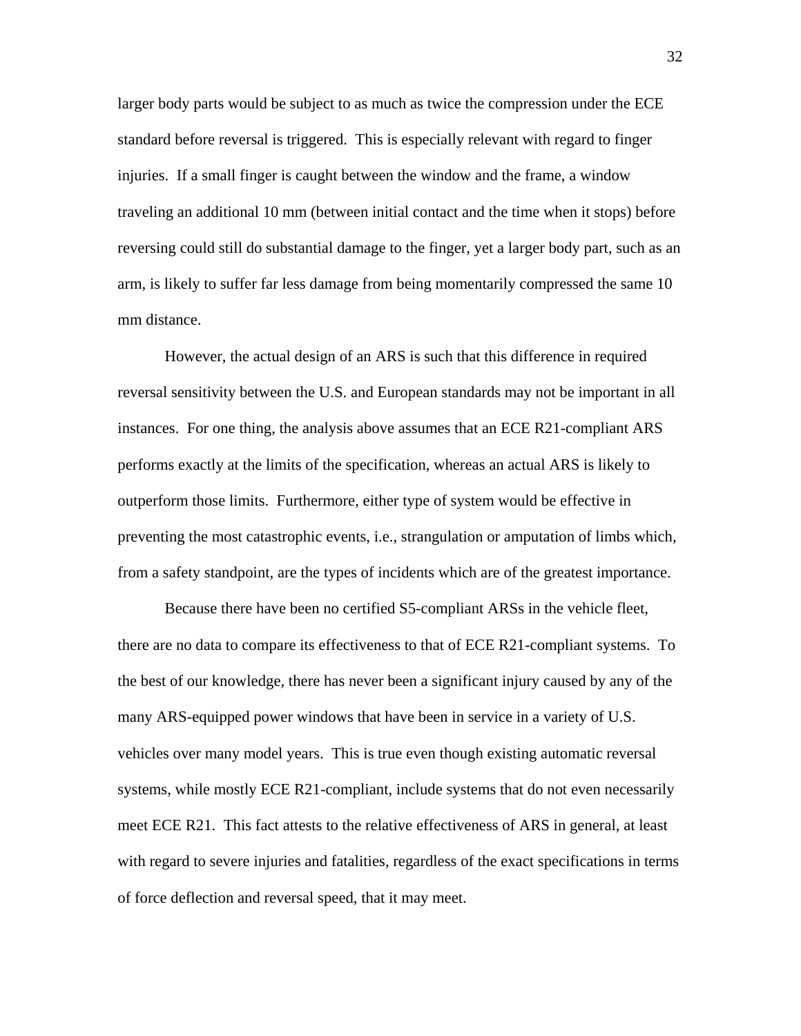larger body parts would be subject to as much as twice the compression under the ECE standard before reversal is triggered. This is especially relevant with regard to finger injuries. If a small finger is caught between the window and the frame, a window traveling an additional 10 mm (between initial contact and the time when it stops) before reversing could still do substantial damage to the finger, yet a larger body part, such as an arm, is likely to suffer far less damage from being momentarily compressed the same 10 mm distance.

However, the actual design of an ARS is such that this difference in required reversal sensitivity between the U.S. and European standards may not be important in all instances. For one thing, the analysis above assumes that an ECE R21-compliant ARS performs exactly at the limits of the specification, whereas an actual ARS is likely to outperform those limits. Furthermore, either type of system would be effective in preventing the most catastrophic events, i.e., strangulation or amputation of limbs which, from a safety standpoint, are the types of incidents which are of the greatest importance.

Because there have been no certified S5-compliant ARSs in the vehicle fleet, there are no data to compare its effectiveness to that of ECE R21-compliant systems. To the best of our knowledge, there has never been a significant injury caused by any of the many ARS-equipped power windows that have been in service in a variety of U.S. vehicles over many model years. This is true even though existing automatic reversal systems, while mostly ECE R21-compliant, include systems that do not even necessarily meet ECE R21. This fact attests to the relative effectiveness of ARS in general, at least with regard to severe injuries and fatalities, regardless of the exact specifications in terms of force deflection and reversal speed, that it may meet.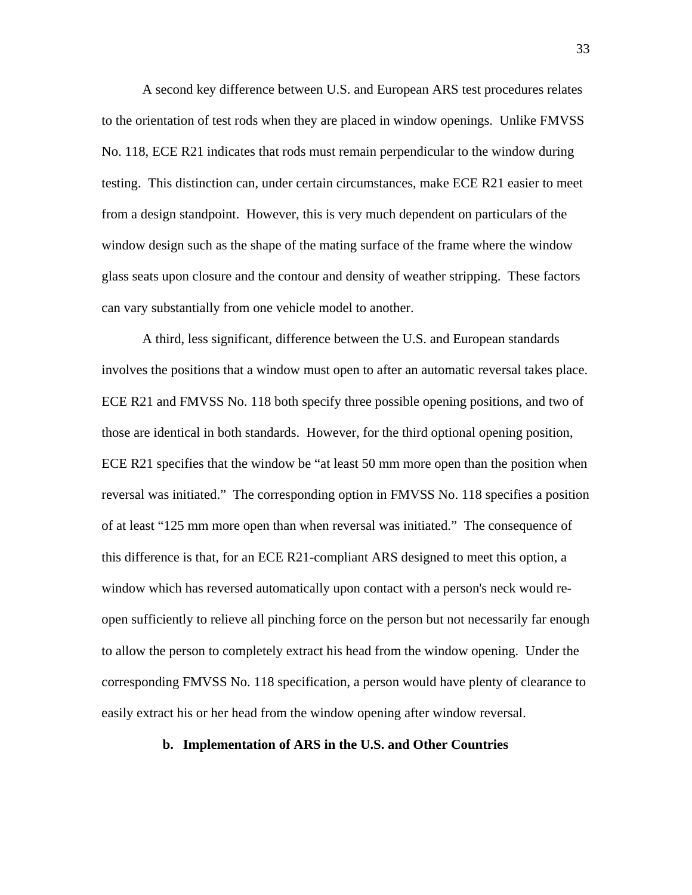A second key difference between U.S. and European ARS test procedures relates to the orientation of test rods when they are placed in window openings. Unlike FMVSS No. 118, ECE R21 indicates that rods must remain perpendicular to the window during testing. This distinction can, under certain circumstances, make ECE R21 easier to meet from a design standpoint. However, this is very much dependent on particulars of the window design such as the shape of the mating surface of the frame where the window glass seats upon closure and the contour and density of weather stripping. These factors can vary substantially from one vehicle model to another.

A third, less significant, difference between the U.S. and European standards involves the positions that a window must open to after an automatic reversal takes place. ECE R21 and FMVSS No. 118 both specify three possible opening positions, and two of those are identical in both standards. However, for the third optional opening position, ECE R21 specifies that the window be "at least 50 mm more open than the position when reversal was initiated." The corresponding option in FMVSS No. 118 specifies a position of at least "125 mm more open than when reversal was initiated." The consequence of this difference is that, for an ECE R21-compliant ARS designed to meet this option, a window which has reversed automatically upon contact with a person's neck would re-open sufficiently to relieve all pinching force on the person but not necessarily far enough to allow the person to completely extract his head from the window opening. Under the corresponding FMVSS No. 118 specification, a person would have plenty of clearance to easily extract his or her head from the window opening after window reversal.

### b. Implementation of ARS in the U.S. and Other Countries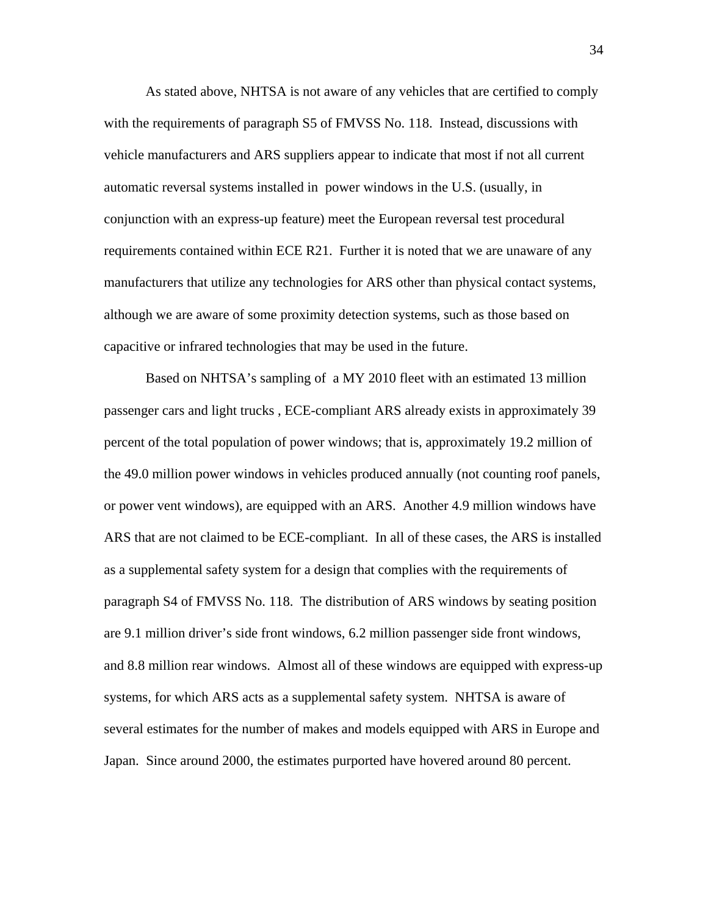As stated above, NHTSA is not aware of any vehicles that are certified to comply with the requirements of paragraph S5 of FMVSS No. 118. Instead, discussions with vehicle manufacturers and ARS suppliers appear to indicate that most if not all current automatic reversal systems installed in power windows in the U.S. (usually, in conjunction with an express-up feature) meet the European reversal test procedural requirements contained within ECE R21. Further it is noted that we are unaware of any manufacturers that utilize any technologies for ARS other than physical contact systems, although we are aware of some proximity detection systems, such as those based on capacitive or infrared technologies that may be used in the future.

Based on NHTSA's sampling of a MY 2010 fleet with an estimated 13 million passenger cars and light trucks , ECE-compliant ARS already exists in approximately 39 percent of the total population of power windows; that is, approximately 19.2 million of the 49.0 million power windows in vehicles produced annually (not counting roof panels, or power vent windows), are equipped with an ARS. Another 4.9 million windows have ARS that are not claimed to be ECE-compliant. In all of these cases, the ARS is installed as a supplemental safety system for a design that complies with the requirements of paragraph S4 of FMVSS No. 118. The distribution of ARS windows by seating position are 9.1 million driver's side front windows, 6.2 million passenger side front windows, and 8.8 million rear windows. Almost all of these windows are equipped with express-up systems, for which ARS acts as a supplemental safety system. NHTSA is aware of several estimates for the number of makes and models equipped with ARS in Europe and Japan. Since around 2000, the estimates purported have hovered around 80 percent.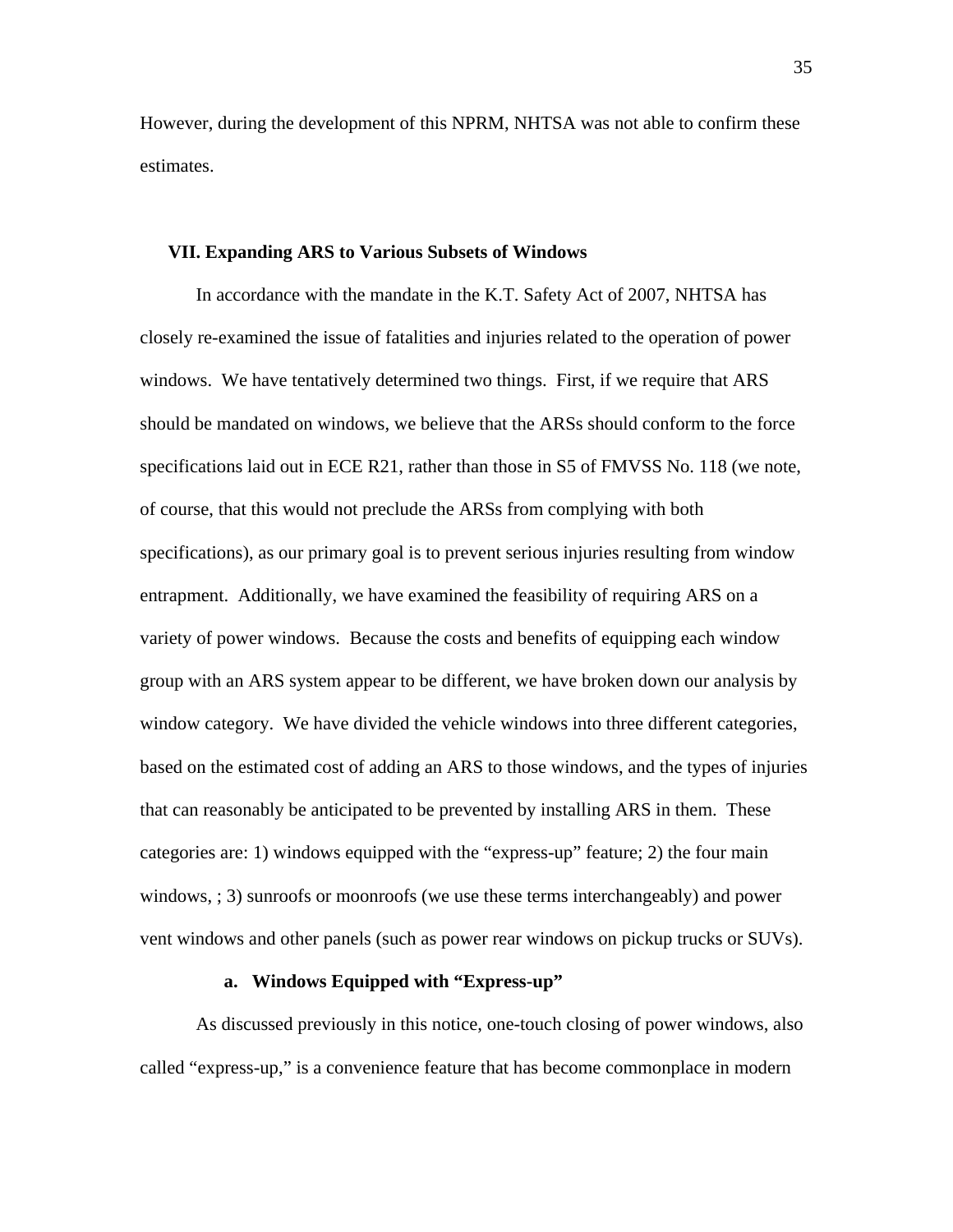However, during the development of this NPRM, NHTSA was not able to confirm these estimates.

## VII. Expanding ARS to Various Subsets of Windows

In accordance with the mandate in the K.T. Safety Act of 2007, NHTSA has closely re-examined the issue of fatalities and injuries related to the operation of power windows. We have tentatively determined two things. First, if we require that ARS should be mandated on windows, we believe that the ARSs should conform to the force specifications laid out in ECE R21, rather than those in S5 of FMVSS No. 118 (we note, of course, that this would not preclude the ARSs from complying with both specifications), as our primary goal is to prevent serious injuries resulting from window entrapment. Additionally, we have examined the feasibility of requiring ARS on a variety of power windows. Because the costs and benefits of equipping each window group with an ARS system appear to be different, we have broken down our analysis by window category. We have divided the vehicle windows into three different categories, based on the estimated cost of adding an ARS to those windows, and the types of injuries that can reasonably be anticipated to be prevented by installing ARS in them. These categories are: 1) windows equipped with the "express-up" feature; 2) the four main windows, ; 3) sunroofs or moonroofs (we use these terms interchangeably) and power vent windows and other panels (such as power rear windows on pickup trucks or SUVs).

### a. Windows Equipped with "Express-up"

As discussed previously in this notice, one-touch closing of power windows, also called "express-up," is a convenience feature that has become commonplace in modern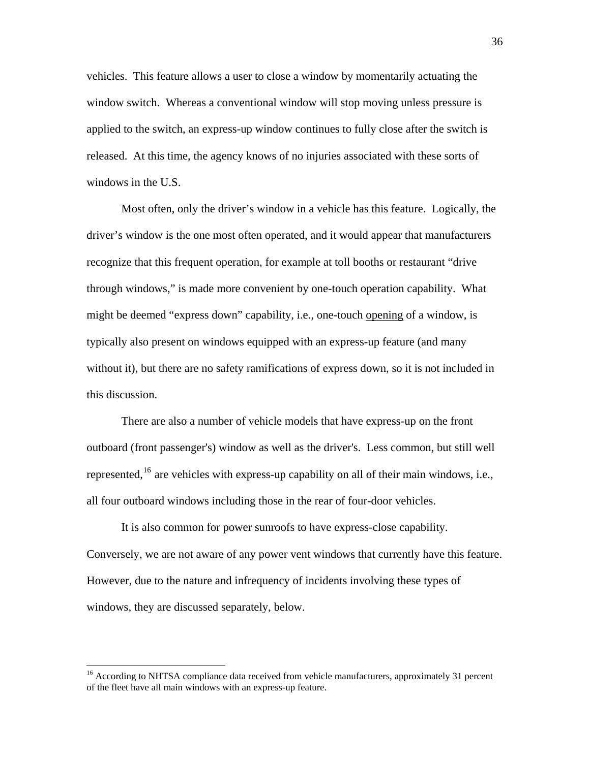vehicles. This feature allows a user to close a window by momentarily actuating the window switch. Whereas a conventional window will stop moving unless pressure is applied to the switch, an express-up window continues to fully close after the switch is released. At this time, the agency knows of no injuries associated with these sorts of windows in the U.S.

Most often, only the driver's window in a vehicle has this feature. Logically, the driver's window is the one most often operated, and it would appear that manufacturers recognize that this frequent operation, for example at toll booths or restaurant "drive through windows," is made more convenient by one-touch operation capability. What might be deemed "express down" capability, i.e., one-touch <u>opening</u> of a window, is typically also present on windows equipped with an express-up feature (and many without it), but there are no safety ramifications of express down, so it is not included in this discussion.

There are also a number of vehicle models that have express-up on the front outboard (front passenger's) window as well as the driver's. Less common, but still well represented,[16] are vehicles with express-up capability on all of their main windows, i.e., all four outboard windows including those in the rear of four-door vehicles.

It is also common for power sunroofs to have express-close capability. Conversely, we are not aware of any power vent windows that currently have this feature. However, due to the nature and infrequency of incidents involving these types of windows, they are discussed separately, below.

---

[16] According to NHTSA compliance data received from vehicle manufacturers, approximately 31 percent of the fleet have all main windows with an express-up feature.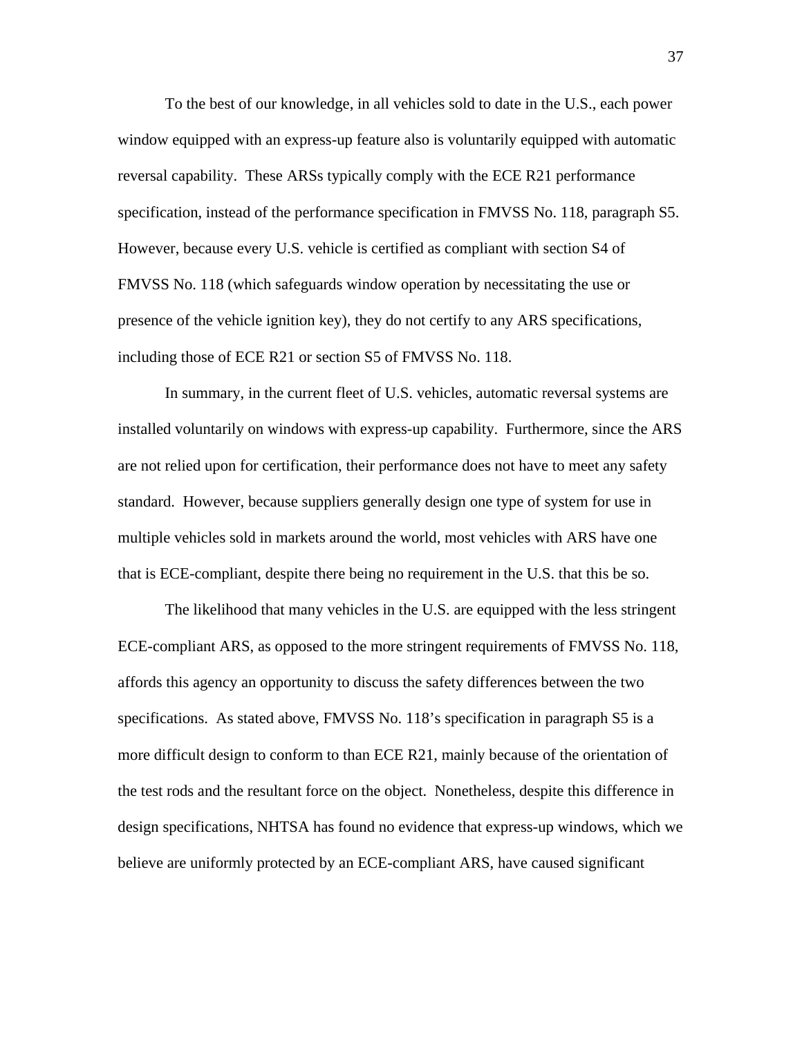To the best of our knowledge, in all vehicles sold to date in the U.S., each power window equipped with an express-up feature also is voluntarily equipped with automatic reversal capability. These ARSs typically comply with the ECE R21 performance specification, instead of the performance specification in FMVSS No. 118, paragraph S5. However, because every U.S. vehicle is certified as compliant with section S4 of FMVSS No. 118 (which safeguards window operation by necessitating the use or presence of the vehicle ignition key), they do not certify to any ARS specifications, including those of ECE R21 or section S5 of FMVSS No. 118.

In summary, in the current fleet of U.S. vehicles, automatic reversal systems are installed voluntarily on windows with express-up capability. Furthermore, since the ARS are not relied upon for certification, their performance does not have to meet any safety standard. However, because suppliers generally design one type of system for use in multiple vehicles sold in markets around the world, most vehicles with ARS have one that is ECE-compliant, despite there being no requirement in the U.S. that this be so.

The likelihood that many vehicles in the U.S. are equipped with the less stringent ECE-compliant ARS, as opposed to the more stringent requirements of FMVSS No. 118, affords this agency an opportunity to discuss the safety differences between the two specifications. As stated above, FMVSS No. 118's specification in paragraph S5 is a more difficult design to conform to than ECE R21, mainly because of the orientation of the test rods and the resultant force on the object. Nonetheless, despite this difference in design specifications, NHTSA has found no evidence that express-up windows, which we believe are uniformly protected by an ECE-compliant ARS, have caused significant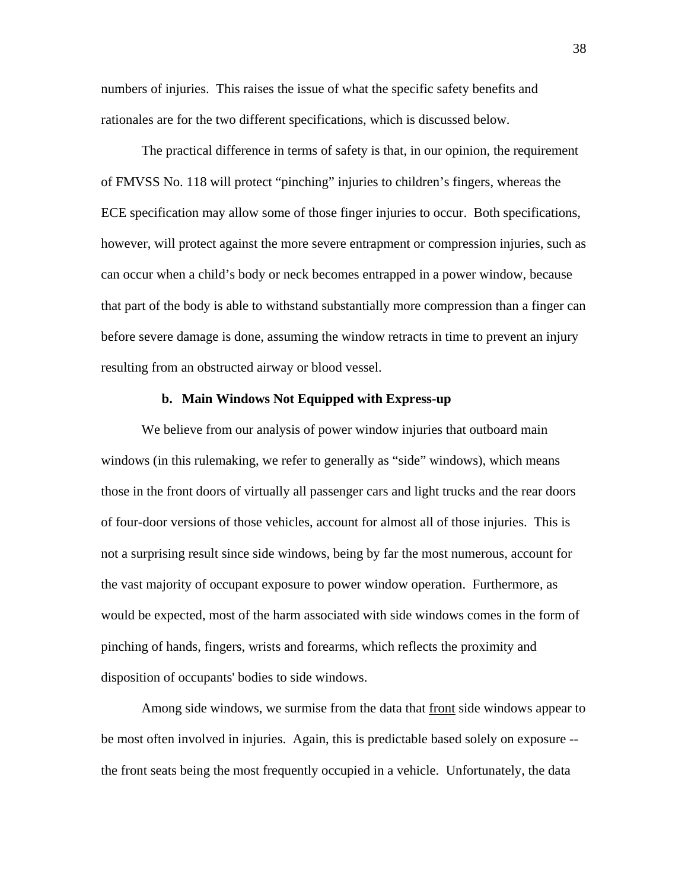numbers of injuries. This raises the issue of what the specific safety benefits and rationales are for the two different specifications, which is discussed below.

The practical difference in terms of safety is that, in our opinion, the requirement of FMVSS No. 118 will protect “pinching” injuries to children’s fingers, whereas the ECE specification may allow some of those finger injuries to occur. Both specifications, however, will protect against the more severe entrapment or compression injuries, such as can occur when a child’s body or neck becomes entrapped in a power window, because that part of the body is able to withstand substantially more compression than a finger can before severe damage is done, assuming the window retracts in time to prevent an injury resulting from an obstructed airway or blood vessel.

**b. Main Windows Not Equipped with Express-up**

We believe from our analysis of power window injuries that outboard main windows (in this rulemaking, we refer to generally as “side” windows), which means those in the front doors of virtually all passenger cars and light trucks and the rear doors of four-door versions of those vehicles, account for almost all of those injuries. This is not a surprising result since side windows, being by far the most numerous, account for the vast majority of occupant exposure to power window operation. Furthermore, as would be expected, most of the harm associated with side windows comes in the form of pinching of hands, fingers, wrists and forearms, which reflects the proximity and disposition of occupants' bodies to side windows.

Among side windows, we surmise from the data that <u>front</u> side windows appear to be most often involved in injuries. Again, this is predictable based solely on exposure -- the front seats being the most frequently occupied in a vehicle. Unfortunately, the data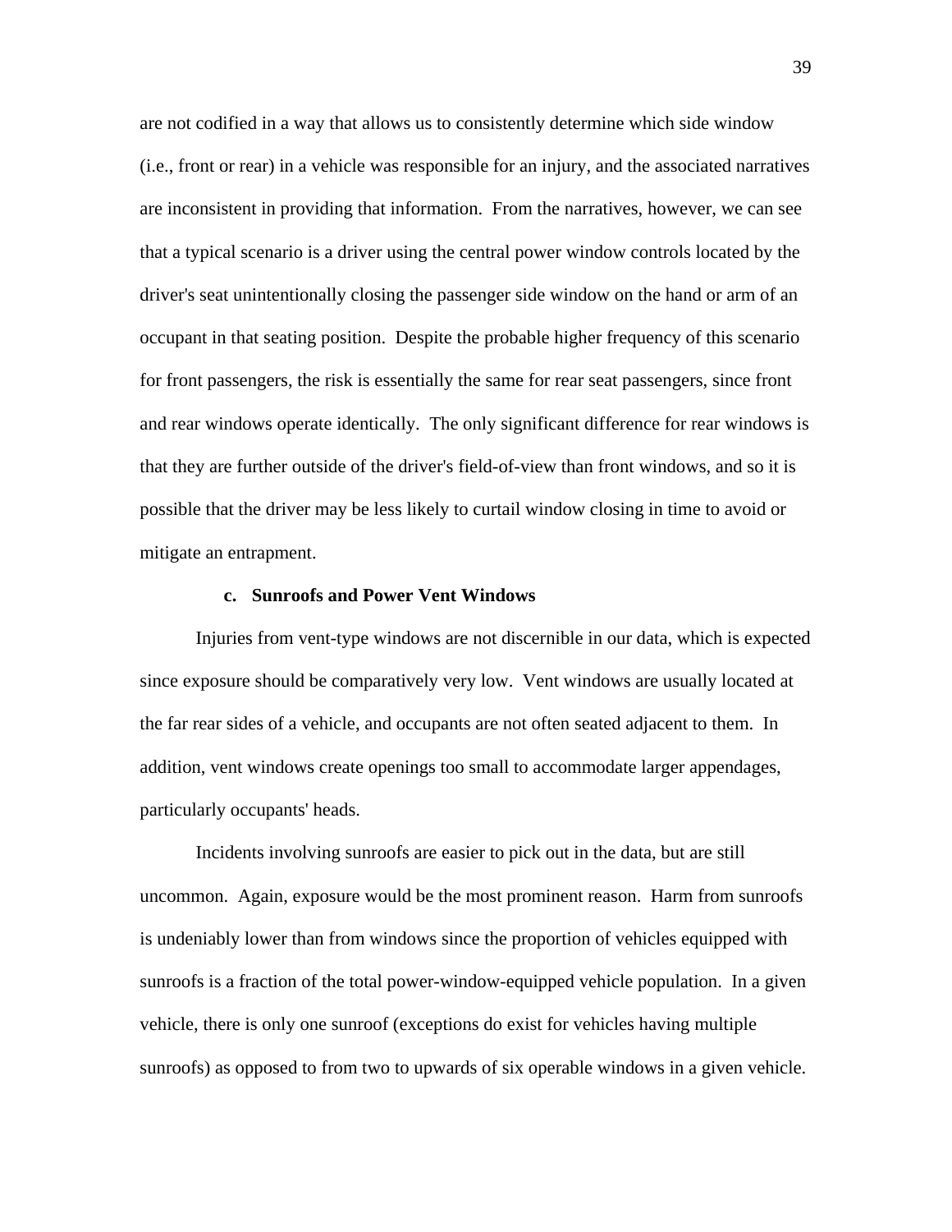are not codified in a way that allows us to consistently determine which side window (i.e., front or rear) in a vehicle was responsible for an injury, and the associated narratives are inconsistent in providing that information. From the narratives, however, we can see that a typical scenario is a driver using the central power window controls located by the driver's seat unintentionally closing the passenger side window on the hand or arm of an occupant in that seating position. Despite the probable higher frequency of this scenario for front passengers, the risk is essentially the same for rear seat passengers, since front and rear windows operate identically. The only significant difference for rear windows is that they are further outside of the driver's field-of-view than front windows, and so it is possible that the driver may be less likely to curtail window closing in time to avoid or mitigate an entrapment.

#### c. Sunroofs and Power Vent Windows

Injuries from vent-type windows are not discernible in our data, which is expected since exposure should be comparatively very low. Vent windows are usually located at the far rear sides of a vehicle, and occupants are not often seated adjacent to them. In addition, vent windows create openings too small to accommodate larger appendages, particularly occupants' heads.

Incidents involving sunroofs are easier to pick out in the data, but are still uncommon. Again, exposure would be the most prominent reason. Harm from sunroofs is undeniably lower than from windows since the proportion of vehicles equipped with sunroofs is a fraction of the total power-window-equipped vehicle population. In a given vehicle, there is only one sunroof (exceptions do exist for vehicles having multiple sunroofs) as opposed to from two to upwards of six operable windows in a given vehicle.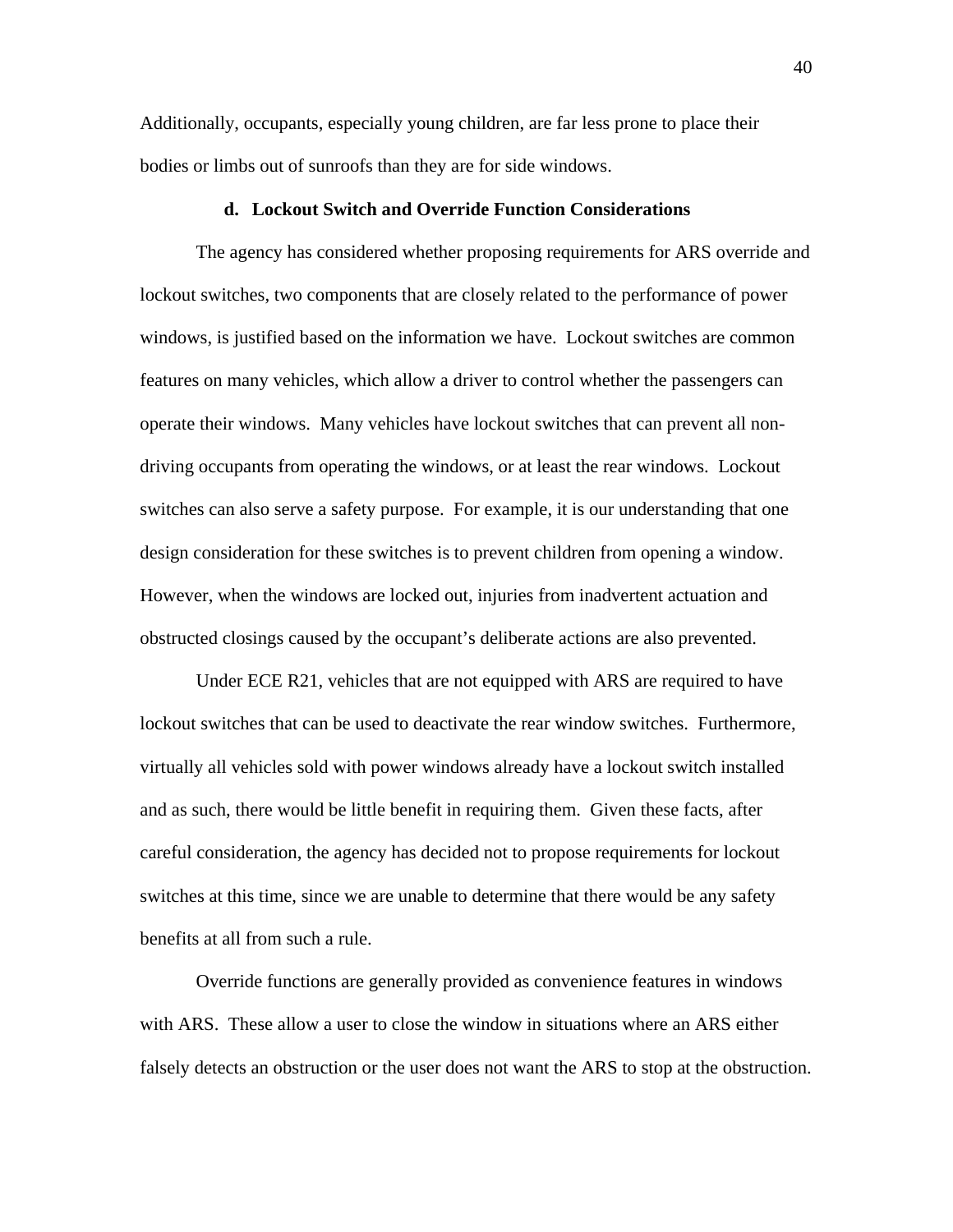Additionally, occupants, especially young children, are far less prone to place their bodies or limbs out of sunroofs than they are for side windows.

### d. Lockout Switch and Override Function Considerations

The agency has considered whether proposing requirements for ARS override and lockout switches, two components that are closely related to the performance of power windows, is justified based on the information we have. Lockout switches are common features on many vehicles, which allow a driver to control whether the passengers can operate their windows. Many vehicles have lockout switches that can prevent all non-driving occupants from operating the windows, or at least the rear windows. Lockout switches can also serve a safety purpose. For example, it is our understanding that one design consideration for these switches is to prevent children from opening a window. However, when the windows are locked out, injuries from inadvertent actuation and obstructed closings caused by the occupant's deliberate actions are also prevented.

Under ECE R21, vehicles that are not equipped with ARS are required to have lockout switches that can be used to deactivate the rear window switches. Furthermore, virtually all vehicles sold with power windows already have a lockout switch installed and as such, there would be little benefit in requiring them. Given these facts, after careful consideration, the agency has decided not to propose requirements for lockout switches at this time, since we are unable to determine that there would be any safety benefits at all from such a rule.

Override functions are generally provided as convenience features in windows with ARS. These allow a user to close the window in situations where an ARS either falsely detects an obstruction or the user does not want the ARS to stop at the obstruction.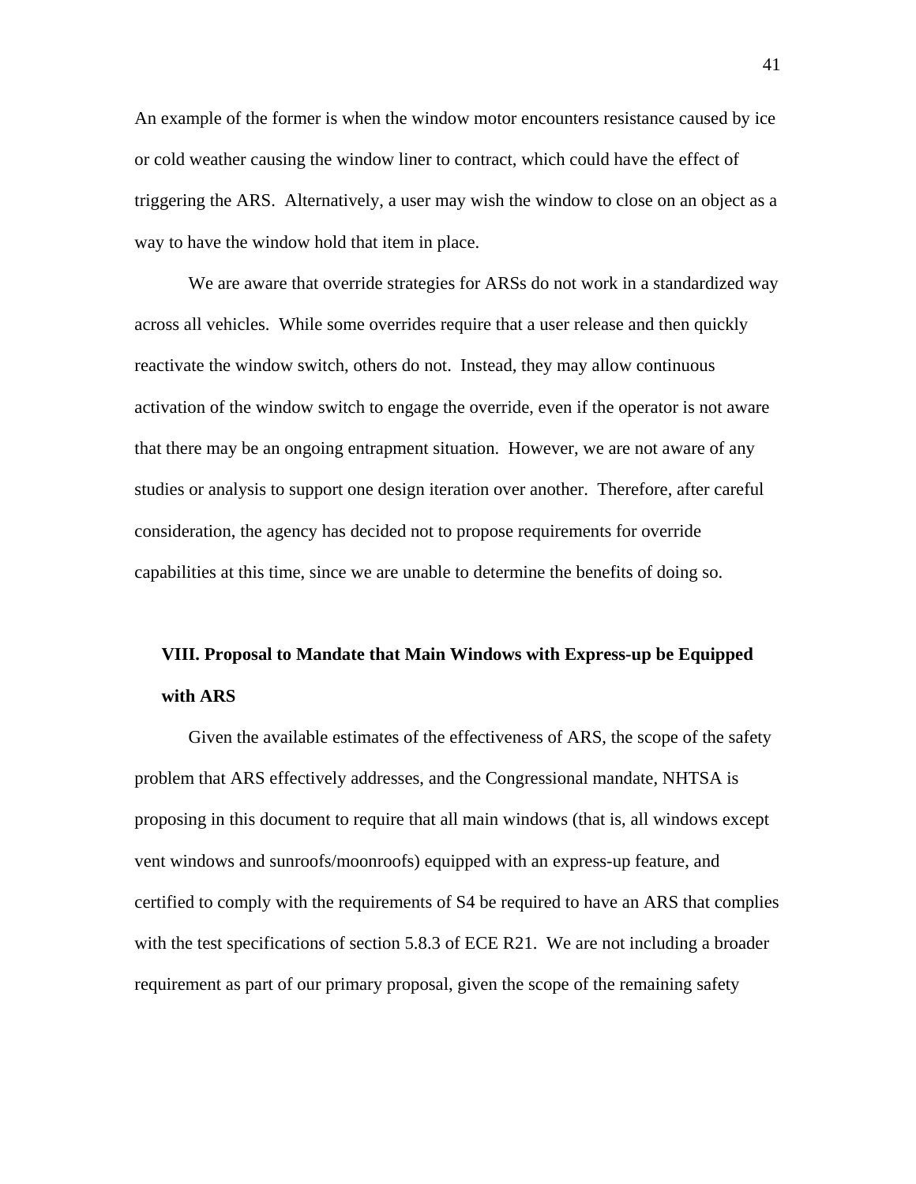An example of the former is when the window motor encounters resistance caused by ice or cold weather causing the window liner to contract, which could have the effect of triggering the ARS. Alternatively, a user may wish the window to close on an object as a way to have the window hold that item in place.

We are aware that override strategies for ARSs do not work in a standardized way across all vehicles. While some overrides require that a user release and then quickly reactivate the window switch, others do not. Instead, they may allow continuous activation of the window switch to engage the override, even if the operator is not aware that there may be an ongoing entrapment situation. However, we are not aware of any studies or analysis to support one design iteration over another. Therefore, after careful consideration, the agency has decided not to propose requirements for override capabilities at this time, since we are unable to determine the benefits of doing so.

## VIII. Proposal to Mandate that Main Windows with Express-up be Equipped with ARS

Given the available estimates of the effectiveness of ARS, the scope of the safety problem that ARS effectively addresses, and the Congressional mandate, NHTSA is proposing in this document to require that all main windows (that is, all windows except vent windows and sunroofs/moonroofs) equipped with an express-up feature, and certified to comply with the requirements of S4 be required to have an ARS that complies with the test specifications of section 5.8.3 of ECE R21. We are not including a broader requirement as part of our primary proposal, given the scope of the remaining safety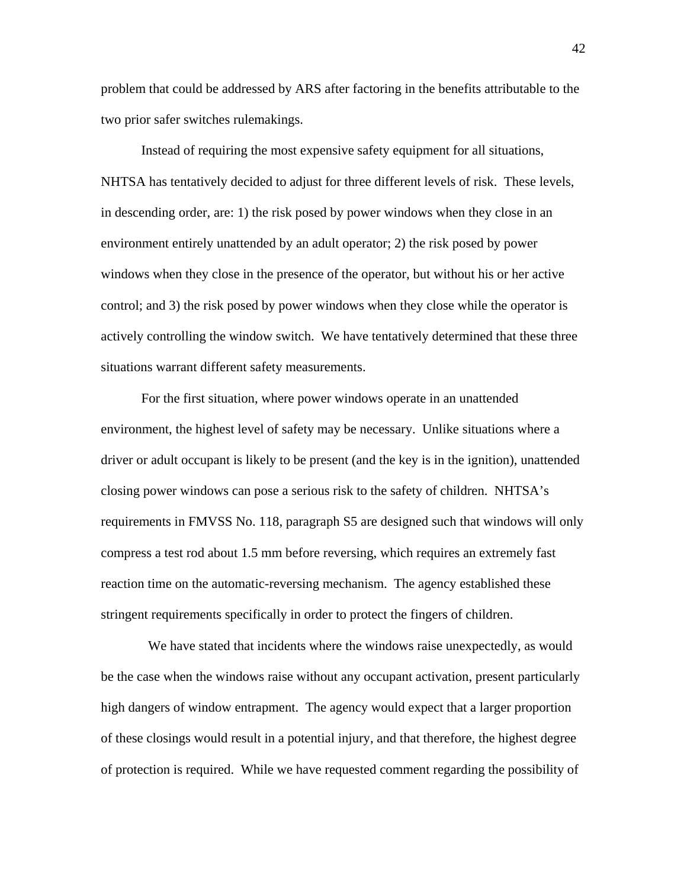problem that could be addressed by ARS after factoring in the benefits attributable to the two prior safer switches rulemakings.

Instead of requiring the most expensive safety equipment for all situations, NHTSA has tentatively decided to adjust for three different levels of risk. These levels, in descending order, are: 1) the risk posed by power windows when they close in an environment entirely unattended by an adult operator; 2) the risk posed by power windows when they close in the presence of the operator, but without his or her active control; and 3) the risk posed by power windows when they close while the operator is actively controlling the window switch. We have tentatively determined that these three situations warrant different safety measurements.

For the first situation, where power windows operate in an unattended environment, the highest level of safety may be necessary. Unlike situations where a driver or adult occupant is likely to be present (and the key is in the ignition), unattended closing power windows can pose a serious risk to the safety of children. NHTSA's requirements in FMVSS No. 118, paragraph S5 are designed such that windows will only compress a test rod about 1.5 mm before reversing, which requires an extremely fast reaction time on the automatic-reversing mechanism. The agency established these stringent requirements specifically in order to protect the fingers of children.

We have stated that incidents where the windows raise unexpectedly, as would be the case when the windows raise without any occupant activation, present particularly high dangers of window entrapment. The agency would expect that a larger proportion of these closings would result in a potential injury, and that therefore, the highest degree of protection is required. While we have requested comment regarding the possibility of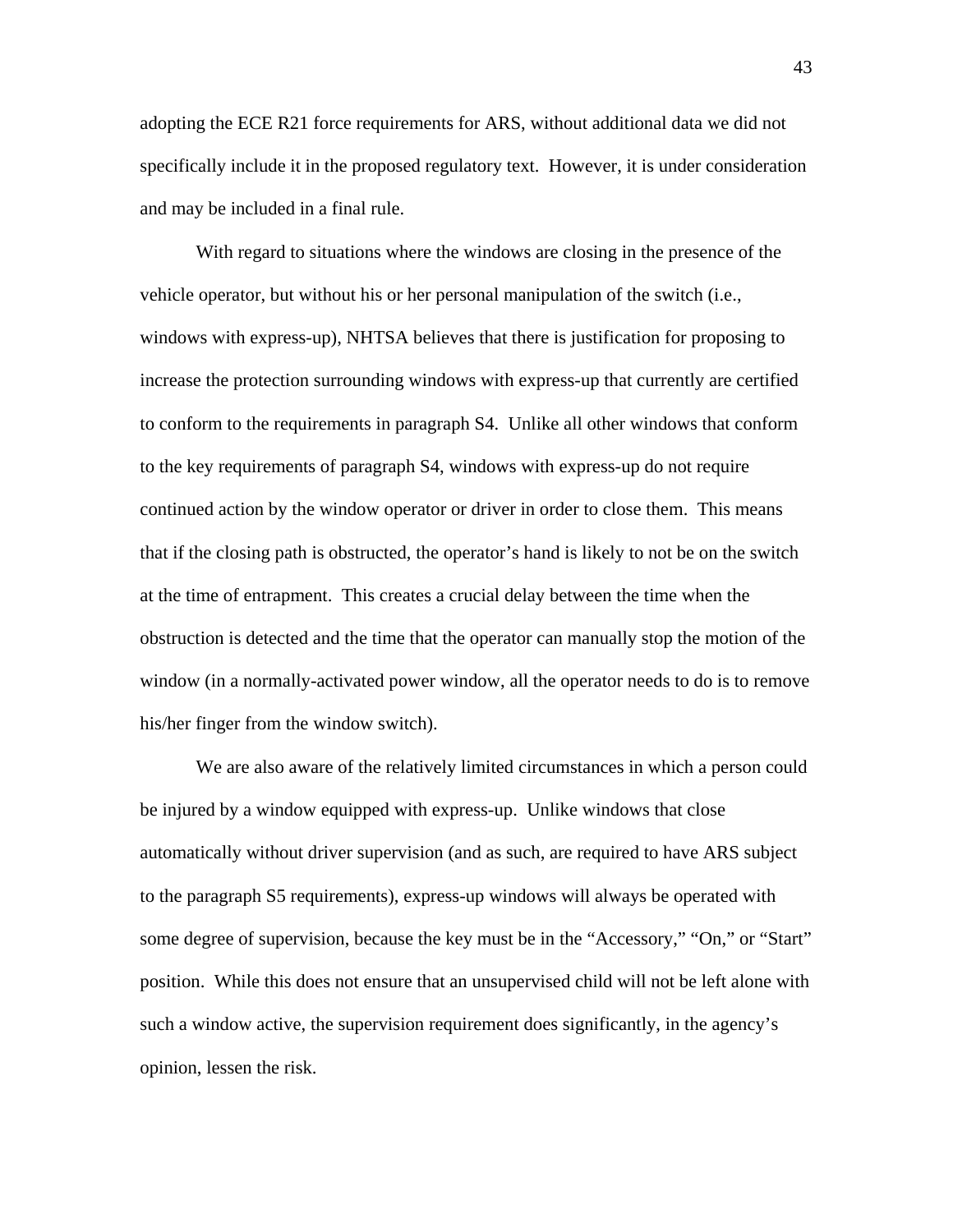adopting the ECE R21 force requirements for ARS, without additional data we did not specifically include it in the proposed regulatory text. However, it is under consideration and may be included in a final rule.

With regard to situations where the windows are closing in the presence of the vehicle operator, but without his or her personal manipulation of the switch (i.e., windows with express-up), NHTSA believes that there is justification for proposing to increase the protection surrounding windows with express-up that currently are certified to conform to the requirements in paragraph S4. Unlike all other windows that conform to the key requirements of paragraph S4, windows with express-up do not require continued action by the window operator or driver in order to close them. This means that if the closing path is obstructed, the operator's hand is likely to not be on the switch at the time of entrapment. This creates a crucial delay between the time when the obstruction is detected and the time that the operator can manually stop the motion of the window (in a normally-activated power window, all the operator needs to do is to remove his/her finger from the window switch).

We are also aware of the relatively limited circumstances in which a person could be injured by a window equipped with express-up. Unlike windows that close automatically without driver supervision (and as such, are required to have ARS subject to the paragraph S5 requirements), express-up windows will always be operated with some degree of supervision, because the key must be in the "Accessory," "On," or "Start" position. While this does not ensure that an unsupervised child will not be left alone with such a window active, the supervision requirement does significantly, in the agency's opinion, lessen the risk.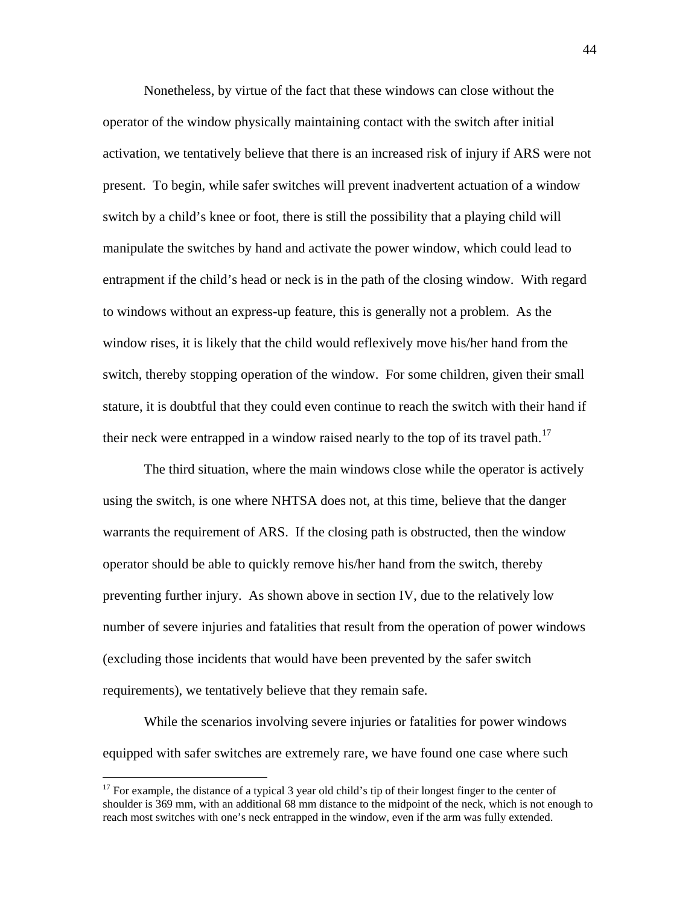Nonetheless, by virtue of the fact that these windows can close without the operator of the window physically maintaining contact with the switch after initial activation, we tentatively believe that there is an increased risk of injury if ARS were not present. To begin, while safer switches will prevent inadvertent actuation of a window switch by a child's knee or foot, there is still the possibility that a playing child will manipulate the switches by hand and activate the power window, which could lead to entrapment if the child's head or neck is in the path of the closing window. With regard to windows without an express-up feature, this is generally not a problem. As the window rises, it is likely that the child would reflexively move his/her hand from the switch, thereby stopping operation of the window. For some children, given their small stature, it is doubtful that they could even continue to reach the switch with their hand if their neck were entrapped in a window raised nearly to the top of its travel path.[17]

The third situation, where the main windows close while the operator is actively using the switch, is one where NHTSA does not, at this time, believe that the danger warrants the requirement of ARS. If the closing path is obstructed, then the window operator should be able to quickly remove his/her hand from the switch, thereby preventing further injury. As shown above in section IV, due to the relatively low number of severe injuries and fatalities that result from the operation of power windows (excluding those incidents that would have been prevented by the safer switch requirements), we tentatively believe that they remain safe.

While the scenarios involving severe injuries or fatalities for power windows equipped with safer switches are extremely rare, we have found one case where such

[17] For example, the distance of a typical 3 year old child's tip of their longest finger to the center of shoulder is 369 mm, with an additional 68 mm distance to the midpoint of the neck, which is not enough to reach most switches with one's neck entrapped in the window, even if the arm was fully extended.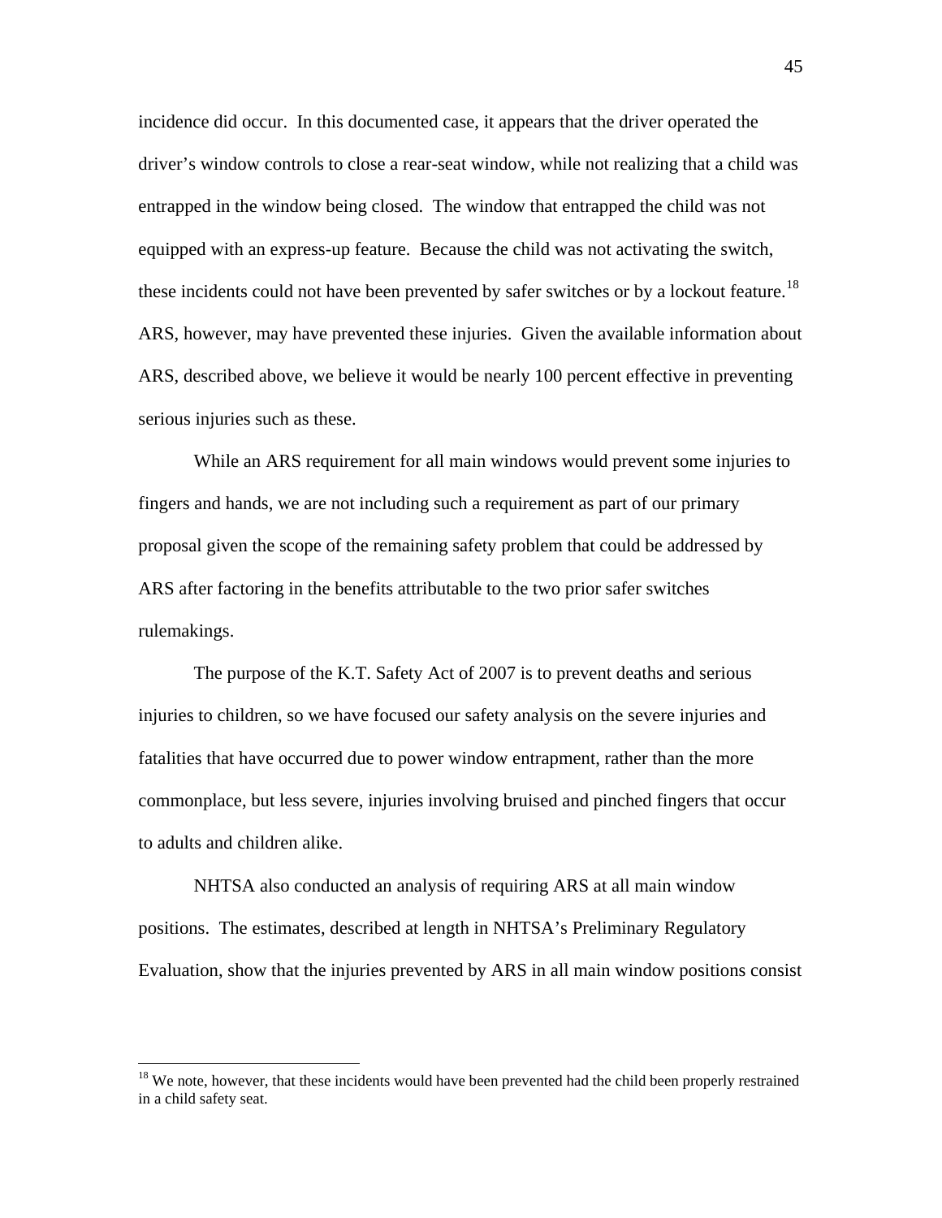incidence did occur. In this documented case, it appears that the driver operated the driver's window controls to close a rear-seat window, while not realizing that a child was entrapped in the window being closed. The window that entrapped the child was not equipped with an express-up feature. Because the child was not activating the switch, these incidents could not have been prevented by safer switches or by a lockout feature.[18] ARS, however, may have prevented these injuries. Given the available information about ARS, described above, we believe it would be nearly 100 percent effective in preventing serious injuries such as these.

While an ARS requirement for all main windows would prevent some injuries to fingers and hands, we are not including such a requirement as part of our primary proposal given the scope of the remaining safety problem that could be addressed by ARS after factoring in the benefits attributable to the two prior safer switches rulemakings.

The purpose of the K.T. Safety Act of 2007 is to prevent deaths and serious injuries to children, so we have focused our safety analysis on the severe injuries and fatalities that have occurred due to power window entrapment, rather than the more commonplace, but less severe, injuries involving bruised and pinched fingers that occur to adults and children alike.

NHTSA also conducted an analysis of requiring ARS at all main window positions. The estimates, described at length in NHTSA's Preliminary Regulatory Evaluation, show that the injuries prevented by ARS in all main window positions consist

---

[18] We note, however, that these incidents would have been prevented had the child been properly restrained in a child safety seat.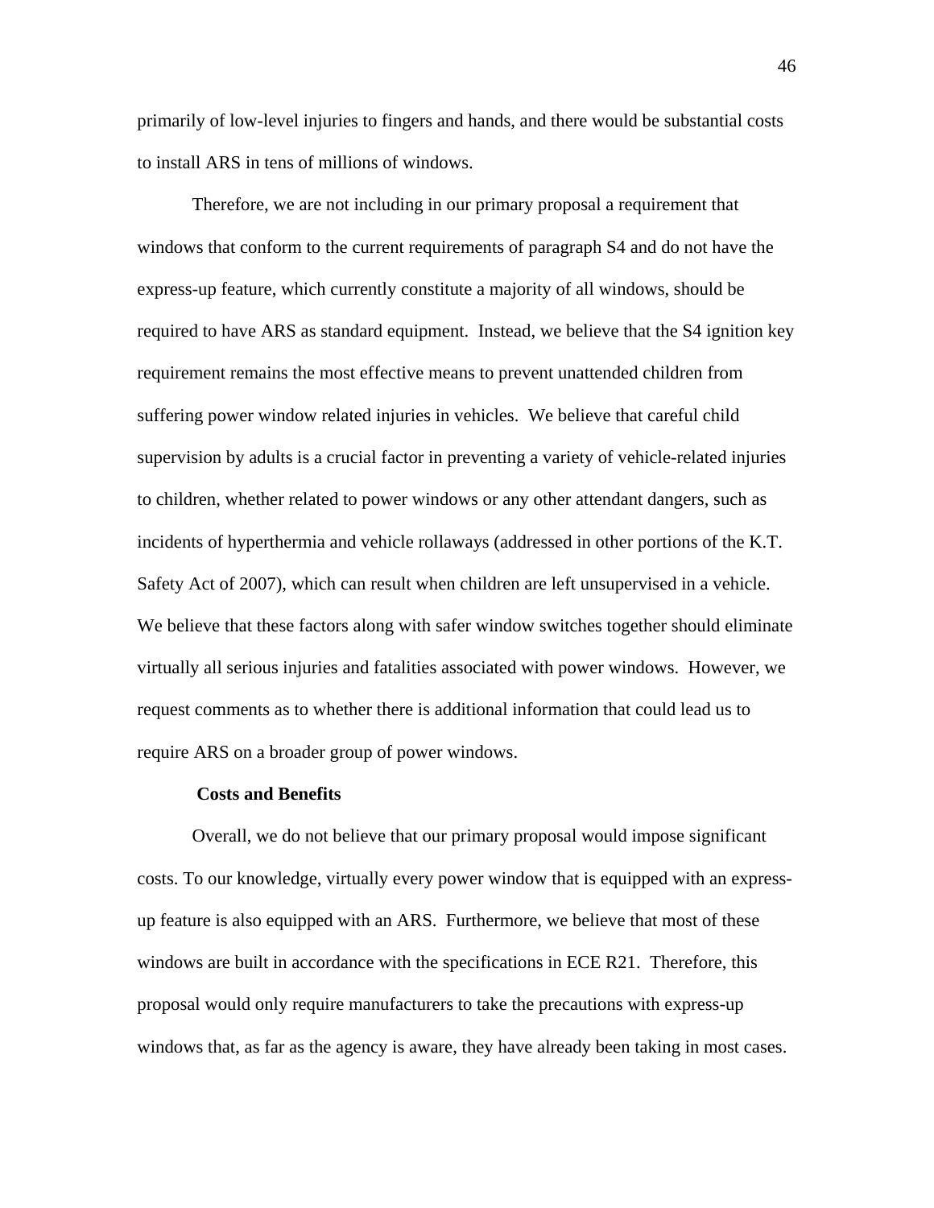primarily of low-level injuries to fingers and hands, and there would be substantial costs to install ARS in tens of millions of windows.

Therefore, we are not including in our primary proposal a requirement that windows that conform to the current requirements of paragraph S4 and do not have the express-up feature, which currently constitute a majority of all windows, should be required to have ARS as standard equipment. Instead, we believe that the S4 ignition key requirement remains the most effective means to prevent unattended children from suffering power window related injuries in vehicles. We believe that careful child supervision by adults is a crucial factor in preventing a variety of vehicle-related injuries to children, whether related to power windows or any other attendant dangers, such as incidents of hyperthermia and vehicle rollaways (addressed in other portions of the K.T. Safety Act of 2007), which can result when children are left unsupervised in a vehicle. We believe that these factors along with safer window switches together should eliminate virtually all serious injuries and fatalities associated with power windows. However, we request comments as to whether there is additional information that could lead us to require ARS on a broader group of power windows.

**Costs and Benefits**

Overall, we do not believe that our primary proposal would impose significant costs. To our knowledge, virtually every power window that is equipped with an express-up feature is also equipped with an ARS. Furthermore, we believe that most of these windows are built in accordance with the specifications in ECE R21. Therefore, this proposal would only require manufacturers to take the precautions with express-up windows that, as far as the agency is aware, they have already been taking in most cases.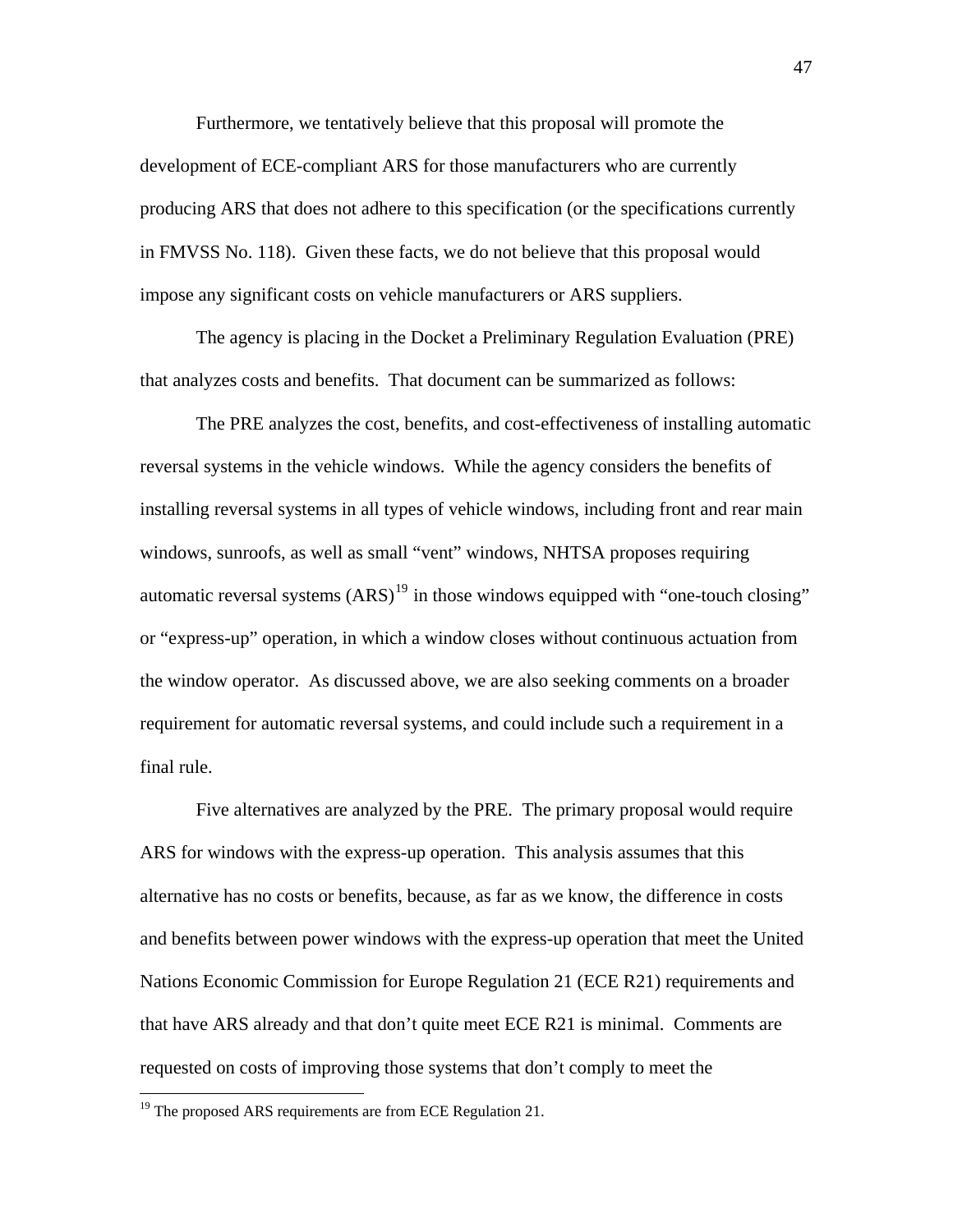Furthermore, we tentatively believe that this proposal will promote the development of ECE-compliant ARS for those manufacturers who are currently producing ARS that does not adhere to this specification (or the specifications currently in FMVSS No. 118). Given these facts, we do not believe that this proposal would impose any significant costs on vehicle manufacturers or ARS suppliers.

The agency is placing in the Docket a Preliminary Regulation Evaluation (PRE) that analyzes costs and benefits. That document can be summarized as follows:

The PRE analyzes the cost, benefits, and cost-effectiveness of installing automatic reversal systems in the vehicle windows. While the agency considers the benefits of installing reversal systems in all types of vehicle windows, including front and rear main windows, sunroofs, as well as small "vent" windows, NHTSA proposes requiring automatic reversal systems (ARS)[19] in those windows equipped with "one-touch closing" or "express-up" operation, in which a window closes without continuous actuation from the window operator. As discussed above, we are also seeking comments on a broader requirement for automatic reversal systems, and could include such a requirement in a final rule.

Five alternatives are analyzed by the PRE. The primary proposal would require ARS for windows with the express-up operation. This analysis assumes that this alternative has no costs or benefits, because, as far as we know, the difference in costs and benefits between power windows with the express-up operation that meet the United Nations Economic Commission for Europe Regulation 21 (ECE R21) requirements and that have ARS already and that don't quite meet ECE R21 is minimal. Comments are requested on costs of improving those systems that don't comply to meet the

[19] The proposed ARS requirements are from ECE Regulation 21.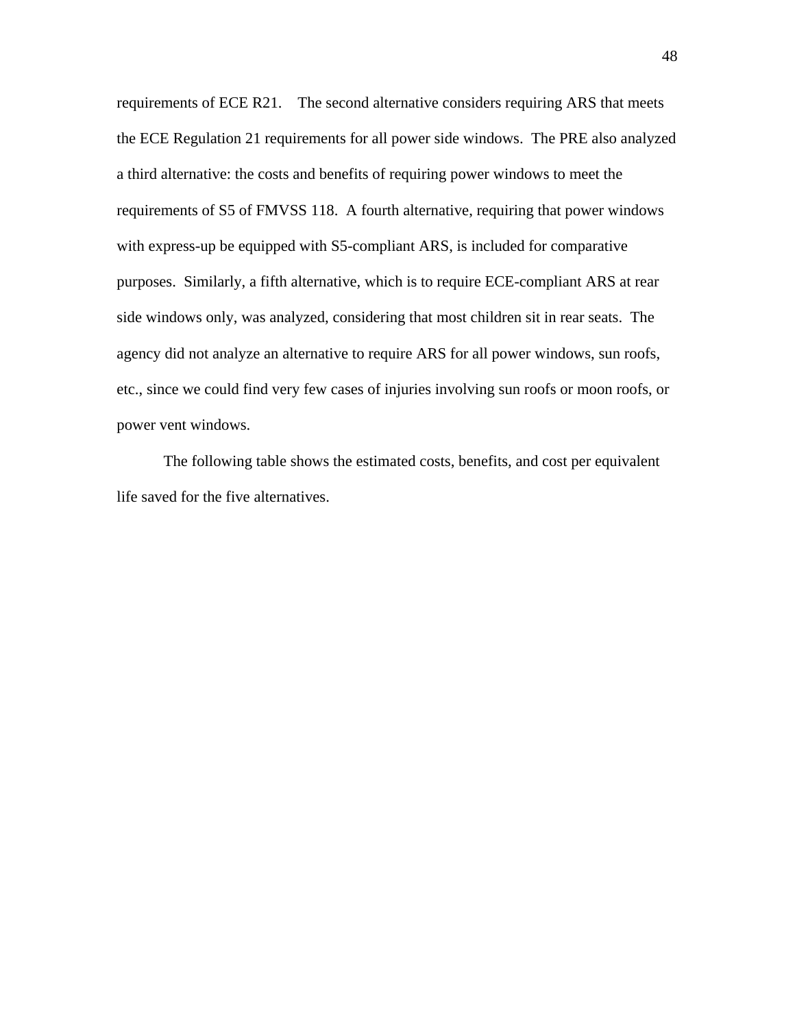requirements of ECE R21. The second alternative considers requiring ARS that meets the ECE Regulation 21 requirements for all power side windows. The PRE also analyzed a third alternative: the costs and benefits of requiring power windows to meet the requirements of S5 of FMVSS 118. A fourth alternative, requiring that power windows with express-up be equipped with S5-compliant ARS, is included for comparative purposes. Similarly, a fifth alternative, which is to require ECE-compliant ARS at rear side windows only, was analyzed, considering that most children sit in rear seats. The agency did not analyze an alternative to require ARS for all power windows, sun roofs, etc., since we could find very few cases of injuries involving sun roofs or moon roofs, or power vent windows.

The following table shows the estimated costs, benefits, and cost per equivalent life saved for the five alternatives.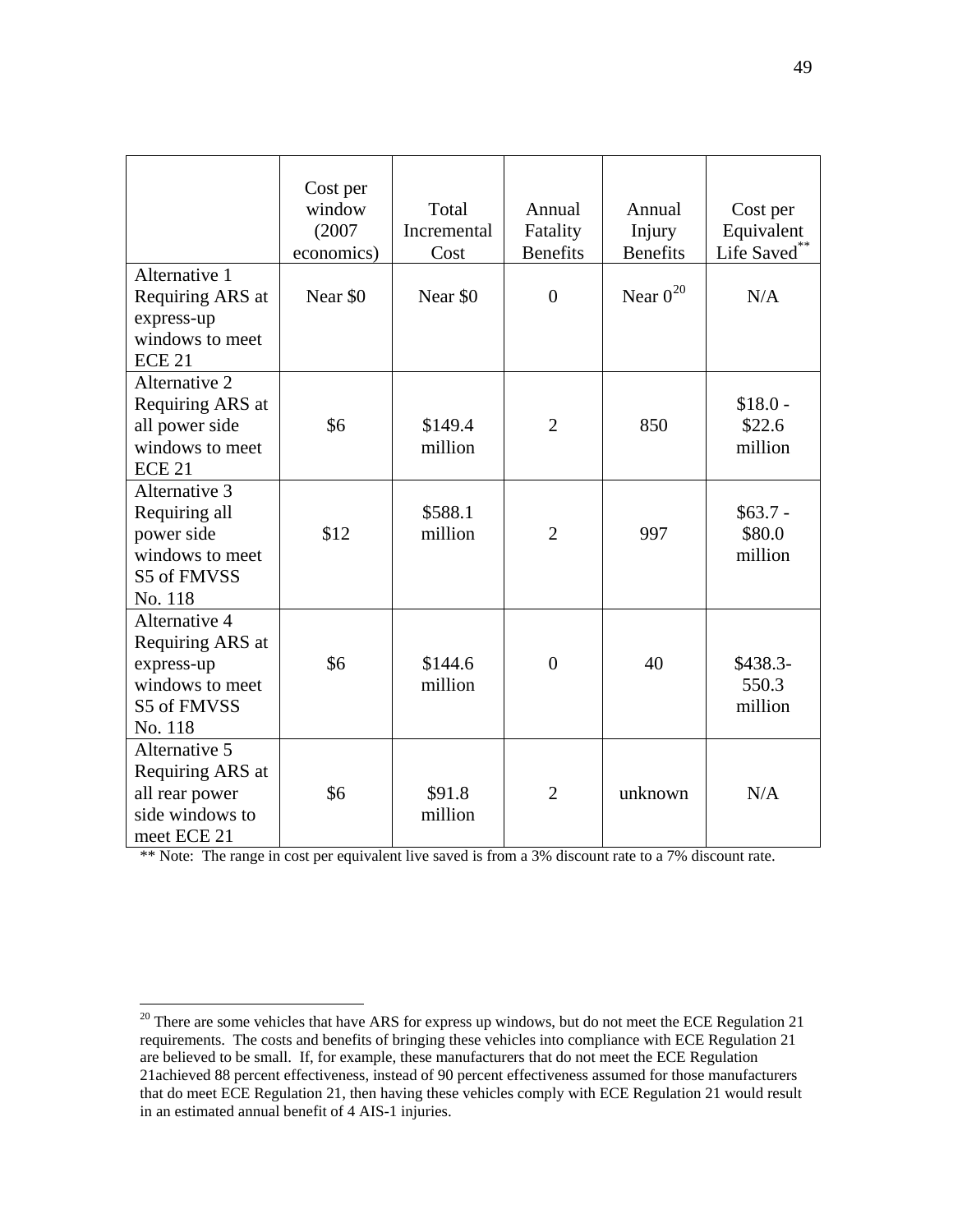| | Cost per window (2007 economics) | Total Incremental Cost | Annual Fatality Benefits | Annual Injury Benefits | Cost per Equivalent Life Saved** |
|---|---|---|---|---|---|
| Alternative 1 Requiring ARS at express-up windows to meet ECE 21 | Near $0 | Near $0 | 0 | Near 0[20] | N/A |
| Alternative 2 Requiring ARS at all power side windows to meet ECE 21 | $6 | $149.4 million | 2 | 850 | $18.0 - $22.6 million |
| Alternative 3 Requiring all power side windows to meet S5 of FMVSS No. 118 | $12 | $588.1 million | 2 | 997 | $63.7 - $80.0 million |
| Alternative 4 Requiring ARS at express-up windows to meet S5 of FMVSS No. 118 | $6 | $144.6 million | 0 | 40 | $438.3- 550.3 million |
| Alternative 5 Requiring ARS at all rear power side windows to meet ECE 21 | $6 | $91.8 million | 2 | unknown | N/A |

** Note: The range in cost per equivalent live saved is from a 3% discount rate to a 7% discount rate.

[20] There are some vehicles that have ARS for express up windows, but do not meet the ECE Regulation 21 requirements. The costs and benefits of bringing these vehicles into compliance with ECE Regulation 21 are believed to be small. If, for example, these manufacturers that do not meet the ECE Regulation 21achieved 88 percent effectiveness, instead of 90 percent effectiveness assumed for those manufacturers that do meet ECE Regulation 21, then having these vehicles comply with ECE Regulation 21 would result in an estimated annual benefit of 4 AIS-1 injuries.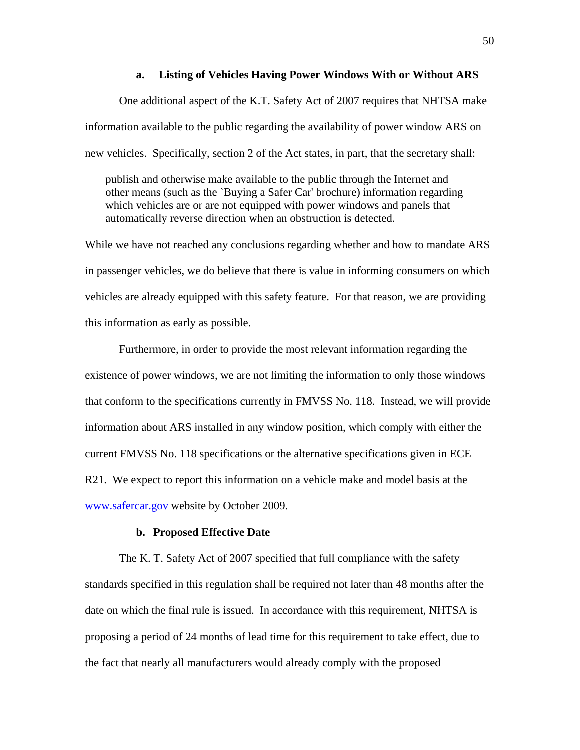### a. Listing of Vehicles Having Power Windows With or Without ARS

One additional aspect of the K.T. Safety Act of 2007 requires that NHTSA make information available to the public regarding the availability of power window ARS on new vehicles. Specifically, section 2 of the Act states, in part, that the secretary shall:

> publish and otherwise make available to the public through the Internet and other means (such as the `Buying a Safer Car' brochure) information regarding which vehicles are or are not equipped with power windows and panels that automatically reverse direction when an obstruction is detected.

While we have not reached any conclusions regarding whether and how to mandate ARS in passenger vehicles, we do believe that there is value in informing consumers on which vehicles are already equipped with this safety feature. For that reason, we are providing this information as early as possible.

Furthermore, in order to provide the most relevant information regarding the existence of power windows, we are not limiting the information to only those windows that conform to the specifications currently in FMVSS No. 118. Instead, we will provide information about ARS installed in any window position, which comply with either the current FMVSS No. 118 specifications or the alternative specifications given in ECE R21. We expect to report this information on a vehicle make and model basis at the www.safercar.gov website by October 2009.

### b. Proposed Effective Date

The K. T. Safety Act of 2007 specified that full compliance with the safety standards specified in this regulation shall be required not later than 48 months after the date on which the final rule is issued. In accordance with this requirement, NHTSA is proposing a period of 24 months of lead time for this requirement to take effect, due to the fact that nearly all manufacturers would already comply with the proposed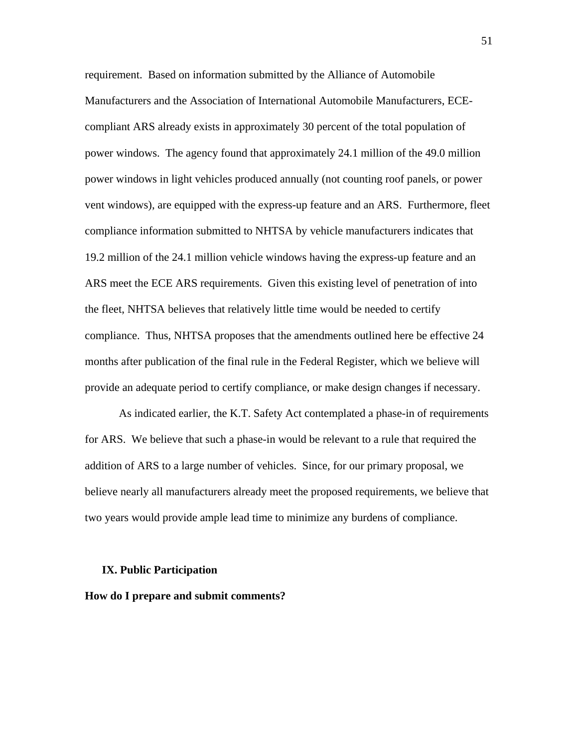requirement. Based on information submitted by the Alliance of Automobile Manufacturers and the Association of International Automobile Manufacturers, ECE-compliant ARS already exists in approximately 30 percent of the total population of power windows. The agency found that approximately 24.1 million of the 49.0 million power windows in light vehicles produced annually (not counting roof panels, or power vent windows), are equipped with the express-up feature and an ARS. Furthermore, fleet compliance information submitted to NHTSA by vehicle manufacturers indicates that 19.2 million of the 24.1 million vehicle windows having the express-up feature and an ARS meet the ECE ARS requirements. Given this existing level of penetration of into the fleet, NHTSA believes that relatively little time would be needed to certify compliance. Thus, NHTSA proposes that the amendments outlined here be effective 24 months after publication of the final rule in the Federal Register, which we believe will provide an adequate period to certify compliance, or make design changes if necessary.

As indicated earlier, the K.T. Safety Act contemplated a phase-in of requirements for ARS. We believe that such a phase-in would be relevant to a rule that required the addition of ARS to a large number of vehicles. Since, for our primary proposal, we believe nearly all manufacturers already meet the proposed requirements, we believe that two years would provide ample lead time to minimize any burdens of compliance.

## IX. Public Participation

**How do I prepare and submit comments?**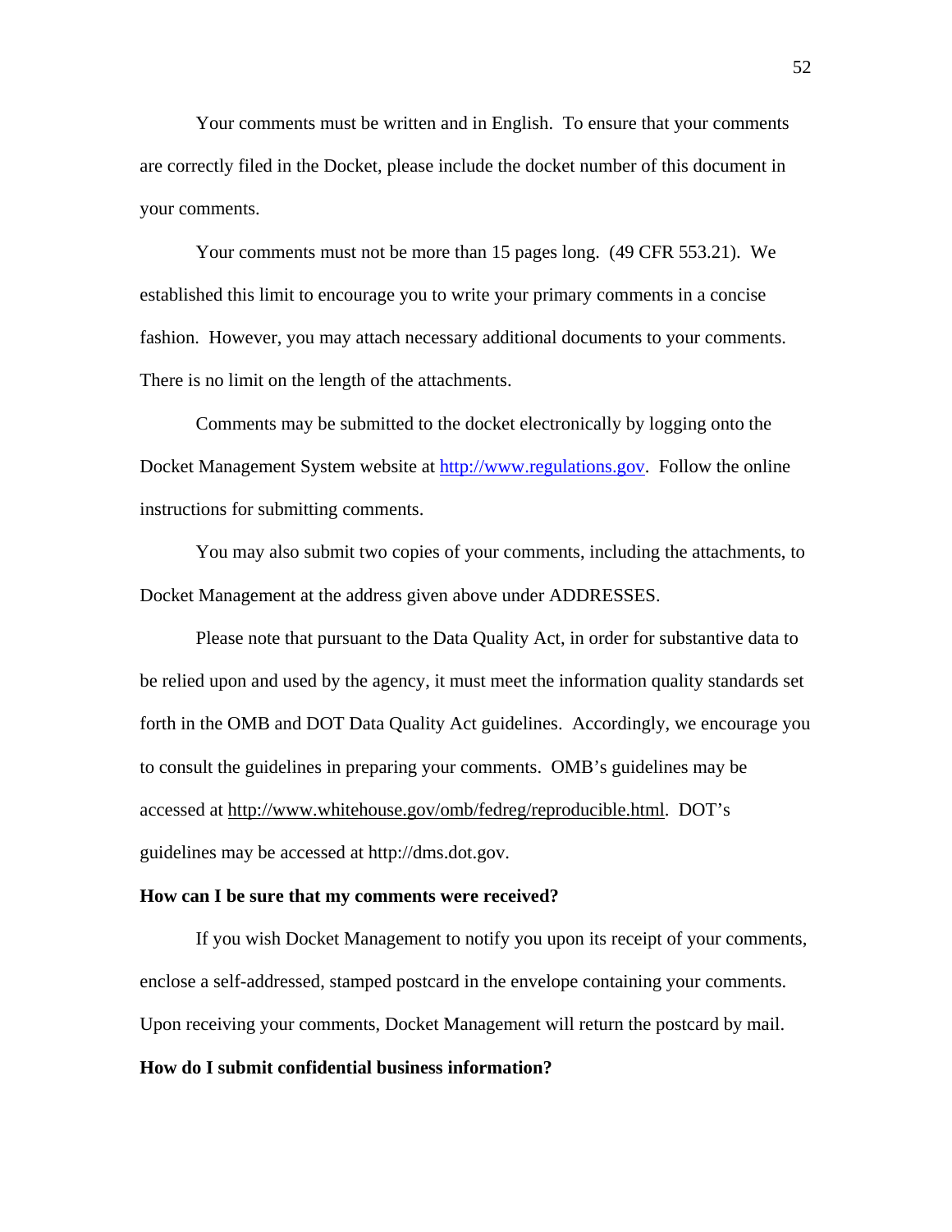Your comments must be written and in English. To ensure that your comments are correctly filed in the Docket, please include the docket number of this document in your comments.

Your comments must not be more than 15 pages long. (49 CFR 553.21). We established this limit to encourage you to write your primary comments in a concise fashion. However, you may attach necessary additional documents to your comments. There is no limit on the length of the attachments.

Comments may be submitted to the docket electronically by logging onto the Docket Management System website at http://www.regulations.gov. Follow the online instructions for submitting comments.

You may also submit two copies of your comments, including the attachments, to Docket Management at the address given above under ADDRESSES.

Please note that pursuant to the Data Quality Act, in order for substantive data to be relied upon and used by the agency, it must meet the information quality standards set forth in the OMB and DOT Data Quality Act guidelines. Accordingly, we encourage you to consult the guidelines in preparing your comments. OMB's guidelines may be accessed at http://www.whitehouse.gov/omb/fedreg/reproducible.html. DOT's guidelines may be accessed at http://dms.dot.gov.

**How can I be sure that my comments were received?**

If you wish Docket Management to notify you upon its receipt of your comments, enclose a self-addressed, stamped postcard in the envelope containing your comments. Upon receiving your comments, Docket Management will return the postcard by mail.

**How do I submit confidential business information?**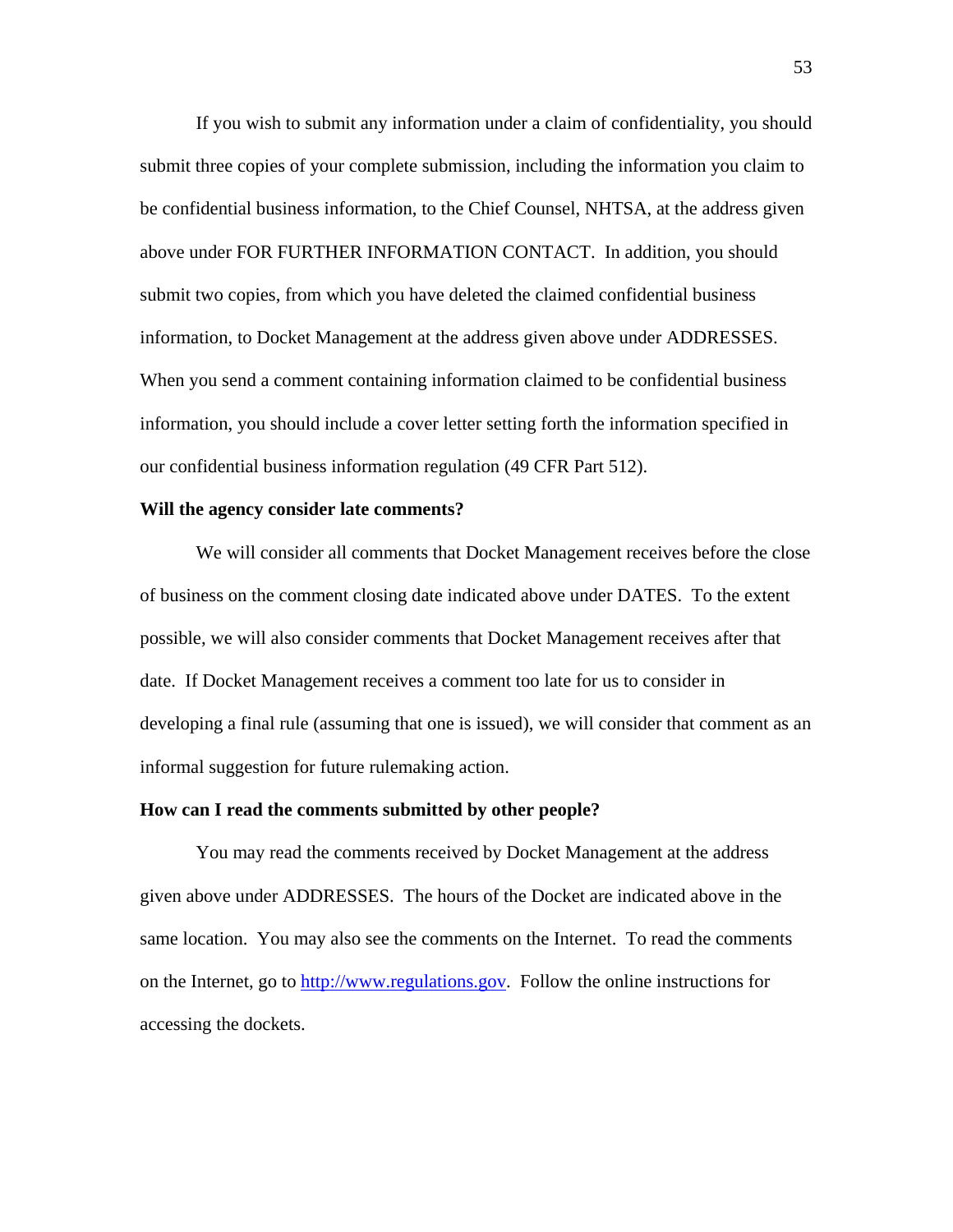If you wish to submit any information under a claim of confidentiality, you should submit three copies of your complete submission, including the information you claim to be confidential business information, to the Chief Counsel, NHTSA, at the address given above under FOR FURTHER INFORMATION CONTACT. In addition, you should submit two copies, from which you have deleted the claimed confidential business information, to Docket Management at the address given above under ADDRESSES. When you send a comment containing information claimed to be confidential business information, you should include a cover letter setting forth the information specified in our confidential business information regulation (49 CFR Part 512).

**Will the agency consider late comments?**

We will consider all comments that Docket Management receives before the close of business on the comment closing date indicated above under DATES. To the extent possible, we will also consider comments that Docket Management receives after that date. If Docket Management receives a comment too late for us to consider in developing a final rule (assuming that one is issued), we will consider that comment as an informal suggestion for future rulemaking action.

**How can I read the comments submitted by other people?**

You may read the comments received by Docket Management at the address given above under ADDRESSES. The hours of the Docket are indicated above in the same location. You may also see the comments on the Internet. To read the comments on the Internet, go to [http://www.regulations.gov](http://www.regulations.gov). Follow the online instructions for accessing the dockets.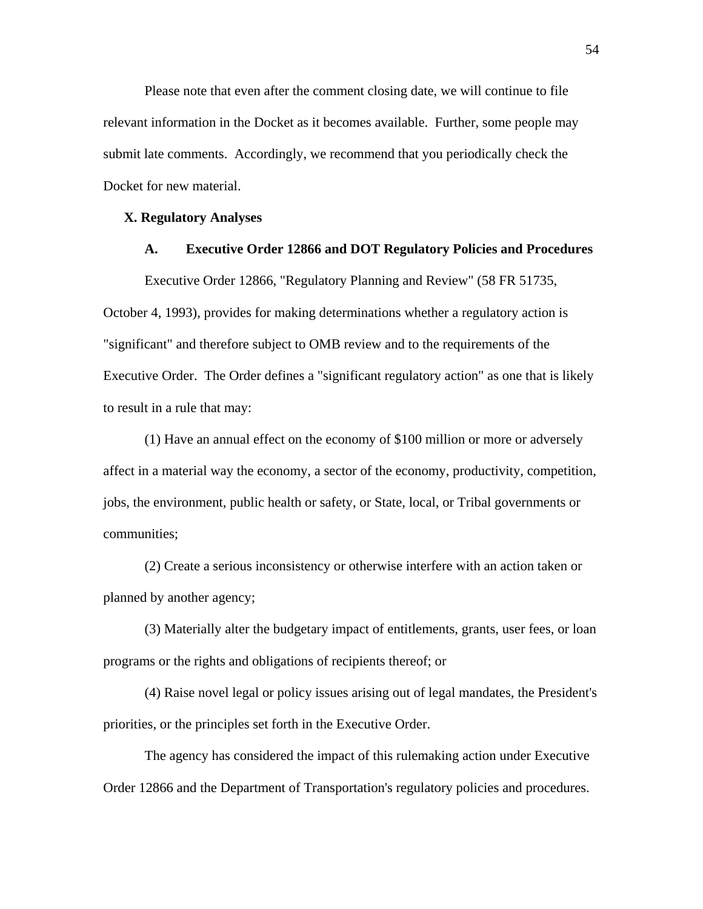Please note that even after the comment closing date, we will continue to file relevant information in the Docket as it becomes available. Further, some people may submit late comments. Accordingly, we recommend that you periodically check the Docket for new material.

## X. Regulatory Analyses

### A. Executive Order 12866 and DOT Regulatory Policies and Procedures

Executive Order 12866, "Regulatory Planning and Review" (58 FR 51735, October 4, 1993), provides for making determinations whether a regulatory action is "significant" and therefore subject to OMB review and to the requirements of the Executive Order. The Order defines a "significant regulatory action" as one that is likely to result in a rule that may:

(1) Have an annual effect on the economy of $100 million or more or adversely affect in a material way the economy, a sector of the economy, productivity, competition, jobs, the environment, public health or safety, or State, local, or Tribal governments or communities;

(2) Create a serious inconsistency or otherwise interfere with an action taken or planned by another agency;

(3) Materially alter the budgetary impact of entitlements, grants, user fees, or loan programs or the rights and obligations of recipients thereof; or

(4) Raise novel legal or policy issues arising out of legal mandates, the President's priorities, or the principles set forth in the Executive Order.

The agency has considered the impact of this rulemaking action under Executive Order 12866 and the Department of Transportation's regulatory policies and procedures.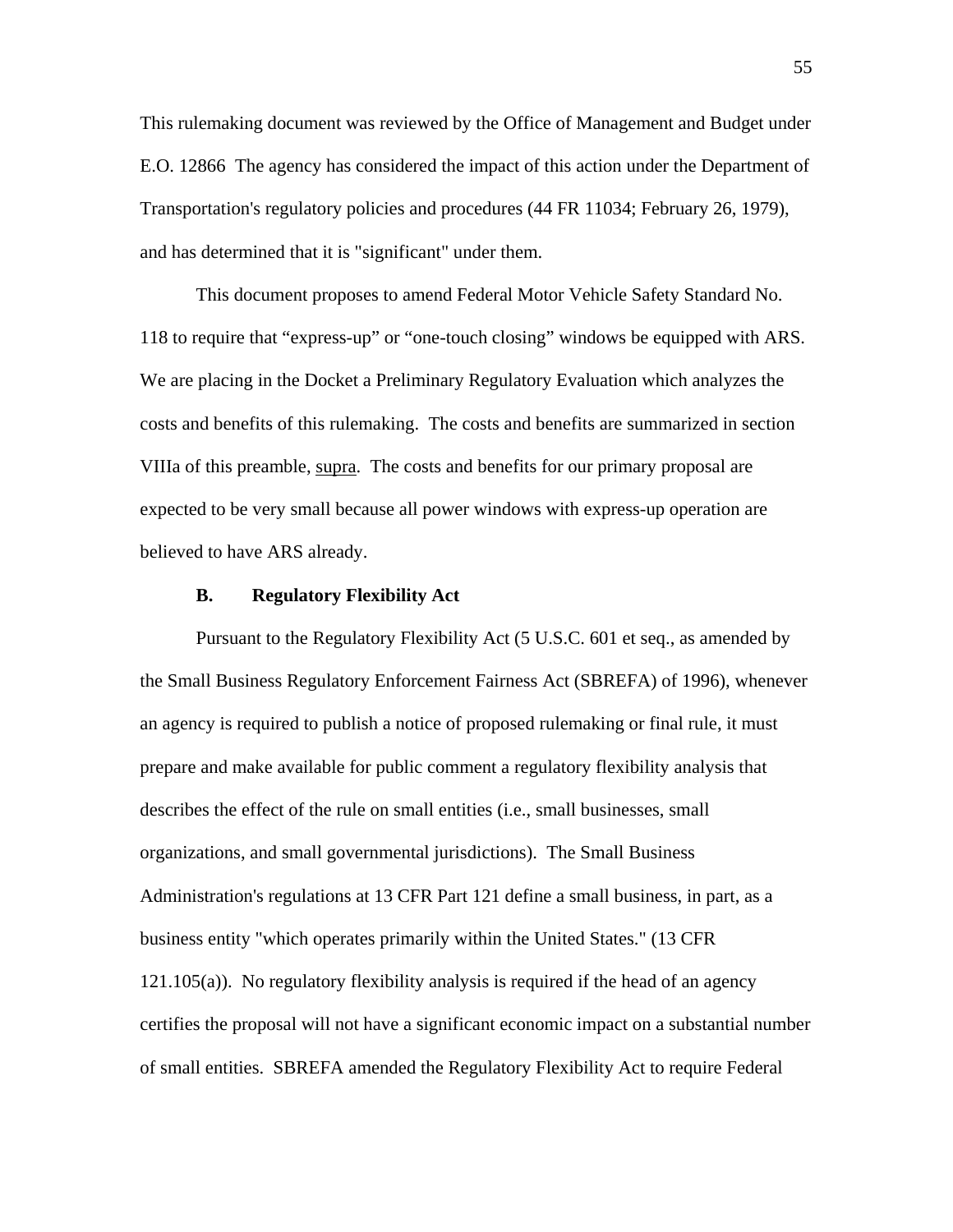This rulemaking document was reviewed by the Office of Management and Budget under E.O. 12866 The agency has considered the impact of this action under the Department of Transportation's regulatory policies and procedures (44 FR 11034; February 26, 1979), and has determined that it is "significant" under them.

This document proposes to amend Federal Motor Vehicle Safety Standard No. 118 to require that “express-up” or “one-touch closing” windows be equipped with ARS. We are placing in the Docket a Preliminary Regulatory Evaluation which analyzes the costs and benefits of this rulemaking. The costs and benefits are summarized in section VIIIa of this preamble, supra. The costs and benefits for our primary proposal are expected to be very small because all power windows with express-up operation are believed to have ARS already.

### B. Regulatory Flexibility Act

Pursuant to the Regulatory Flexibility Act (5 U.S.C. 601 et seq., as amended by the Small Business Regulatory Enforcement Fairness Act (SBREFA) of 1996), whenever an agency is required to publish a notice of proposed rulemaking or final rule, it must prepare and make available for public comment a regulatory flexibility analysis that describes the effect of the rule on small entities (i.e., small businesses, small organizations, and small governmental jurisdictions). The Small Business Administration's regulations at 13 CFR Part 121 define a small business, in part, as a business entity "which operates primarily within the United States." (13 CFR 121.105(a)). No regulatory flexibility analysis is required if the head of an agency certifies the proposal will not have a significant economic impact on a substantial number of small entities. SBREFA amended the Regulatory Flexibility Act to require Federal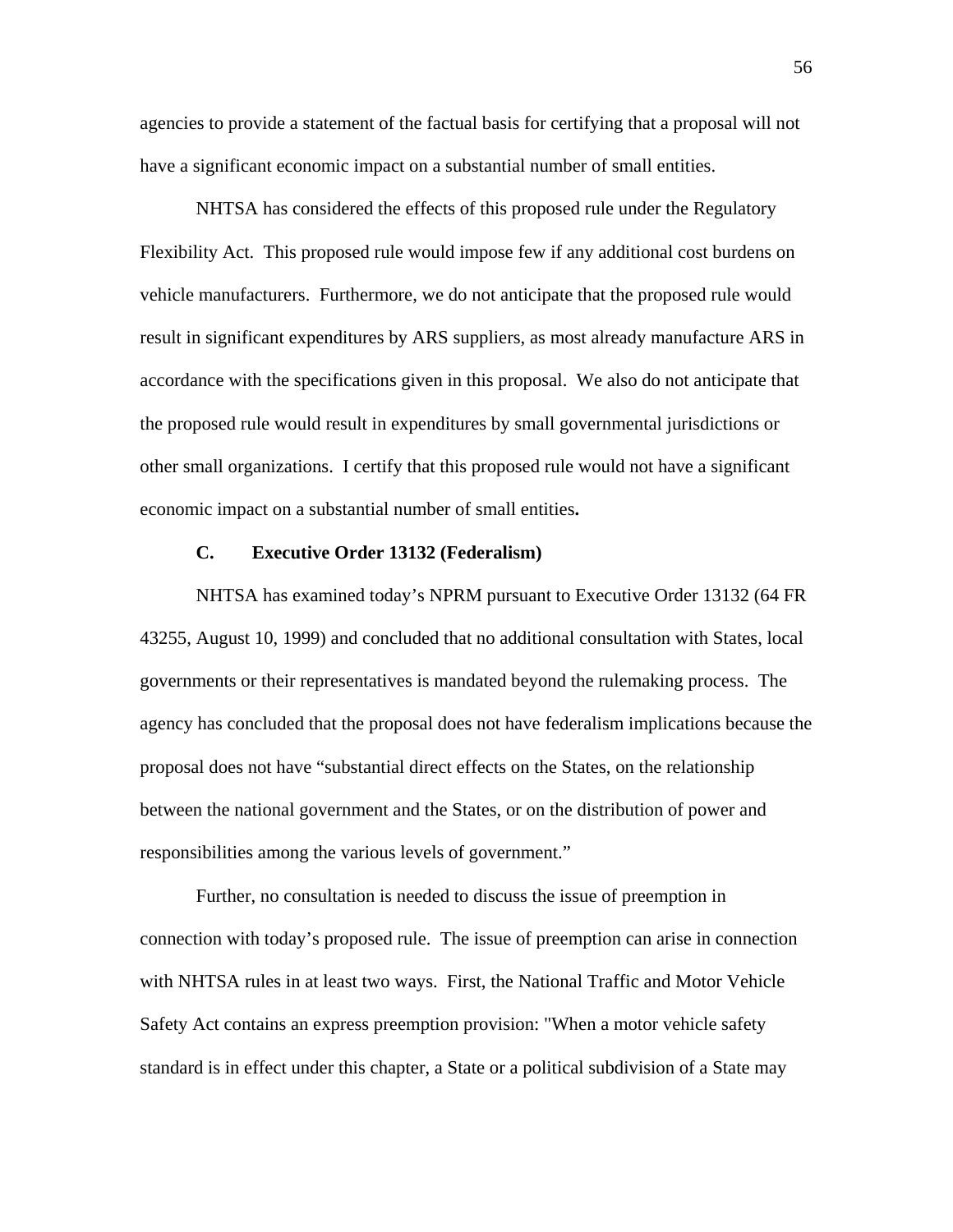agencies to provide a statement of the factual basis for certifying that a proposal will not have a significant economic impact on a substantial number of small entities.

NHTSA has considered the effects of this proposed rule under the Regulatory Flexibility Act. This proposed rule would impose few if any additional cost burdens on vehicle manufacturers. Furthermore, we do not anticipate that the proposed rule would result in significant expenditures by ARS suppliers, as most already manufacture ARS in accordance with the specifications given in this proposal. We also do not anticipate that the proposed rule would result in expenditures by small governmental jurisdictions or other small organizations. I certify that this proposed rule would not have a significant economic impact on a substantial number of small entities**.**

### C. Executive Order 13132 (Federalism)

NHTSA has examined today's NPRM pursuant to Executive Order 13132 (64 FR 43255, August 10, 1999) and concluded that no additional consultation with States, local governments or their representatives is mandated beyond the rulemaking process. The agency has concluded that the proposal does not have federalism implications because the proposal does not have "substantial direct effects on the States, on the relationship between the national government and the States, or on the distribution of power and responsibilities among the various levels of government."

Further, no consultation is needed to discuss the issue of preemption in connection with today's proposed rule. The issue of preemption can arise in connection with NHTSA rules in at least two ways. First, the National Traffic and Motor Vehicle Safety Act contains an express preemption provision: "When a motor vehicle safety standard is in effect under this chapter, a State or a political subdivision of a State may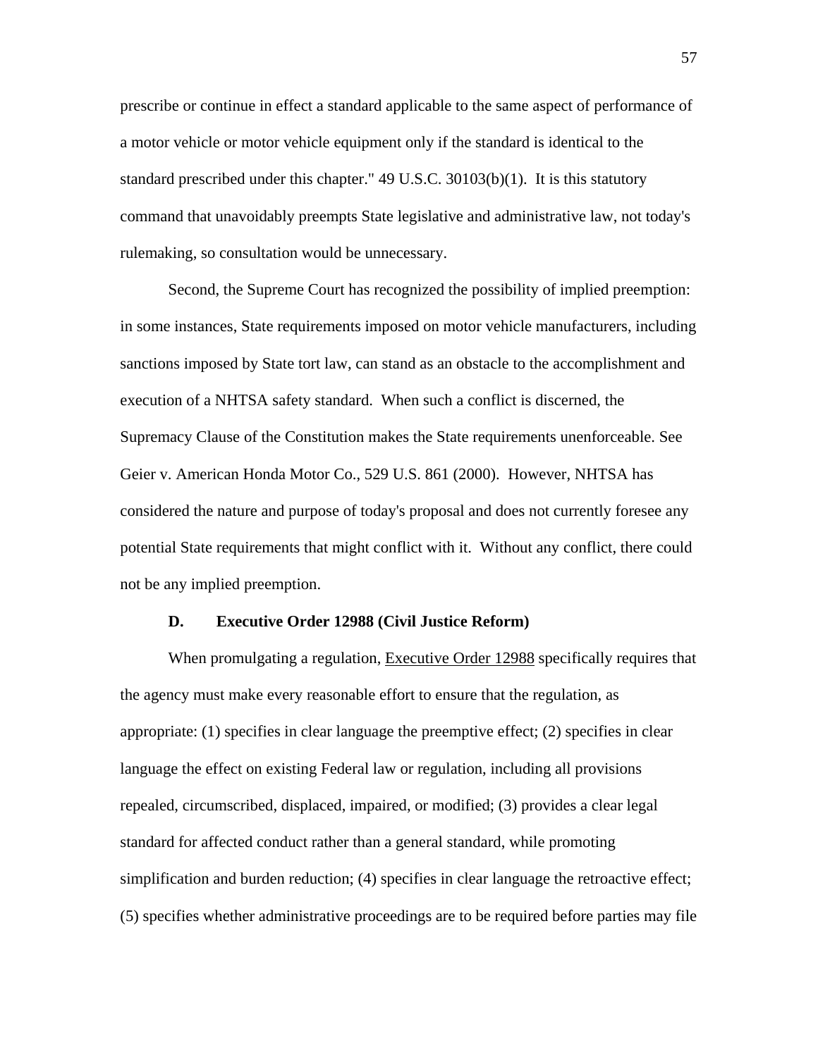prescribe or continue in effect a standard applicable to the same aspect of performance of a motor vehicle or motor vehicle equipment only if the standard is identical to the standard prescribed under this chapter." 49 U.S.C. 30103(b)(1). It is this statutory command that unavoidably preempts State legislative and administrative law, not today's rulemaking, so consultation would be unnecessary.

Second, the Supreme Court has recognized the possibility of implied preemption: in some instances, State requirements imposed on motor vehicle manufacturers, including sanctions imposed by State tort law, can stand as an obstacle to the accomplishment and execution of a NHTSA safety standard. When such a conflict is discerned, the Supremacy Clause of the Constitution makes the State requirements unenforceable. See Geier v. American Honda Motor Co., 529 U.S. 861 (2000). However, NHTSA has considered the nature and purpose of today's proposal and does not currently foresee any potential State requirements that might conflict with it. Without any conflict, there could not be any implied preemption.

### D. Executive Order 12988 (Civil Justice Reform)

When promulgating a regulation, Executive Order 12988 specifically requires that the agency must make every reasonable effort to ensure that the regulation, as appropriate: (1) specifies in clear language the preemptive effect; (2) specifies in clear language the effect on existing Federal law or regulation, including all provisions repealed, circumscribed, displaced, impaired, or modified; (3) provides a clear legal standard for affected conduct rather than a general standard, while promoting simplification and burden reduction; (4) specifies in clear language the retroactive effect; (5) specifies whether administrative proceedings are to be required before parties may file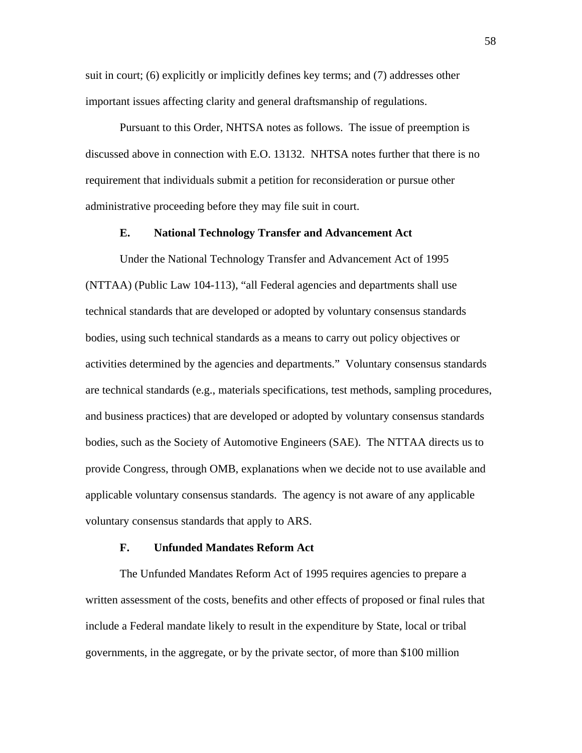suit in court; (6) explicitly or implicitly defines key terms; and (7) addresses other important issues affecting clarity and general draftsmanship of regulations.

Pursuant to this Order, NHTSA notes as follows. The issue of preemption is discussed above in connection with E.O. 13132. NHTSA notes further that there is no requirement that individuals submit a petition for reconsideration or pursue other administrative proceeding before they may file suit in court.

### E. National Technology Transfer and Advancement Act

Under the National Technology Transfer and Advancement Act of 1995 (NTTAA) (Public Law 104-113), "all Federal agencies and departments shall use technical standards that are developed or adopted by voluntary consensus standards bodies, using such technical standards as a means to carry out policy objectives or activities determined by the agencies and departments." Voluntary consensus standards are technical standards (e.g., materials specifications, test methods, sampling procedures, and business practices) that are developed or adopted by voluntary consensus standards bodies, such as the Society of Automotive Engineers (SAE). The NTTAA directs us to provide Congress, through OMB, explanations when we decide not to use available and applicable voluntary consensus standards. The agency is not aware of any applicable voluntary consensus standards that apply to ARS.

### F. Unfunded Mandates Reform Act

The Unfunded Mandates Reform Act of 1995 requires agencies to prepare a written assessment of the costs, benefits and other effects of proposed or final rules that include a Federal mandate likely to result in the expenditure by State, local or tribal governments, in the aggregate, or by the private sector, of more than $100 million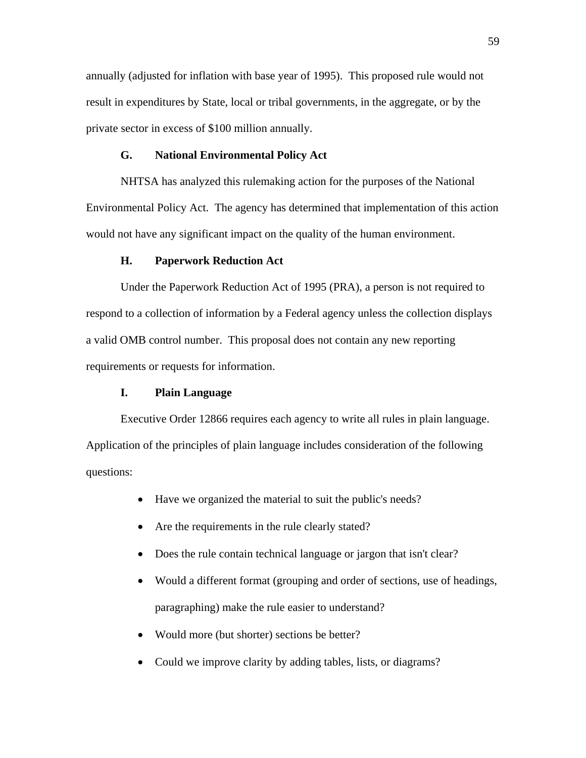annually (adjusted for inflation with base year of 1995). This proposed rule would not result in expenditures by State, local or tribal governments, in the aggregate, or by the private sector in excess of $100 million annually.

### G. National Environmental Policy Act

NHTSA has analyzed this rulemaking action for the purposes of the National Environmental Policy Act. The agency has determined that implementation of this action would not have any significant impact on the quality of the human environment.

### H. Paperwork Reduction Act

Under the Paperwork Reduction Act of 1995 (PRA), a person is not required to respond to a collection of information by a Federal agency unless the collection displays a valid OMB control number. This proposal does not contain any new reporting requirements or requests for information.

### I. Plain Language

Executive Order 12866 requires each agency to write all rules in plain language. Application of the principles of plain language includes consideration of the following questions:

- Have we organized the material to suit the public's needs?
- Are the requirements in the rule clearly stated?
- Does the rule contain technical language or jargon that isn't clear?
- Would a different format (grouping and order of sections, use of headings, paragraphing) make the rule easier to understand?
- Would more (but shorter) sections be better?
- Could we improve clarity by adding tables, lists, or diagrams?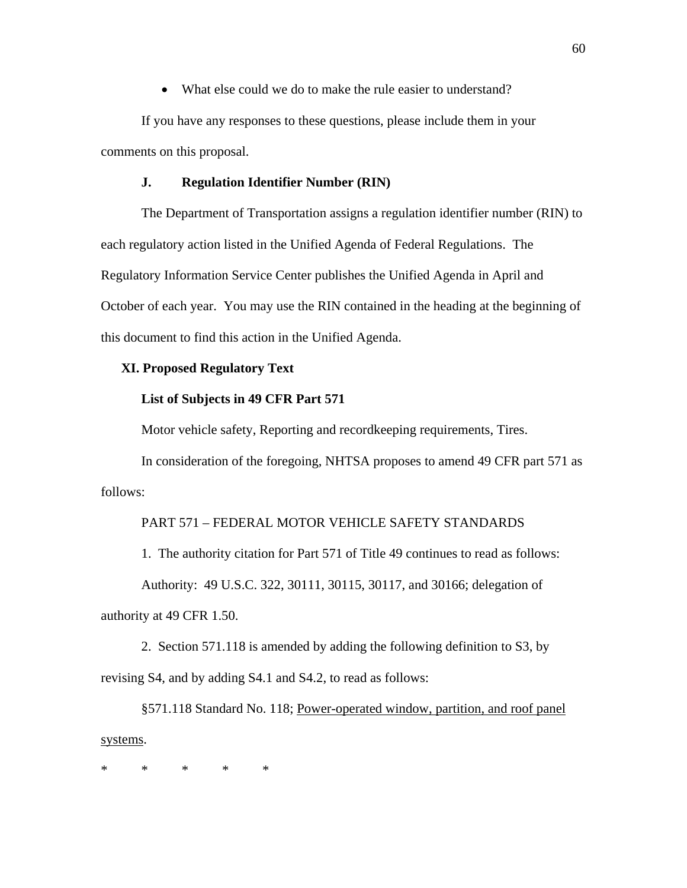- What else could we do to make the rule easier to understand?

If you have any responses to these questions, please include them in your comments on this proposal.

### J. Regulation Identifier Number (RIN)

The Department of Transportation assigns a regulation identifier number (RIN) to each regulatory action listed in the Unified Agenda of Federal Regulations. The Regulatory Information Service Center publishes the Unified Agenda in April and October of each year. You may use the RIN contained in the heading at the beginning of this document to find this action in the Unified Agenda.

## XI. Proposed Regulatory Text

**List of Subjects in 49 CFR Part 571**

Motor vehicle safety, Reporting and recordkeeping requirements, Tires.

In consideration of the foregoing, NHTSA proposes to amend 49 CFR part 571 as follows:

PART 571 – FEDERAL MOTOR VEHICLE SAFETY STANDARDS

1. The authority citation for Part 571 of Title 49 continues to read as follows:

Authority: 49 U.S.C. 322, 30111, 30115, 30117, and 30166; delegation of authority at 49 CFR 1.50.

2. Section 571.118 is amended by adding the following definition to S3, by revising S4, and by adding S4.1 and S4.2, to read as follows:

§571.118 Standard No. 118; Power-operated window, partition, and roof panel systems.

\* \* \* \* \*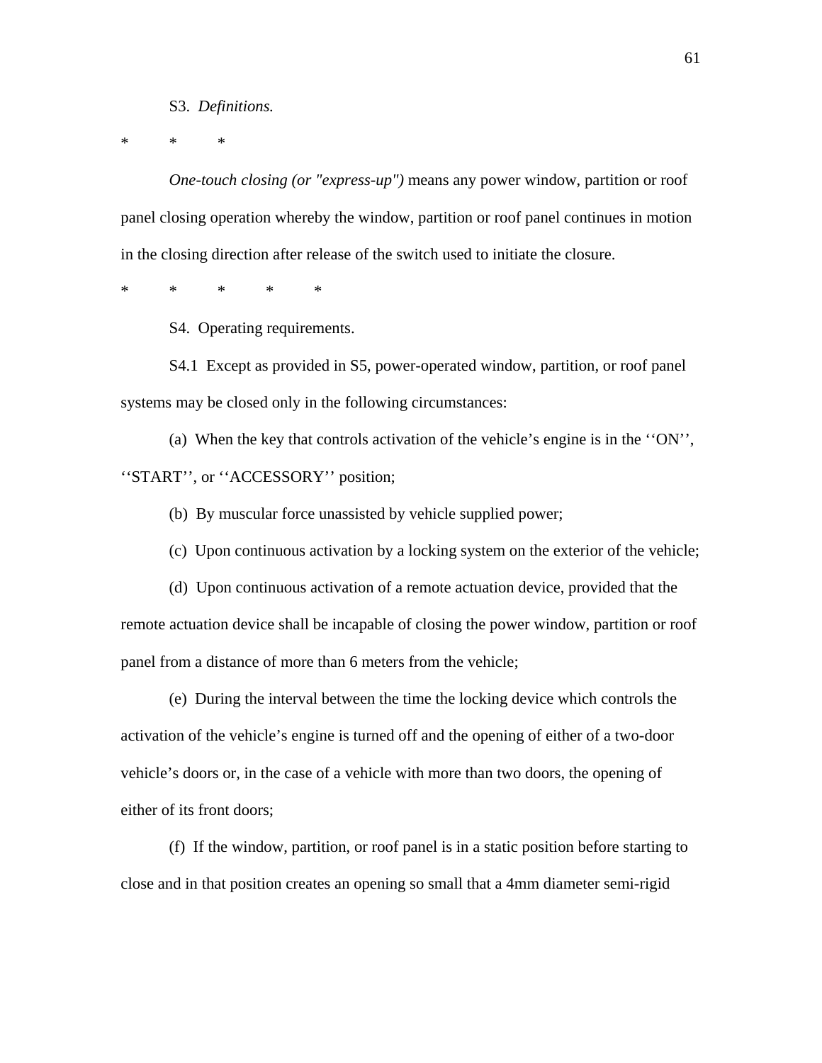S3. *Definitions.*

\*   \*   \*

*One-touch closing (or "express-up")* means any power window, partition or roof panel closing operation whereby the window, partition or roof panel continues in motion in the closing direction after release of the switch used to initiate the closure.

\*   \*   \*   \*   \*

S4. Operating requirements.

S4.1 Except as provided in S5, power-operated window, partition, or roof panel systems may be closed only in the following circumstances:

(a) When the key that controls activation of the vehicle's engine is in the ''ON'', ''START'', or ''ACCESSORY'' position;

(b) By muscular force unassisted by vehicle supplied power;

(c) Upon continuous activation by a locking system on the exterior of the vehicle;

(d) Upon continuous activation of a remote actuation device, provided that the remote actuation device shall be incapable of closing the power window, partition or roof panel from a distance of more than 6 meters from the vehicle;

(e) During the interval between the time the locking device which controls the activation of the vehicle's engine is turned off and the opening of either of a two-door vehicle's doors or, in the case of a vehicle with more than two doors, the opening of either of its front doors;

(f) If the window, partition, or roof panel is in a static position before starting to close and in that position creates an opening so small that a 4mm diameter semi-rigid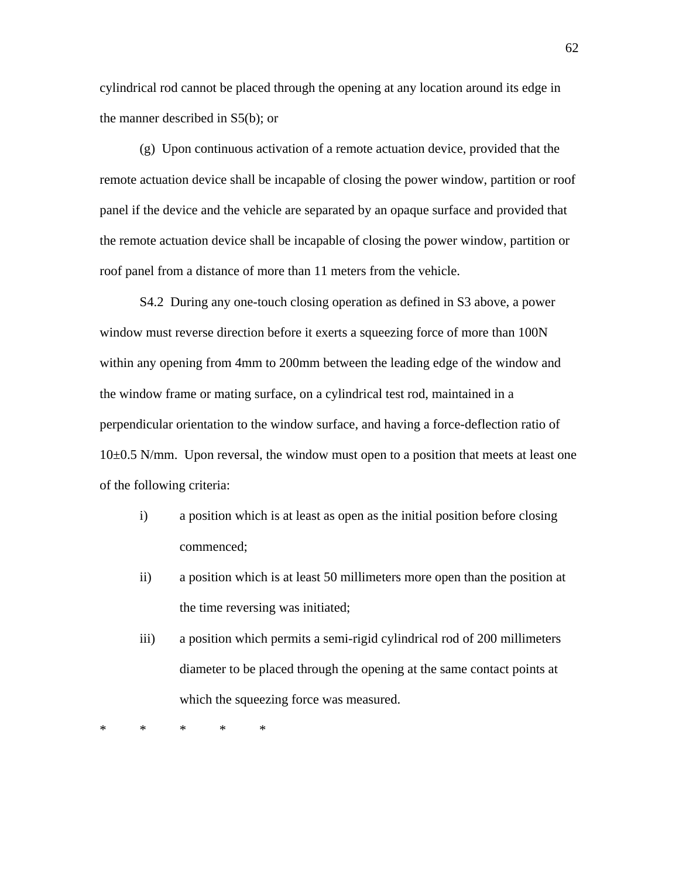cylindrical rod cannot be placed through the opening at any location around its edge in the manner described in S5(b); or

(g) Upon continuous activation of a remote actuation device, provided that the remote actuation device shall be incapable of closing the power window, partition or roof panel if the device and the vehicle are separated by an opaque surface and provided that the remote actuation device shall be incapable of closing the power window, partition or roof panel from a distance of more than 11 meters from the vehicle.

S4.2 During any one-touch closing operation as defined in S3 above, a power window must reverse direction before it exerts a squeezing force of more than 100N within any opening from 4mm to 200mm between the leading edge of the window and the window frame or mating surface, on a cylindrical test rod, maintained in a perpendicular orientation to the window surface, and having a force-deflection ratio of 10±0.5 N/mm. Upon reversal, the window must open to a position that meets at least one of the following criteria:

i) a position which is at least as open as the initial position before closing commenced;

ii) a position which is at least 50 millimeters more open than the position at the time reversing was initiated;

iii) a position which permits a semi-rigid cylindrical rod of 200 millimeters diameter to be placed through the opening at the same contact points at which the squeezing force was measured.

\* \* \* \* \*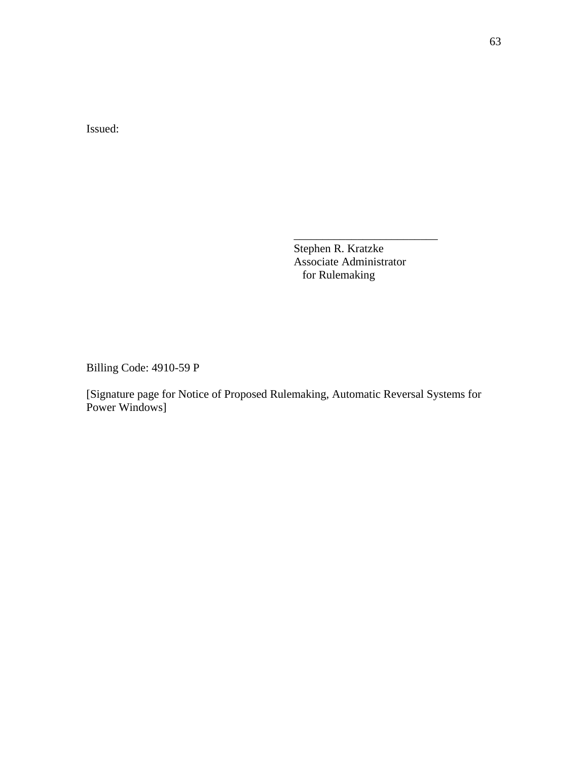Issued:

_________________________

Stephen R. Kratzke
Associate Administrator
for Rulemaking

Billing Code: 4910-59 P

[Signature page for Notice of Proposed Rulemaking, Automatic Reversal Systems for Power Windows]